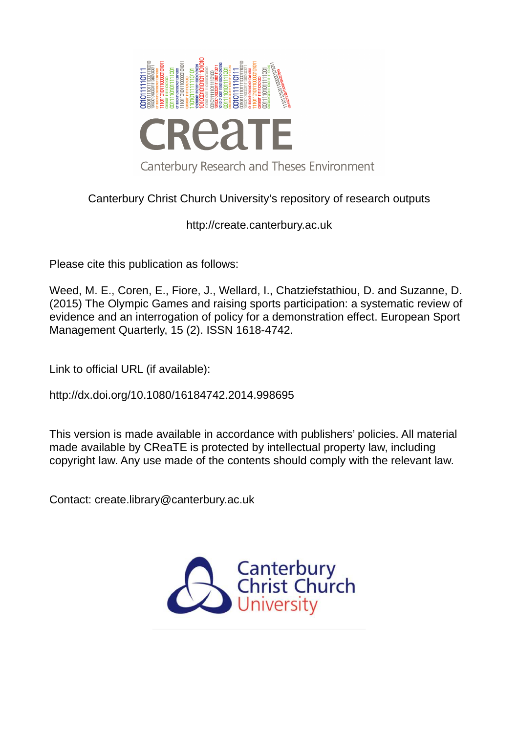CReaTE

Canterbury Research and Theses Environment

Canterbury Christ Church University's repository of research outputs

http://create.canterbury.ac.uk

Please cite this publication as follows:

Weed, M. E., Coren, E., Fiore, J., Wellard, I., Chatziefstathiou, D. and Suzanne, D. (2015) The Olympic Games and raising sports participation: a systematic review of evidence and an interrogation of policy for a demonstration effect. European Sport Management Quarterly, 15 (2). ISSN 1618-4742.

Link to official URL (if available):

http://dx.doi.org/10.1080/16184742.2014.998695

This version is made available in accordance with publishers' policies. All material made available by CReaTE is protected by intellectual property law, including copyright law. Any use made of the contents should comply with the relevant law.

Contact: create.library@canterbury.ac.uk

Canterbury Christ Church University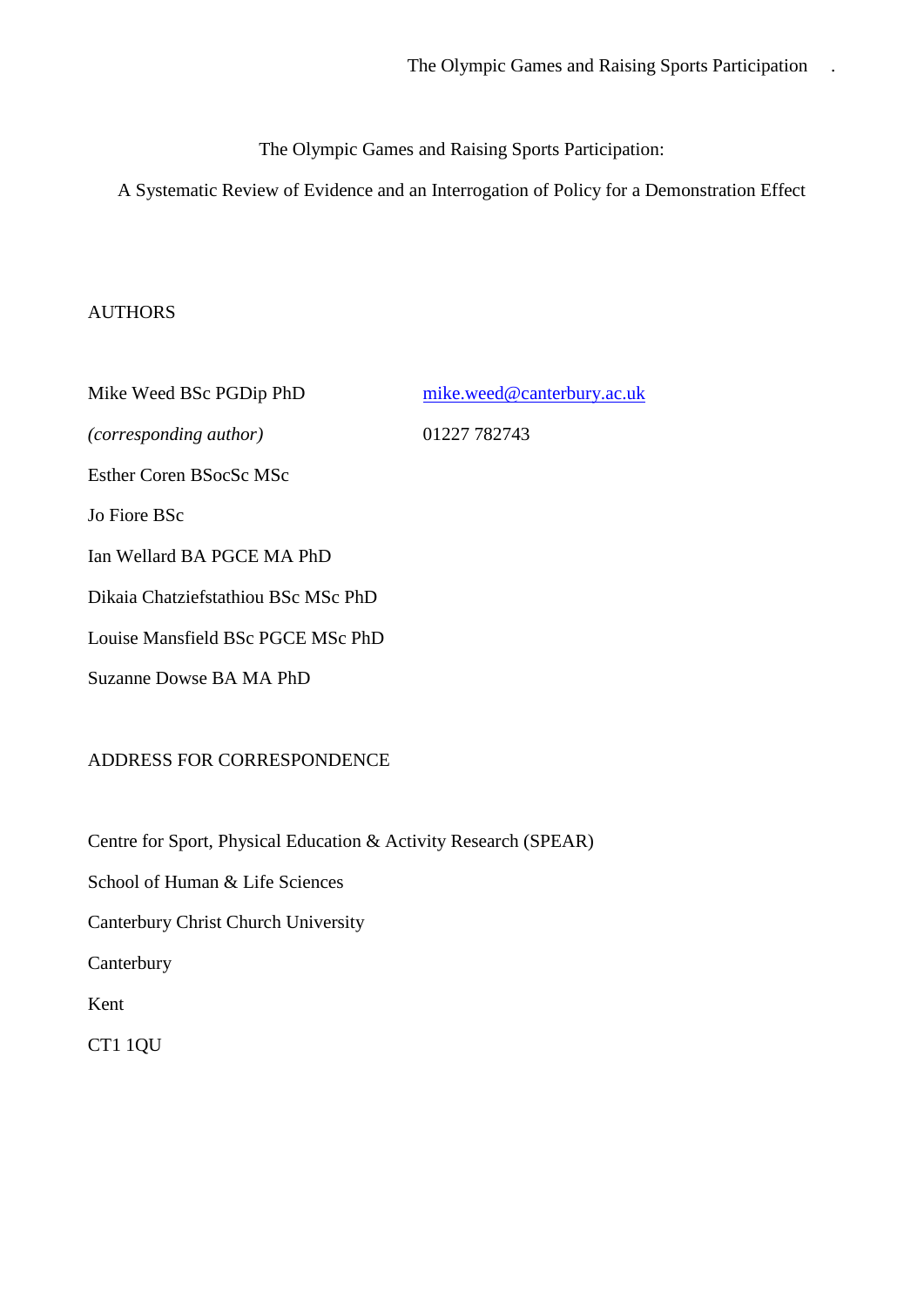# The Olympic Games and Raising Sports Participation:

## A Systematic Review of Evidence and an Interrogation of Policy for a Demonstration Effect

AUTHORS

Mike Weed BSc PGDip PhD | mike.weed@canterbury.ac.uk

*(corresponding author)* | 01227 782743

Esther Coren BSocSc MSc

Jo Fiore BSc

Ian Wellard BA PGCE MA PhD

Dikaia Chatziefstathiou BSc MSc PhD

Louise Mansfield BSc PGCE MSc PhD

Suzanne Dowse BA MA PhD

ADDRESS FOR CORRESPONDENCE

Centre for Sport, Physical Education & Activity Research (SPEAR)

School of Human & Life Sciences

Canterbury Christ Church University

Canterbury

Kent

CT1 1QU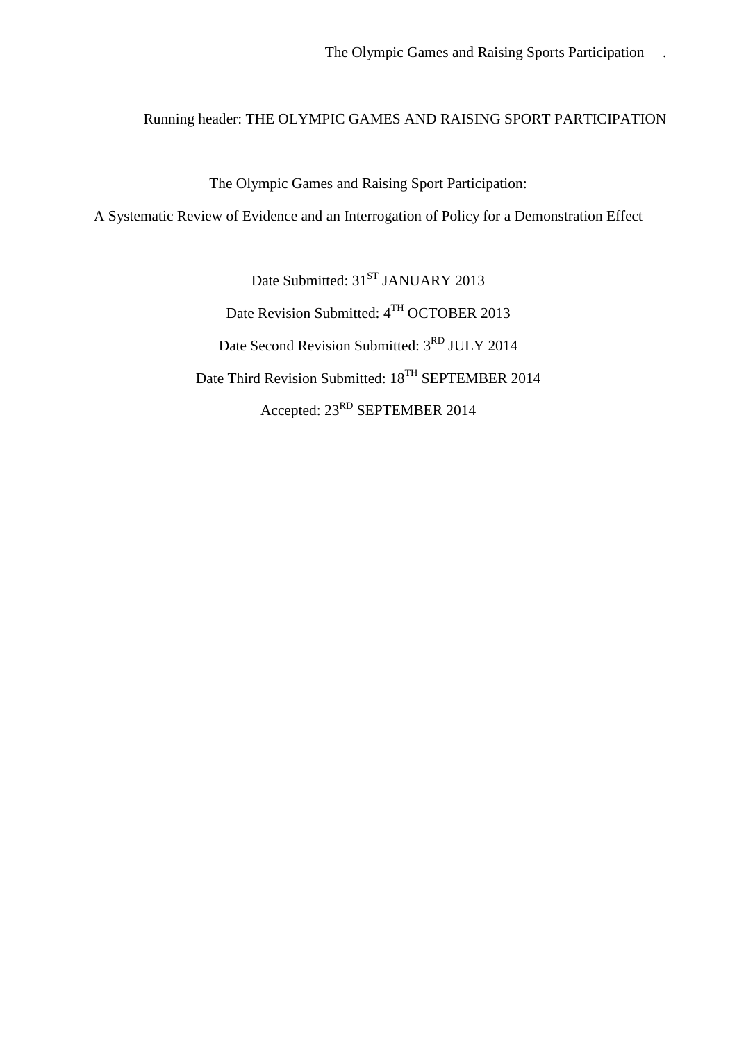Running header: THE OLYMPIC GAMES AND RAISING SPORT PARTICIPATION

# The Olympic Games and Raising Sport Participation:

## A Systematic Review of Evidence and an Interrogation of Policy for a Demonstration Effect

Date Submitted: 31ST JANUARY 2013

Date Revision Submitted: 4TH OCTOBER 2013

Date Second Revision Submitted: 3RD JULY 2014

Date Third Revision Submitted: 18TH SEPTEMBER 2014

Accepted: 23RD SEPTEMBER 2014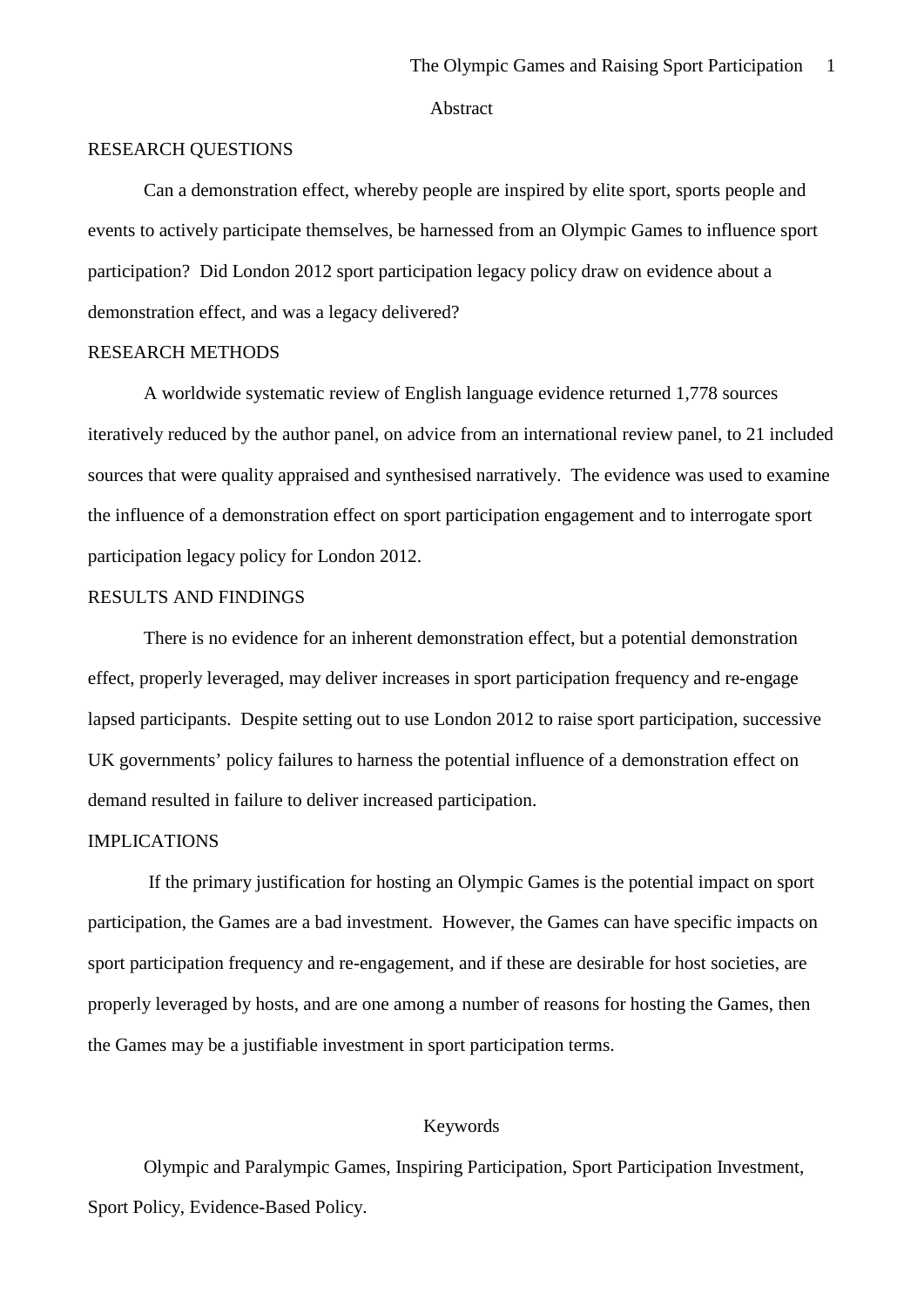## Abstract

### RESEARCH QUESTIONS

Can a demonstration effect, whereby people are inspired by elite sport, sports people and events to actively participate themselves, be harnessed from an Olympic Games to influence sport participation? Did London 2012 sport participation legacy policy draw on evidence about a demonstration effect, and was a legacy delivered?

### RESEARCH METHODS

A worldwide systematic review of English language evidence returned 1,778 sources iteratively reduced by the author panel, on advice from an international review panel, to 21 included sources that were quality appraised and synthesised narratively. The evidence was used to examine the influence of a demonstration effect on sport participation engagement and to interrogate sport participation legacy policy for London 2012.

### RESULTS AND FINDINGS

There is no evidence for an inherent demonstration effect, but a potential demonstration effect, properly leveraged, may deliver increases in sport participation frequency and re-engage lapsed participants. Despite setting out to use London 2012 to raise sport participation, successive UK governments' policy failures to harness the potential influence of a demonstration effect on demand resulted in failure to deliver increased participation.

### IMPLICATIONS

If the primary justification for hosting an Olympic Games is the potential impact on sport participation, the Games are a bad investment. However, the Games can have specific impacts on sport participation frequency and re-engagement, and if these are desirable for host societies, are properly leveraged by hosts, and are one among a number of reasons for hosting the Games, then the Games may be a justifiable investment in sport participation terms.

## Keywords

Olympic and Paralympic Games, Inspiring Participation, Sport Participation Investment, Sport Policy, Evidence-Based Policy.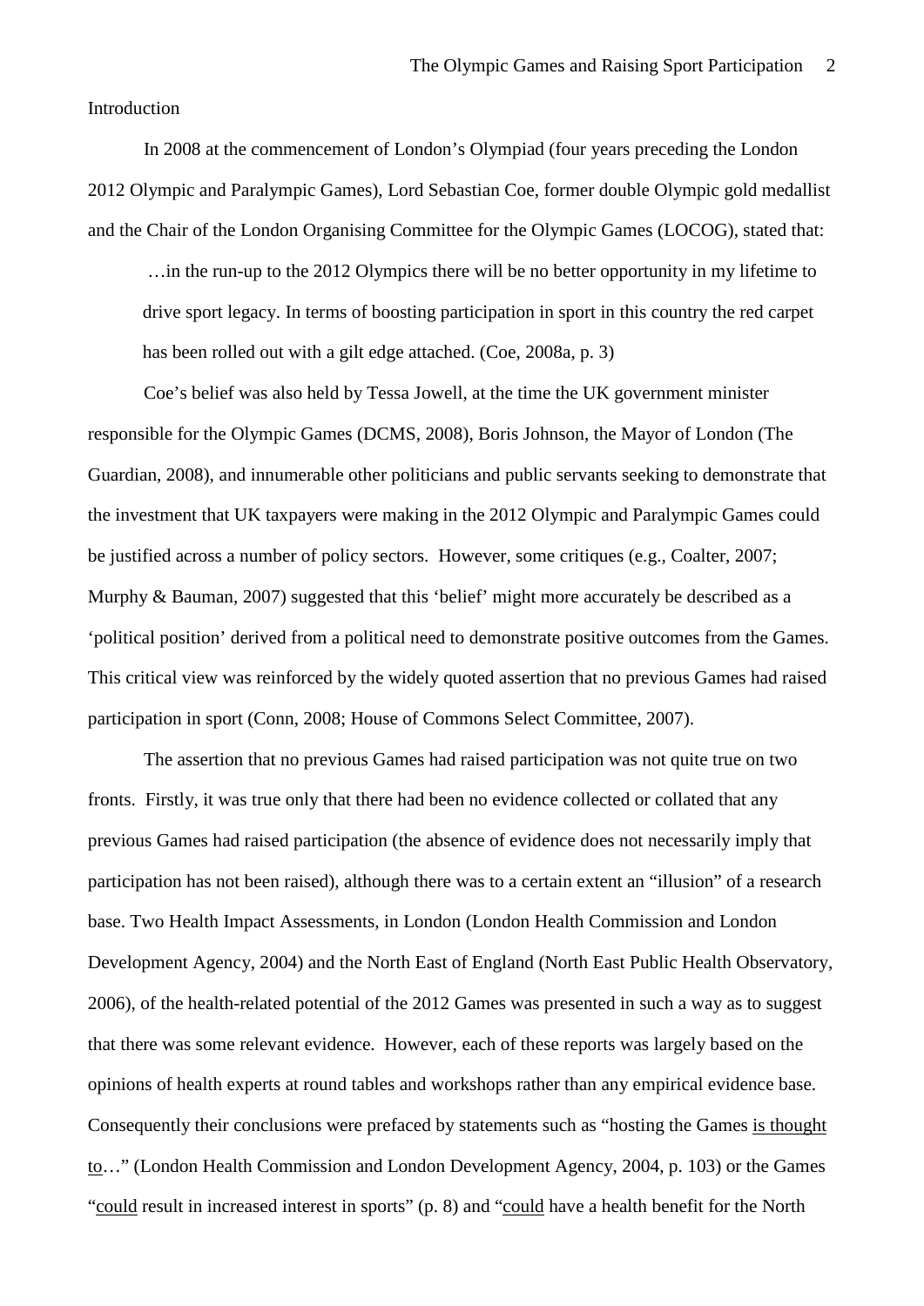Introduction

In 2008 at the commencement of London's Olympiad (four years preceding the London 2012 Olympic and Paralympic Games), Lord Sebastian Coe, former double Olympic gold medallist and the Chair of the London Organising Committee for the Olympic Games (LOCOG), stated that:

> …in the run-up to the 2012 Olympics there will be no better opportunity in my lifetime to drive sport legacy. In terms of boosting participation in sport in this country the red carpet has been rolled out with a gilt edge attached. (Coe, 2008a, p. 3)

Coe's belief was also held by Tessa Jowell, at the time the UK government minister responsible for the Olympic Games (DCMS, 2008), Boris Johnson, the Mayor of London (The Guardian, 2008), and innumerable other politicians and public servants seeking to demonstrate that the investment that UK taxpayers were making in the 2012 Olympic and Paralympic Games could be justified across a number of policy sectors. However, some critiques (e.g., Coalter, 2007; Murphy & Bauman, 2007) suggested that this 'belief' might more accurately be described as a 'political position' derived from a political need to demonstrate positive outcomes from the Games. This critical view was reinforced by the widely quoted assertion that no previous Games had raised participation in sport (Conn, 2008; House of Commons Select Committee, 2007).

The assertion that no previous Games had raised participation was not quite true on two fronts. Firstly, it was true only that there had been no evidence collected or collated that any previous Games had raised participation (the absence of evidence does not necessarily imply that participation has not been raised), although there was to a certain extent an "illusion" of a research base. Two Health Impact Assessments, in London (London Health Commission and London Development Agency, 2004) and the North East of England (North East Public Health Observatory, 2006), of the health-related potential of the 2012 Games was presented in such a way as to suggest that there was some relevant evidence. However, each of these reports was largely based on the opinions of health experts at round tables and workshops rather than any empirical evidence base. Consequently their conclusions were prefaced by statements such as "hosting the Games <u>is thought to</u>…" (London Health Commission and London Development Agency, 2004, p. 103) or the Games "<u>could</u> result in increased interest in sports" (p. 8) and "<u>could</u> have a health benefit for the North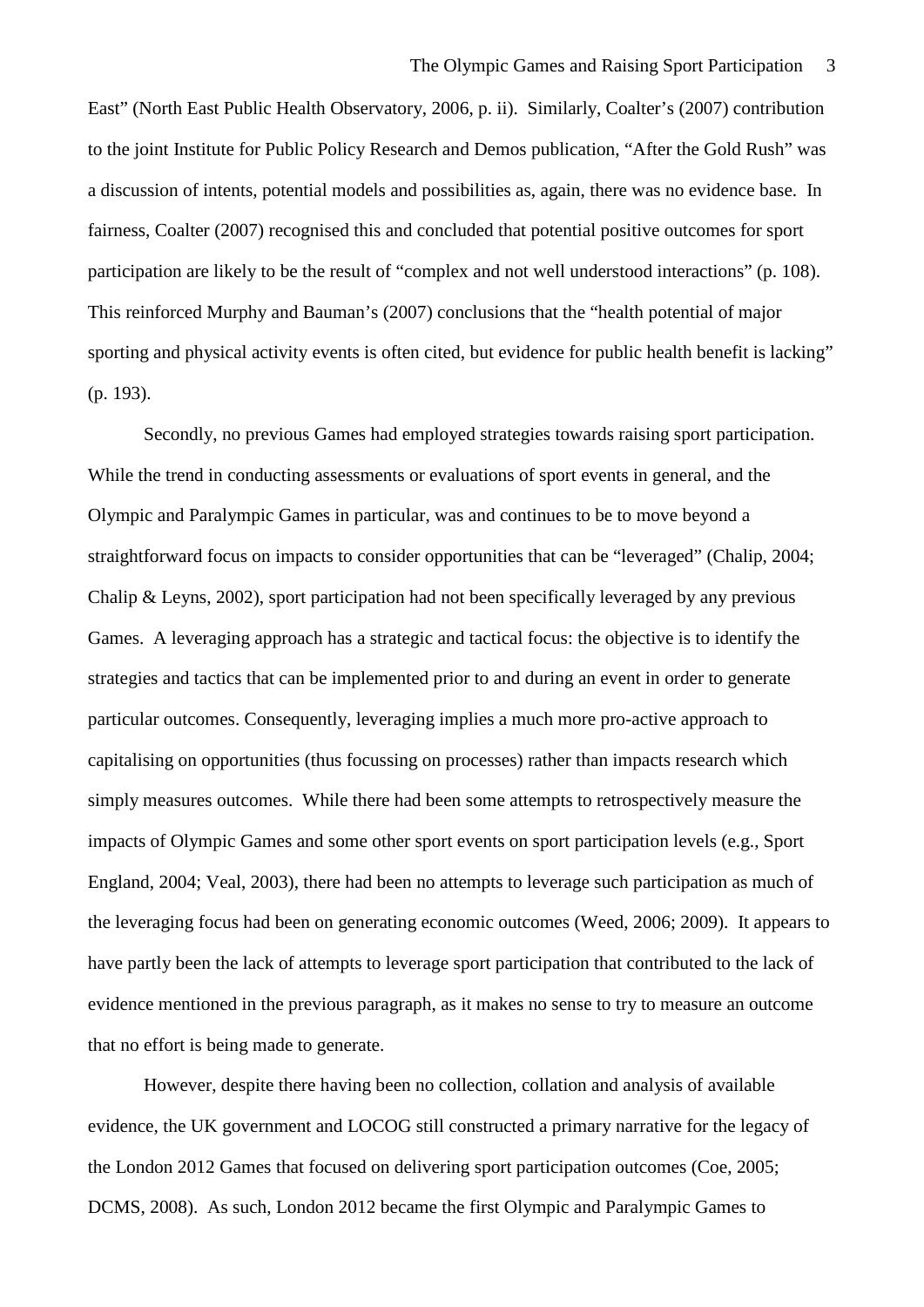East" (North East Public Health Observatory, 2006, p. ii). Similarly, Coalter's (2007) contribution to the joint Institute for Public Policy Research and Demos publication, "After the Gold Rush" was a discussion of intents, potential models and possibilities as, again, there was no evidence base. In fairness, Coalter (2007) recognised this and concluded that potential positive outcomes for sport participation are likely to be the result of "complex and not well understood interactions" (p. 108). This reinforced Murphy and Bauman's (2007) conclusions that the "health potential of major sporting and physical activity events is often cited, but evidence for public health benefit is lacking" (p. 193).

Secondly, no previous Games had employed strategies towards raising sport participation. While the trend in conducting assessments or evaluations of sport events in general, and the Olympic and Paralympic Games in particular, was and continues to be to move beyond a straightforward focus on impacts to consider opportunities that can be "leveraged" (Chalip, 2004; Chalip & Leyns, 2002), sport participation had not been specifically leveraged by any previous Games. A leveraging approach has a strategic and tactical focus: the objective is to identify the strategies and tactics that can be implemented prior to and during an event in order to generate particular outcomes. Consequently, leveraging implies a much more pro-active approach to capitalising on opportunities (thus focussing on processes) rather than impacts research which simply measures outcomes. While there had been some attempts to retrospectively measure the impacts of Olympic Games and some other sport events on sport participation levels (e.g., Sport England, 2004; Veal, 2003), there had been no attempts to leverage such participation as much of the leveraging focus had been on generating economic outcomes (Weed, 2006; 2009). It appears to have partly been the lack of attempts to leverage sport participation that contributed to the lack of evidence mentioned in the previous paragraph, as it makes no sense to try to measure an outcome that no effort is being made to generate.

However, despite there having been no collection, collation and analysis of available evidence, the UK government and LOCOG still constructed a primary narrative for the legacy of the London 2012 Games that focused on delivering sport participation outcomes (Coe, 2005; DCMS, 2008). As such, London 2012 became the first Olympic and Paralympic Games to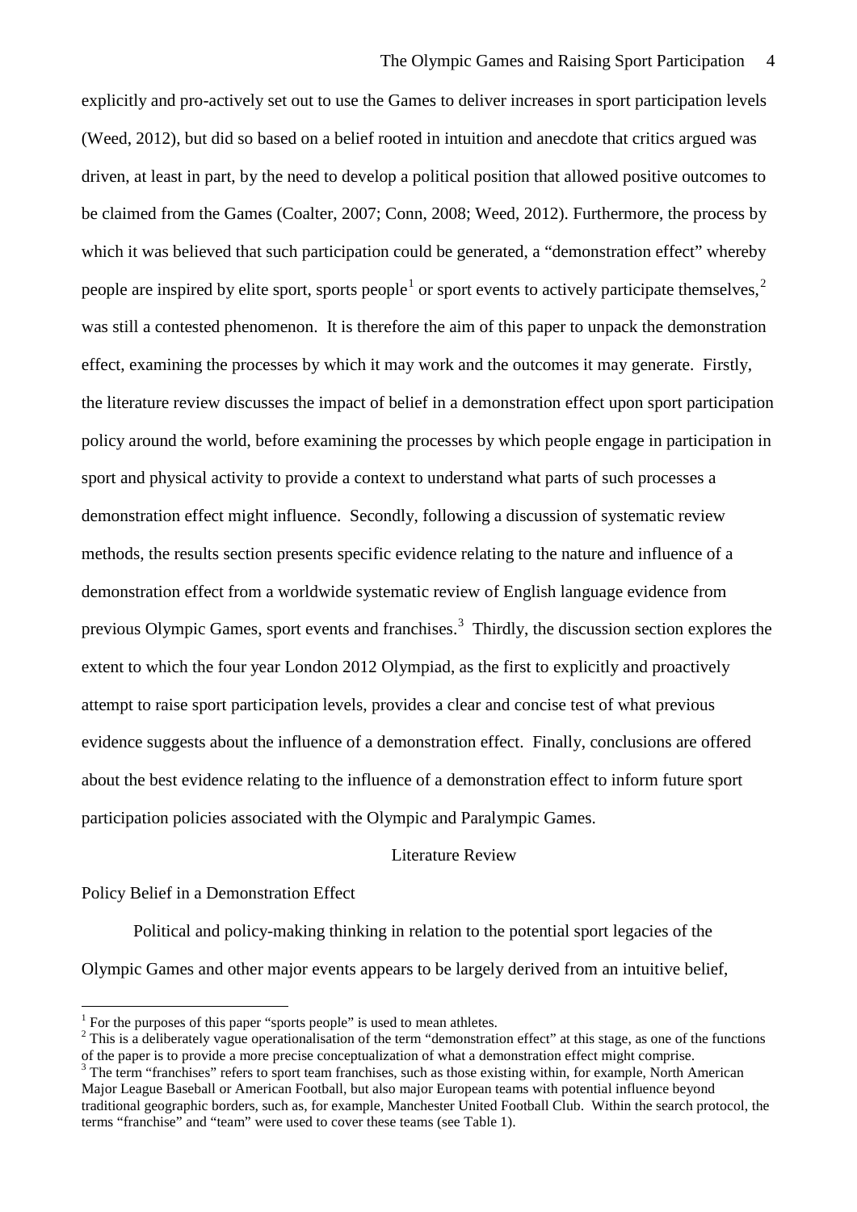explicitly and pro-actively set out to use the Games to deliver increases in sport participation levels (Weed, 2012), but did so based on a belief rooted in intuition and anecdote that critics argued was driven, at least in part, by the need to develop a political position that allowed positive outcomes to be claimed from the Games (Coalter, 2007; Conn, 2008; Weed, 2012). Furthermore, the process by which it was believed that such participation could be generated, a "demonstration effect" whereby people are inspired by elite sport, sports people[1] or sport events to actively participate themselves,[2] was still a contested phenomenon. It is therefore the aim of this paper to unpack the demonstration effect, examining the processes by which it may work and the outcomes it may generate. Firstly, the literature review discusses the impact of belief in a demonstration effect upon sport participation policy around the world, before examining the processes by which people engage in participation in sport and physical activity to provide a context to understand what parts of such processes a demonstration effect might influence. Secondly, following a discussion of systematic review methods, the results section presents specific evidence relating to the nature and influence of a demonstration effect from a worldwide systematic review of English language evidence from previous Olympic Games, sport events and franchises.[3] Thirdly, the discussion section explores the extent to which the four year London 2012 Olympiad, as the first to explicitly and proactively attempt to raise sport participation levels, provides a clear and concise test of what previous evidence suggests about the influence of a demonstration effect. Finally, conclusions are offered about the best evidence relating to the influence of a demonstration effect to inform future sport participation policies associated with the Olympic and Paralympic Games.

## Literature Review

### Policy Belief in a Demonstration Effect

Political and policy-making thinking in relation to the potential sport legacies of the Olympic Games and other major events appears to be largely derived from an intuitive belief,

[1] For the purposes of this paper "sports people" is used to mean athletes.

[2] This is a deliberately vague operationalisation of the term "demonstration effect" at this stage, as one of the functions of the paper is to provide a more precise conceptualization of what a demonstration effect might comprise.

[3] The term "franchises" refers to sport team franchises, such as those existing within, for example, North American Major League Baseball or American Football, but also major European teams with potential influence beyond traditional geographic borders, such as, for example, Manchester United Football Club. Within the search protocol, the terms "franchise" and "team" were used to cover these teams (see Table 1).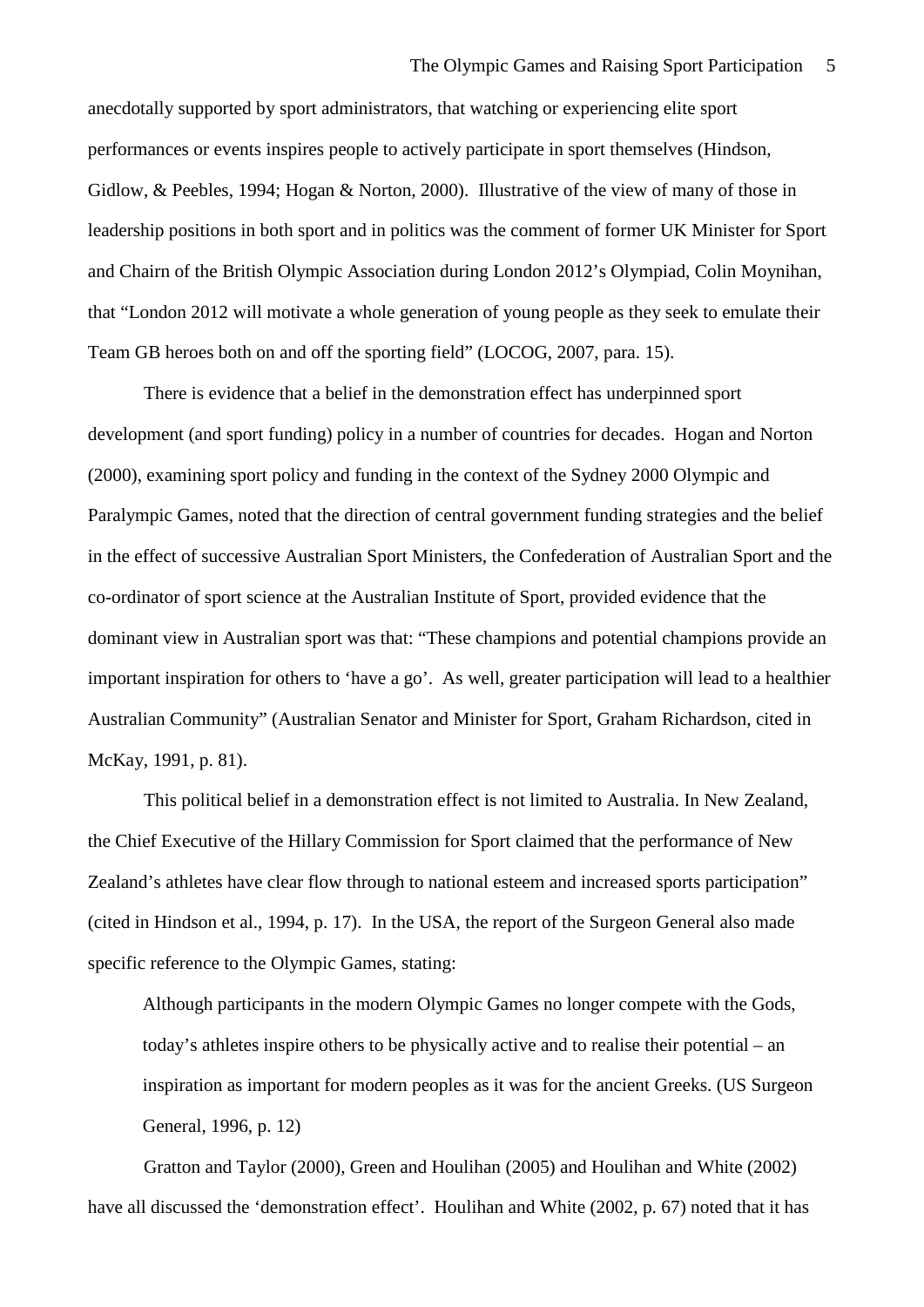anecdotally supported by sport administrators, that watching or experiencing elite sport performances or events inspires people to actively participate in sport themselves (Hindson, Gidlow, & Peebles, 1994; Hogan & Norton, 2000). Illustrative of the view of many of those in leadership positions in both sport and in politics was the comment of former UK Minister for Sport and Chairn of the British Olympic Association during London 2012's Olympiad, Colin Moynihan, that "London 2012 will motivate a whole generation of young people as they seek to emulate their Team GB heroes both on and off the sporting field" (LOCOG, 2007, para. 15).

There is evidence that a belief in the demonstration effect has underpinned sport development (and sport funding) policy in a number of countries for decades. Hogan and Norton (2000), examining sport policy and funding in the context of the Sydney 2000 Olympic and Paralympic Games, noted that the direction of central government funding strategies and the belief in the effect of successive Australian Sport Ministers, the Confederation of Australian Sport and the co-ordinator of sport science at the Australian Institute of Sport, provided evidence that the dominant view in Australian sport was that: "These champions and potential champions provide an important inspiration for others to 'have a go'. As well, greater participation will lead to a healthier Australian Community" (Australian Senator and Minister for Sport, Graham Richardson, cited in McKay, 1991, p. 81).

This political belief in a demonstration effect is not limited to Australia. In New Zealand, the Chief Executive of the Hillary Commission for Sport claimed that the performance of New Zealand's athletes have clear flow through to national esteem and increased sports participation" (cited in Hindson et al., 1994, p. 17). In the USA, the report of the Surgeon General also made specific reference to the Olympic Games, stating:

> Although participants in the modern Olympic Games no longer compete with the Gods, today's athletes inspire others to be physically active and to realise their potential – an inspiration as important for modern peoples as it was for the ancient Greeks. (US Surgeon General, 1996, p. 12)

Gratton and Taylor (2000), Green and Houlihan (2005) and Houlihan and White (2002) have all discussed the 'demonstration effect'. Houlihan and White (2002, p. 67) noted that it has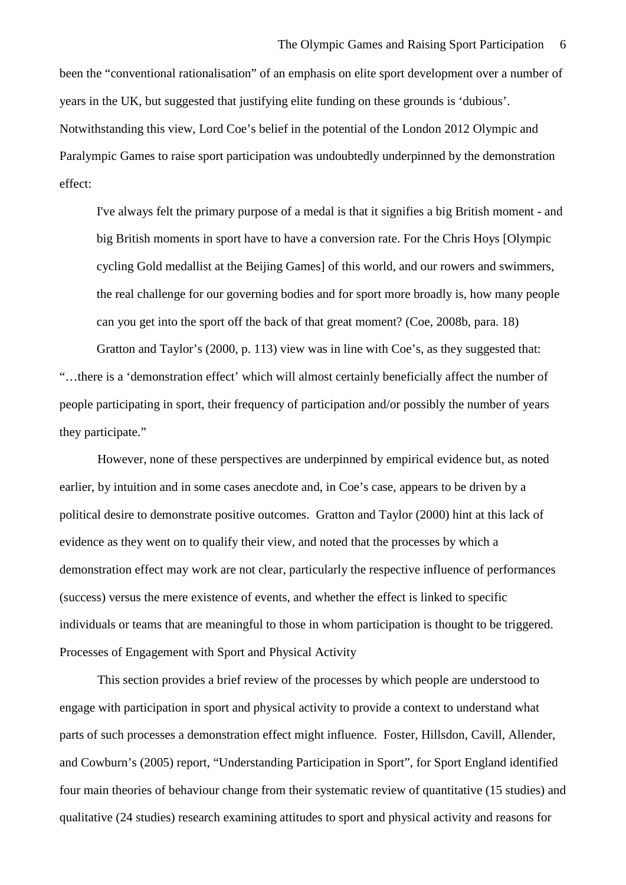been the "conventional rationalisation" of an emphasis on elite sport development over a number of years in the UK, but suggested that justifying elite funding on these grounds is 'dubious'. Notwithstanding this view, Lord Coe's belief in the potential of the London 2012 Olympic and Paralympic Games to raise sport participation was undoubtedly underpinned by the demonstration effect:

> I've always felt the primary purpose of a medal is that it signifies a big British moment - and big British moments in sport have to have a conversion rate. For the Chris Hoys [Olympic cycling Gold medallist at the Beijing Games] of this world, and our rowers and swimmers, the real challenge for our governing bodies and for sport more broadly is, how many people can you get into the sport off the back of that great moment? (Coe, 2008b, para. 18)

Gratton and Taylor's (2000, p. 113) view was in line with Coe's, as they suggested that: "…there is a 'demonstration effect' which will almost certainly beneficially affect the number of people participating in sport, their frequency of participation and/or possibly the number of years they participate."

However, none of these perspectives are underpinned by empirical evidence but, as noted earlier, by intuition and in some cases anecdote and, in Coe's case, appears to be driven by a political desire to demonstrate positive outcomes. Gratton and Taylor (2000) hint at this lack of evidence as they went on to qualify their view, and noted that the processes by which a demonstration effect may work are not clear, particularly the respective influence of performances (success) versus the mere existence of events, and whether the effect is linked to specific individuals or teams that are meaningful to those in whom participation is thought to be triggered.

## Processes of Engagement with Sport and Physical Activity

This section provides a brief review of the processes by which people are understood to engage with participation in sport and physical activity to provide a context to understand what parts of such processes a demonstration effect might influence. Foster, Hillsdon, Cavill, Allender, and Cowburn's (2005) report, "Understanding Participation in Sport", for Sport England identified four main theories of behaviour change from their systematic review of quantitative (15 studies) and qualitative (24 studies) research examining attitudes to sport and physical activity and reasons for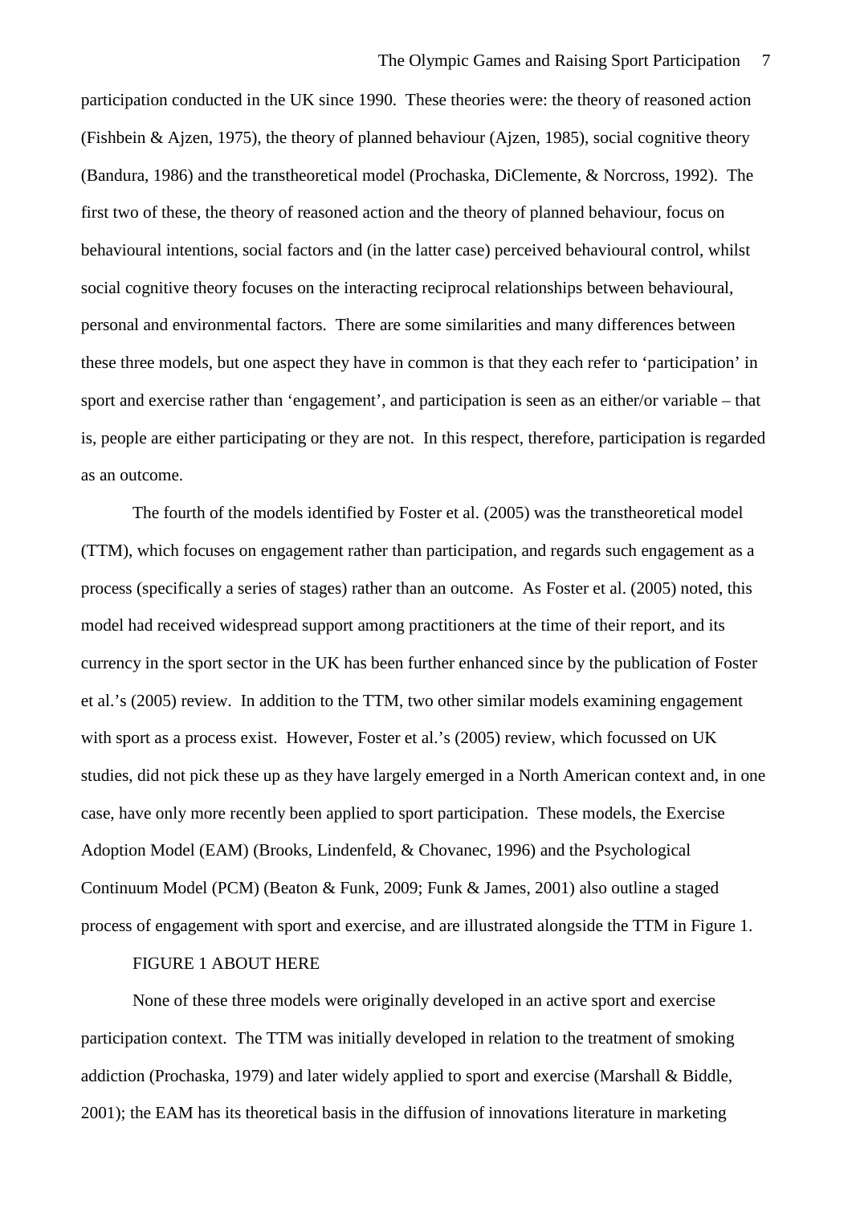participation conducted in the UK since 1990. These theories were: the theory of reasoned action (Fishbein & Ajzen, 1975), the theory of planned behaviour (Ajzen, 1985), social cognitive theory (Bandura, 1986) and the transtheoretical model (Prochaska, DiClemente, & Norcross, 1992). The first two of these, the theory of reasoned action and the theory of planned behaviour, focus on behavioural intentions, social factors and (in the latter case) perceived behavioural control, whilst social cognitive theory focuses on the interacting reciprocal relationships between behavioural, personal and environmental factors. There are some similarities and many differences between these three models, but one aspect they have in common is that they each refer to 'participation' in sport and exercise rather than 'engagement', and participation is seen as an either/or variable – that is, people are either participating or they are not. In this respect, therefore, participation is regarded as an outcome.

The fourth of the models identified by Foster et al. (2005) was the transtheoretical model (TTM), which focuses on engagement rather than participation, and regards such engagement as a process (specifically a series of stages) rather than an outcome. As Foster et al. (2005) noted, this model had received widespread support among practitioners at the time of their report, and its currency in the sport sector in the UK has been further enhanced since by the publication of Foster et al.'s (2005) review. In addition to the TTM, two other similar models examining engagement with sport as a process exist. However, Foster et al.'s (2005) review, which focussed on UK studies, did not pick these up as they have largely emerged in a North American context and, in one case, have only more recently been applied to sport participation. These models, the Exercise Adoption Model (EAM) (Brooks, Lindenfeld, & Chovanec, 1996) and the Psychological Continuum Model (PCM) (Beaton & Funk, 2009; Funk & James, 2001) also outline a staged process of engagement with sport and exercise, and are illustrated alongside the TTM in Figure 1.

FIGURE 1 ABOUT HERE

None of these three models were originally developed in an active sport and exercise participation context. The TTM was initially developed in relation to the treatment of smoking addiction (Prochaska, 1979) and later widely applied to sport and exercise (Marshall & Biddle, 2001); the EAM has its theoretical basis in the diffusion of innovations literature in marketing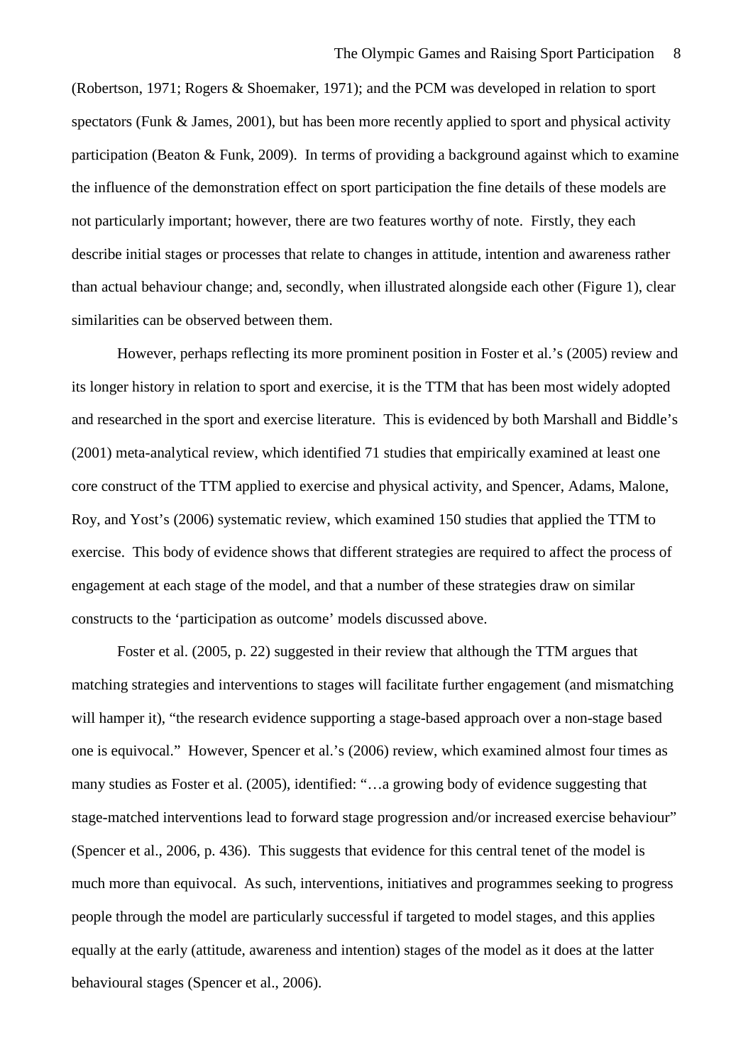(Robertson, 1971; Rogers & Shoemaker, 1971); and the PCM was developed in relation to sport spectators (Funk & James, 2001), but has been more recently applied to sport and physical activity participation (Beaton & Funk, 2009). In terms of providing a background against which to examine the influence of the demonstration effect on sport participation the fine details of these models are not particularly important; however, there are two features worthy of note. Firstly, they each describe initial stages or processes that relate to changes in attitude, intention and awareness rather than actual behaviour change; and, secondly, when illustrated alongside each other (Figure 1), clear similarities can be observed between them.

However, perhaps reflecting its more prominent position in Foster et al.'s (2005) review and its longer history in relation to sport and exercise, it is the TTM that has been most widely adopted and researched in the sport and exercise literature. This is evidenced by both Marshall and Biddle's (2001) meta-analytical review, which identified 71 studies that empirically examined at least one core construct of the TTM applied to exercise and physical activity, and Spencer, Adams, Malone, Roy, and Yost's (2006) systematic review, which examined 150 studies that applied the TTM to exercise. This body of evidence shows that different strategies are required to affect the process of engagement at each stage of the model, and that a number of these strategies draw on similar constructs to the 'participation as outcome' models discussed above.

Foster et al. (2005, p. 22) suggested in their review that although the TTM argues that matching strategies and interventions to stages will facilitate further engagement (and mismatching will hamper it), "the research evidence supporting a stage-based approach over a non-stage based one is equivocal." However, Spencer et al.'s (2006) review, which examined almost four times as many studies as Foster et al. (2005), identified: "…a growing body of evidence suggesting that stage-matched interventions lead to forward stage progression and/or increased exercise behaviour" (Spencer et al., 2006, p. 436). This suggests that evidence for this central tenet of the model is much more than equivocal. As such, interventions, initiatives and programmes seeking to progress people through the model are particularly successful if targeted to model stages, and this applies equally at the early (attitude, awareness and intention) stages of the model as it does at the latter behavioural stages (Spencer et al., 2006).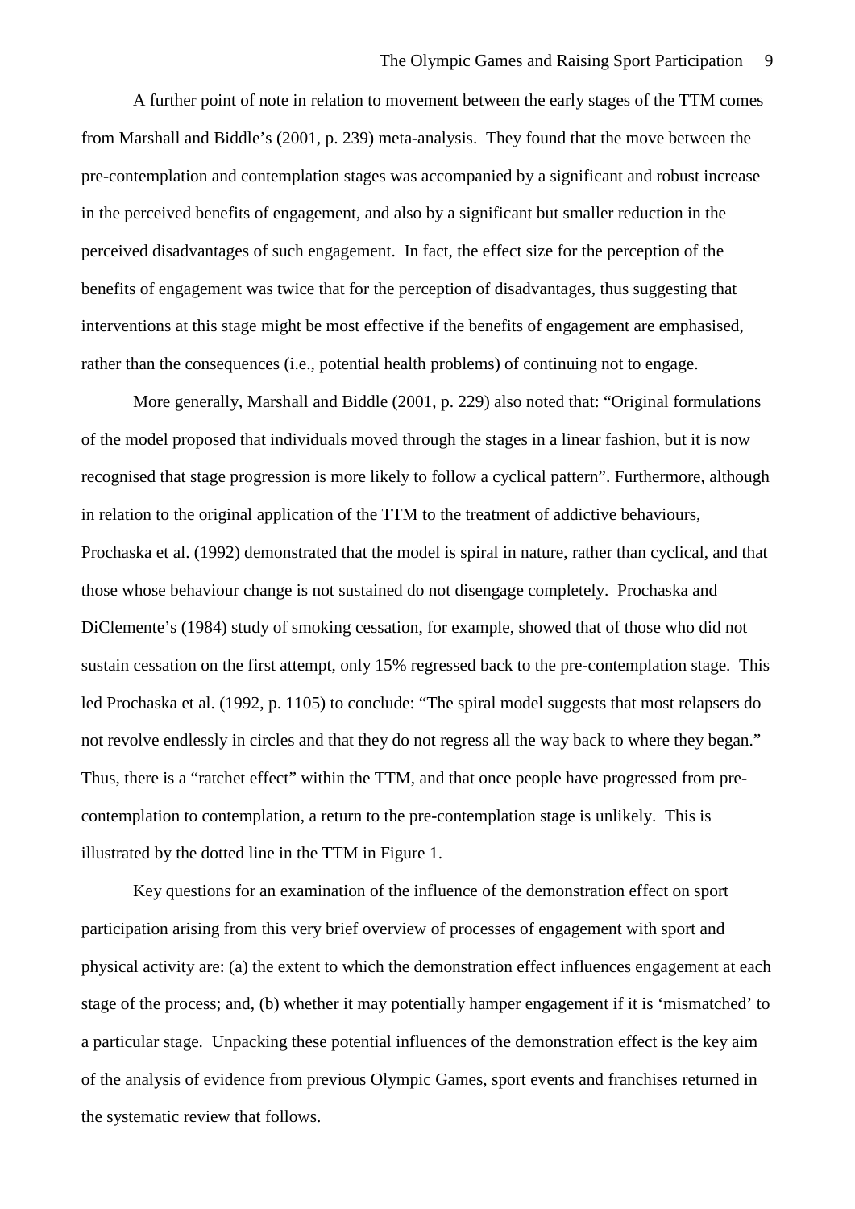A further point of note in relation to movement between the early stages of the TTM comes from Marshall and Biddle's (2001, p. 239) meta-analysis. They found that the move between the pre-contemplation and contemplation stages was accompanied by a significant and robust increase in the perceived benefits of engagement, and also by a significant but smaller reduction in the perceived disadvantages of such engagement. In fact, the effect size for the perception of the benefits of engagement was twice that for the perception of disadvantages, thus suggesting that interventions at this stage might be most effective if the benefits of engagement are emphasised, rather than the consequences (i.e., potential health problems) of continuing not to engage.

More generally, Marshall and Biddle (2001, p. 229) also noted that: "Original formulations of the model proposed that individuals moved through the stages in a linear fashion, but it is now recognised that stage progression is more likely to follow a cyclical pattern". Furthermore, although in relation to the original application of the TTM to the treatment of addictive behaviours, Prochaska et al. (1992) demonstrated that the model is spiral in nature, rather than cyclical, and that those whose behaviour change is not sustained do not disengage completely. Prochaska and DiClemente's (1984) study of smoking cessation, for example, showed that of those who did not sustain cessation on the first attempt, only 15% regressed back to the pre-contemplation stage. This led Prochaska et al. (1992, p. 1105) to conclude: "The spiral model suggests that most relapsers do not revolve endlessly in circles and that they do not regress all the way back to where they began." Thus, there is a "ratchet effect" within the TTM, and that once people have progressed from pre-contemplation to contemplation, a return to the pre-contemplation stage is unlikely. This is illustrated by the dotted line in the TTM in Figure 1.

Key questions for an examination of the influence of the demonstration effect on sport participation arising from this very brief overview of processes of engagement with sport and physical activity are: (a) the extent to which the demonstration effect influences engagement at each stage of the process; and, (b) whether it may potentially hamper engagement if it is 'mismatched' to a particular stage. Unpacking these potential influences of the demonstration effect is the key aim of the analysis of evidence from previous Olympic Games, sport events and franchises returned in the systematic review that follows.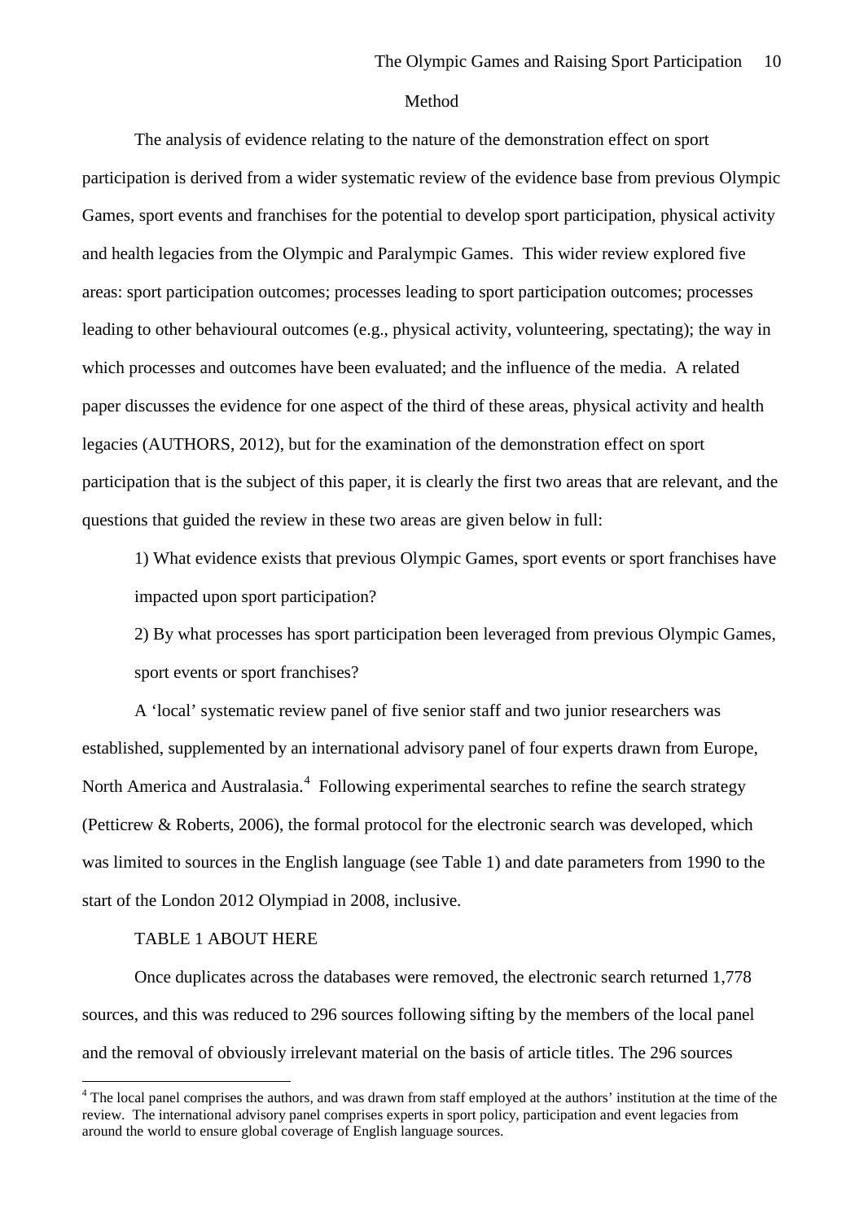## Method

The analysis of evidence relating to the nature of the demonstration effect on sport participation is derived from a wider systematic review of the evidence base from previous Olympic Games, sport events and franchises for the potential to develop sport participation, physical activity and health legacies from the Olympic and Paralympic Games. This wider review explored five areas: sport participation outcomes; processes leading to sport participation outcomes; processes leading to other behavioural outcomes (e.g., physical activity, volunteering, spectating); the way in which processes and outcomes have been evaluated; and the influence of the media. A related paper discusses the evidence for one aspect of the third of these areas, physical activity and health legacies (AUTHORS, 2012), but for the examination of the demonstration effect on sport participation that is the subject of this paper, it is clearly the first two areas that are relevant, and the questions that guided the review in these two areas are given below in full:

1) What evidence exists that previous Olympic Games, sport events or sport franchises have impacted upon sport participation?

2) By what processes has sport participation been leveraged from previous Olympic Games, sport events or sport franchises?

A 'local' systematic review panel of five senior staff and two junior researchers was established, supplemented by an international advisory panel of four experts drawn from Europe, North America and Australasia.[4] Following experimental searches to refine the search strategy (Petticrew & Roberts, 2006), the formal protocol for the electronic search was developed, which was limited to sources in the English language (see Table 1) and date parameters from 1990 to the start of the London 2012 Olympiad in 2008, inclusive.

TABLE 1 ABOUT HERE

Once duplicates across the databases were removed, the electronic search returned 1,778 sources, and this was reduced to 296 sources following sifting by the members of the local panel and the removal of obviously irrelevant material on the basis of article titles. The 296 sources

[4] The local panel comprises the authors, and was drawn from staff employed at the authors' institution at the time of the review. The international advisory panel comprises experts in sport policy, participation and event legacies from around the world to ensure global coverage of English language sources.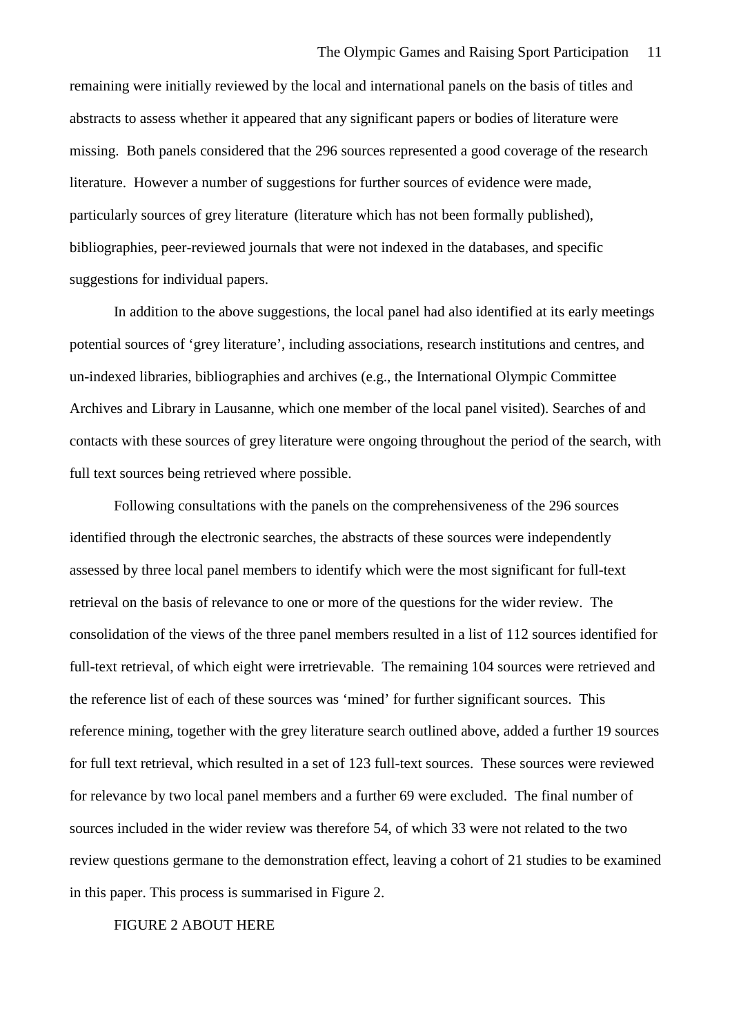remaining were initially reviewed by the local and international panels on the basis of titles and abstracts to assess whether it appeared that any significant papers or bodies of literature were missing. Both panels considered that the 296 sources represented a good coverage of the research literature. However a number of suggestions for further sources of evidence were made, particularly sources of grey literature (literature which has not been formally published), bibliographies, peer-reviewed journals that were not indexed in the databases, and specific suggestions for individual papers.

In addition to the above suggestions, the local panel had also identified at its early meetings potential sources of 'grey literature', including associations, research institutions and centres, and un-indexed libraries, bibliographies and archives (e.g., the International Olympic Committee Archives and Library in Lausanne, which one member of the local panel visited). Searches of and contacts with these sources of grey literature were ongoing throughout the period of the search, with full text sources being retrieved where possible.

Following consultations with the panels on the comprehensiveness of the 296 sources identified through the electronic searches, the abstracts of these sources were independently assessed by three local panel members to identify which were the most significant for full-text retrieval on the basis of relevance to one or more of the questions for the wider review. The consolidation of the views of the three panel members resulted in a list of 112 sources identified for full-text retrieval, of which eight were irretrievable. The remaining 104 sources were retrieved and the reference list of each of these sources was 'mined' for further significant sources. This reference mining, together with the grey literature search outlined above, added a further 19 sources for full text retrieval, which resulted in a set of 123 full-text sources. These sources were reviewed for relevance by two local panel members and a further 69 were excluded. The final number of sources included in the wider review was therefore 54, of which 33 were not related to the two review questions germane to the demonstration effect, leaving a cohort of 21 studies to be examined in this paper. This process is summarised in Figure 2.

FIGURE 2 ABOUT HERE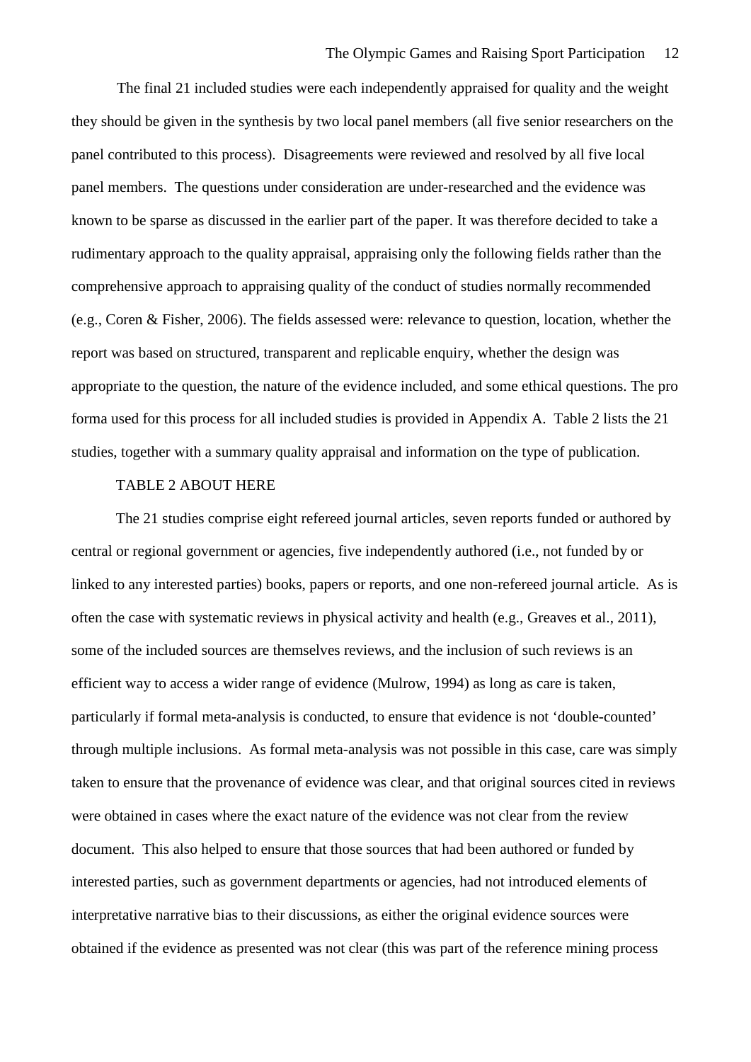The final 21 included studies were each independently appraised for quality and the weight they should be given in the synthesis by two local panel members (all five senior researchers on the panel contributed to this process). Disagreements were reviewed and resolved by all five local panel members. The questions under consideration are under-researched and the evidence was known to be sparse as discussed in the earlier part of the paper. It was therefore decided to take a rudimentary approach to the quality appraisal, appraising only the following fields rather than the comprehensive approach to appraising quality of the conduct of studies normally recommended (e.g., Coren & Fisher, 2006). The fields assessed were: relevance to question, location, whether the report was based on structured, transparent and replicable enquiry, whether the design was appropriate to the question, the nature of the evidence included, and some ethical questions. The pro forma used for this process for all included studies is provided in Appendix A. Table 2 lists the 21 studies, together with a summary quality appraisal and information on the type of publication.

TABLE 2 ABOUT HERE

The 21 studies comprise eight refereed journal articles, seven reports funded or authored by central or regional government or agencies, five independently authored (i.e., not funded by or linked to any interested parties) books, papers or reports, and one non-refereed journal article. As is often the case with systematic reviews in physical activity and health (e.g., Greaves et al., 2011), some of the included sources are themselves reviews, and the inclusion of such reviews is an efficient way to access a wider range of evidence (Mulrow, 1994) as long as care is taken, particularly if formal meta-analysis is conducted, to ensure that evidence is not 'double-counted' through multiple inclusions. As formal meta-analysis was not possible in this case, care was simply taken to ensure that the provenance of evidence was clear, and that original sources cited in reviews were obtained in cases where the exact nature of the evidence was not clear from the review document. This also helped to ensure that those sources that had been authored or funded by interested parties, such as government departments or agencies, had not introduced elements of interpretative narrative bias to their discussions, as either the original evidence sources were obtained if the evidence as presented was not clear (this was part of the reference mining process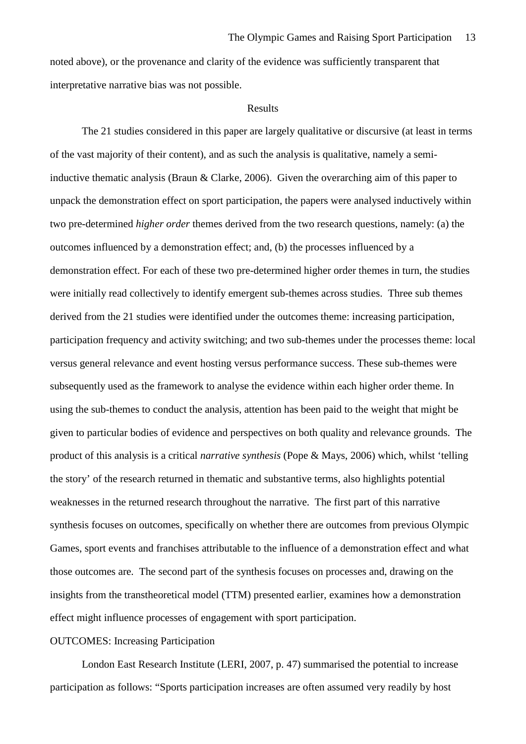noted above), or the provenance and clarity of the evidence was sufficiently transparent that interpretative narrative bias was not possible.

## Results

The 21 studies considered in this paper are largely qualitative or discursive (at least in terms of the vast majority of their content), and as such the analysis is qualitative, namely a semi-inductive thematic analysis (Braun & Clarke, 2006). Given the overarching aim of this paper to unpack the demonstration effect on sport participation, the papers were analysed inductively within two pre-determined *higher order* themes derived from the two research questions, namely: (a) the outcomes influenced by a demonstration effect; and, (b) the processes influenced by a demonstration effect. For each of these two pre-determined higher order themes in turn, the studies were initially read collectively to identify emergent sub-themes across studies. Three sub themes derived from the 21 studies were identified under the outcomes theme: increasing participation, participation frequency and activity switching; and two sub-themes under the processes theme: local versus general relevance and event hosting versus performance success. These sub-themes were subsequently used as the framework to analyse the evidence within each higher order theme. In using the sub-themes to conduct the analysis, attention has been paid to the weight that might be given to particular bodies of evidence and perspectives on both quality and relevance grounds. The product of this analysis is a critical *narrative synthesis* (Pope & Mays, 2006) which, whilst 'telling the story' of the research returned in thematic and substantive terms, also highlights potential weaknesses in the returned research throughout the narrative. The first part of this narrative synthesis focuses on outcomes, specifically on whether there are outcomes from previous Olympic Games, sport events and franchises attributable to the influence of a demonstration effect and what those outcomes are. The second part of the synthesis focuses on processes and, drawing on the insights from the transtheoretical model (TTM) presented earlier, examines how a demonstration effect might influence processes of engagement with sport participation.

### OUTCOMES: Increasing Participation

London East Research Institute (LERI, 2007, p. 47) summarised the potential to increase participation as follows: "Sports participation increases are often assumed very readily by host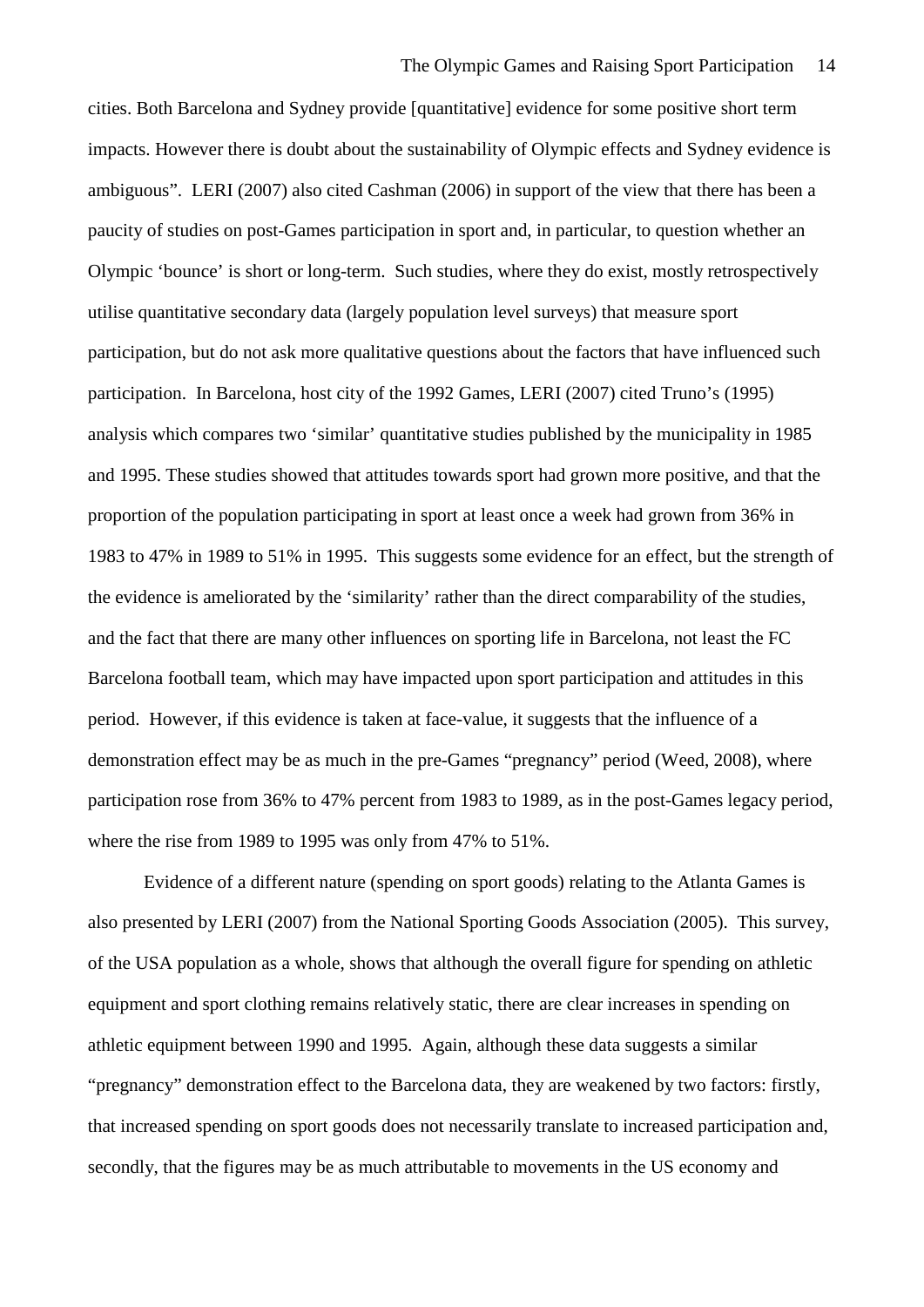cities. Both Barcelona and Sydney provide [quantitative] evidence for some positive short term impacts. However there is doubt about the sustainability of Olympic effects and Sydney evidence is ambiguous". LERI (2007) also cited Cashman (2006) in support of the view that there has been a paucity of studies on post-Games participation in sport and, in particular, to question whether an Olympic 'bounce' is short or long-term. Such studies, where they do exist, mostly retrospectively utilise quantitative secondary data (largely population level surveys) that measure sport participation, but do not ask more qualitative questions about the factors that have influenced such participation. In Barcelona, host city of the 1992 Games, LERI (2007) cited Truno's (1995) analysis which compares two 'similar' quantitative studies published by the municipality in 1985 and 1995. These studies showed that attitudes towards sport had grown more positive, and that the proportion of the population participating in sport at least once a week had grown from 36% in 1983 to 47% in 1989 to 51% in 1995. This suggests some evidence for an effect, but the strength of the evidence is ameliorated by the 'similarity' rather than the direct comparability of the studies, and the fact that there are many other influences on sporting life in Barcelona, not least the FC Barcelona football team, which may have impacted upon sport participation and attitudes in this period. However, if this evidence is taken at face-value, it suggests that the influence of a demonstration effect may be as much in the pre-Games "pregnancy" period (Weed, 2008), where participation rose from 36% to 47% percent from 1983 to 1989, as in the post-Games legacy period, where the rise from 1989 to 1995 was only from 47% to 51%.

Evidence of a different nature (spending on sport goods) relating to the Atlanta Games is also presented by LERI (2007) from the National Sporting Goods Association (2005). This survey, of the USA population as a whole, shows that although the overall figure for spending on athletic equipment and sport clothing remains relatively static, there are clear increases in spending on athletic equipment between 1990 and 1995. Again, although these data suggests a similar "pregnancy" demonstration effect to the Barcelona data, they are weakened by two factors: firstly, that increased spending on sport goods does not necessarily translate to increased participation and, secondly, that the figures may be as much attributable to movements in the US economy and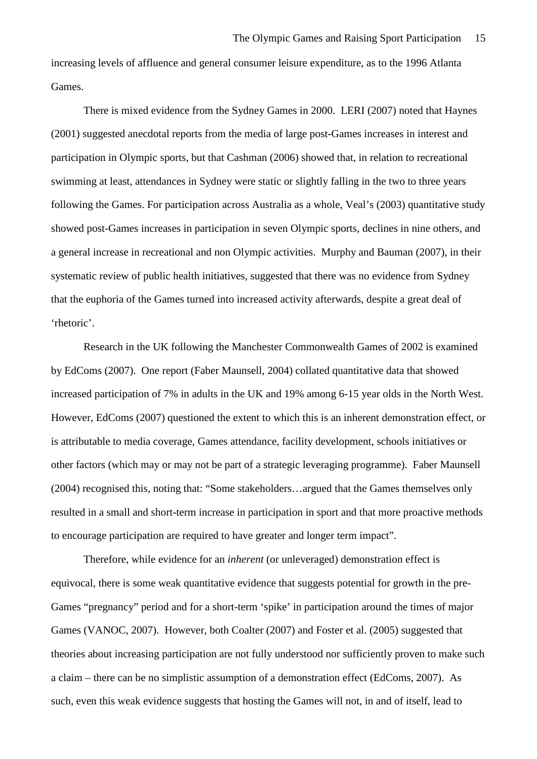increasing levels of affluence and general consumer leisure expenditure, as to the 1996 Atlanta Games.

There is mixed evidence from the Sydney Games in 2000. LERI (2007) noted that Haynes (2001) suggested anecdotal reports from the media of large post-Games increases in interest and participation in Olympic sports, but that Cashman (2006) showed that, in relation to recreational swimming at least, attendances in Sydney were static or slightly falling in the two to three years following the Games. For participation across Australia as a whole, Veal's (2003) quantitative study showed post-Games increases in participation in seven Olympic sports, declines in nine others, and a general increase in recreational and non Olympic activities. Murphy and Bauman (2007), in their systematic review of public health initiatives, suggested that there was no evidence from Sydney that the euphoria of the Games turned into increased activity afterwards, despite a great deal of 'rhetoric'.

Research in the UK following the Manchester Commonwealth Games of 2002 is examined by EdComs (2007). One report (Faber Maunsell, 2004) collated quantitative data that showed increased participation of 7% in adults in the UK and 19% among 6-15 year olds in the North West. However, EdComs (2007) questioned the extent to which this is an inherent demonstration effect, or is attributable to media coverage, Games attendance, facility development, schools initiatives or other factors (which may or may not be part of a strategic leveraging programme). Faber Maunsell (2004) recognised this, noting that: "Some stakeholders…argued that the Games themselves only resulted in a small and short-term increase in participation in sport and that more proactive methods to encourage participation are required to have greater and longer term impact".

Therefore, while evidence for an *inherent* (or unleveraged) demonstration effect is equivocal, there is some weak quantitative evidence that suggests potential for growth in the pre-Games "pregnancy" period and for a short-term 'spike' in participation around the times of major Games (VANOC, 2007). However, both Coalter (2007) and Foster et al. (2005) suggested that theories about increasing participation are not fully understood nor sufficiently proven to make such a claim – there can be no simplistic assumption of a demonstration effect (EdComs, 2007). As such, even this weak evidence suggests that hosting the Games will not, in and of itself, lead to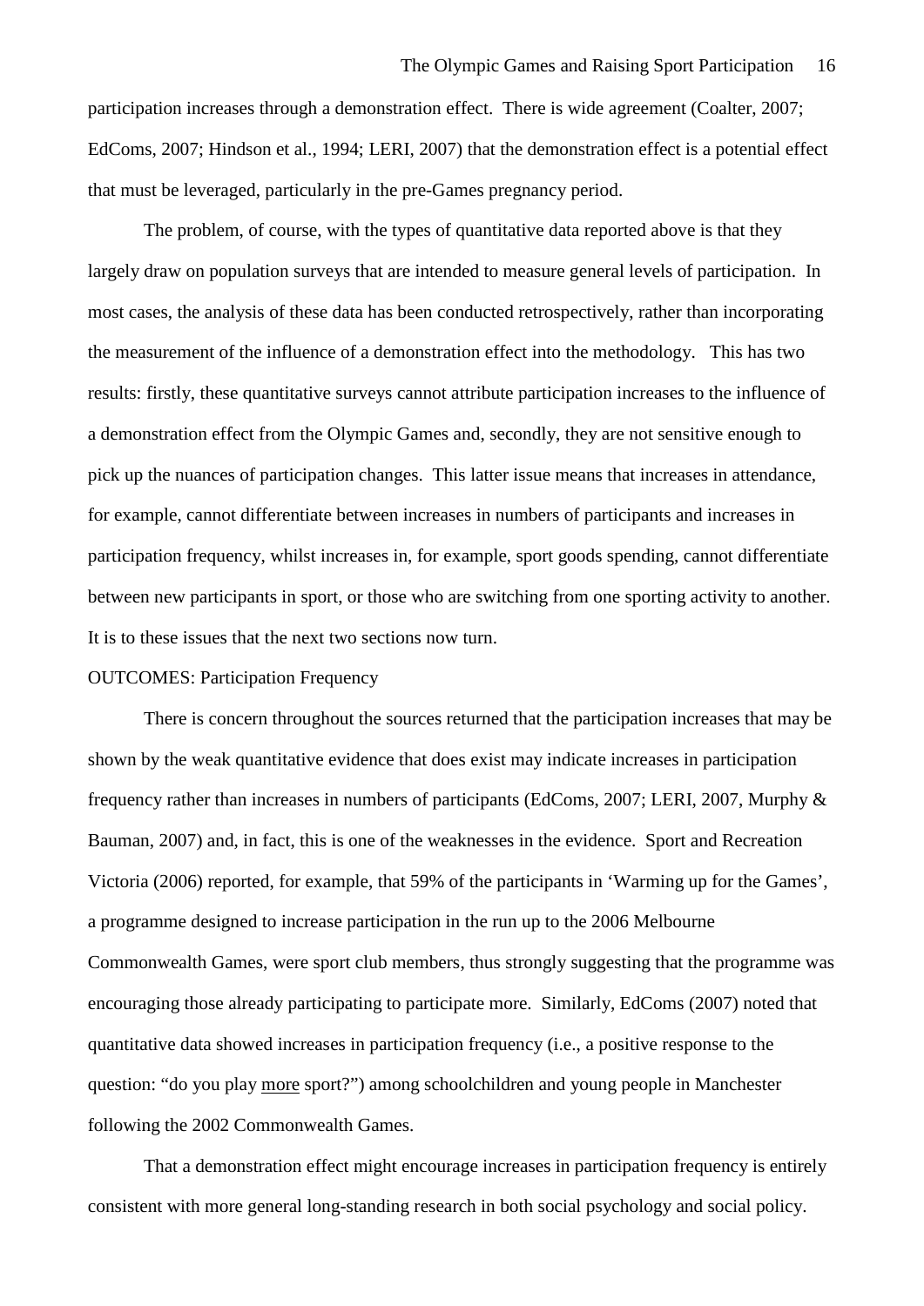participation increases through a demonstration effect. There is wide agreement (Coalter, 2007; EdComs, 2007; Hindson et al., 1994; LERI, 2007) that the demonstration effect is a potential effect that must be leveraged, particularly in the pre-Games pregnancy period.

The problem, of course, with the types of quantitative data reported above is that they largely draw on population surveys that are intended to measure general levels of participation. In most cases, the analysis of these data has been conducted retrospectively, rather than incorporating the measurement of the influence of a demonstration effect into the methodology. This has two results: firstly, these quantitative surveys cannot attribute participation increases to the influence of a demonstration effect from the Olympic Games and, secondly, they are not sensitive enough to pick up the nuances of participation changes. This latter issue means that increases in attendance, for example, cannot differentiate between increases in numbers of participants and increases in participation frequency, whilst increases in, for example, sport goods spending, cannot differentiate between new participants in sport, or those who are switching from one sporting activity to another. It is to these issues that the next two sections now turn.

OUTCOMES: Participation Frequency

There is concern throughout the sources returned that the participation increases that may be shown by the weak quantitative evidence that does exist may indicate increases in participation frequency rather than increases in numbers of participants (EdComs, 2007; LERI, 2007, Murphy & Bauman, 2007) and, in fact, this is one of the weaknesses in the evidence. Sport and Recreation Victoria (2006) reported, for example, that 59% of the participants in 'Warming up for the Games', a programme designed to increase participation in the run up to the 2006 Melbourne Commonwealth Games, were sport club members, thus strongly suggesting that the programme was encouraging those already participating to participate more. Similarly, EdComs (2007) noted that quantitative data showed increases in participation frequency (i.e., a positive response to the question: "do you play <u>more</u> sport?") among schoolchildren and young people in Manchester following the 2002 Commonwealth Games.

That a demonstration effect might encourage increases in participation frequency is entirely consistent with more general long-standing research in both social psychology and social policy.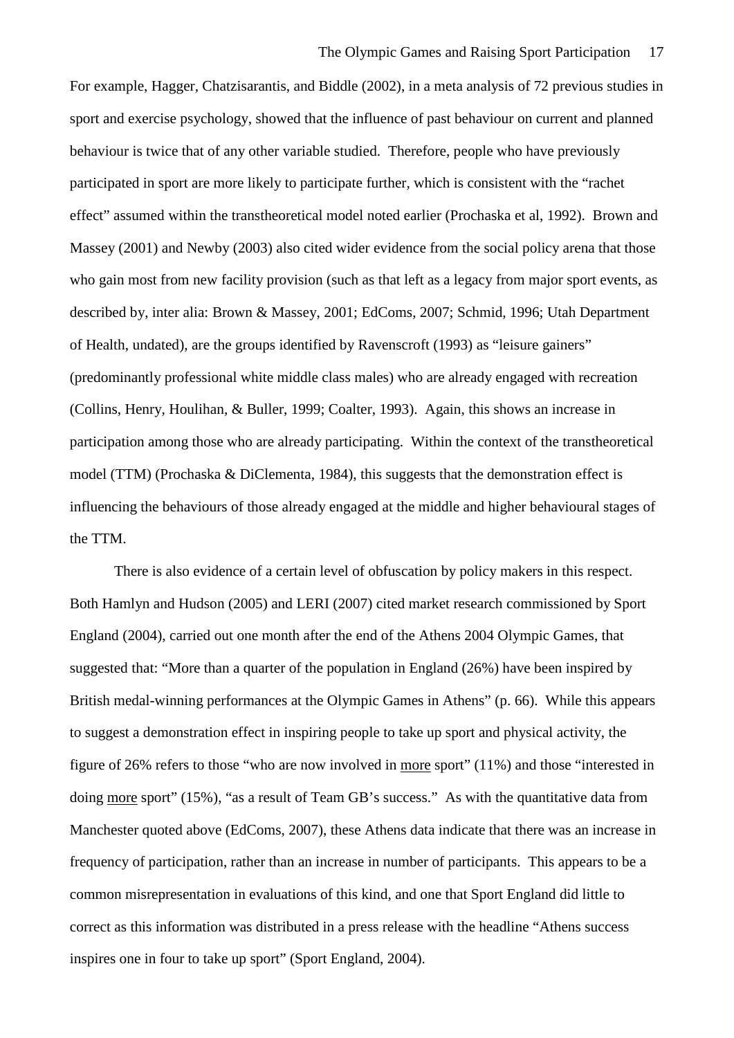For example, Hagger, Chatzisarantis, and Biddle (2002), in a meta analysis of 72 previous studies in sport and exercise psychology, showed that the influence of past behaviour on current and planned behaviour is twice that of any other variable studied. Therefore, people who have previously participated in sport are more likely to participate further, which is consistent with the "rachet effect" assumed within the transtheoretical model noted earlier (Prochaska et al, 1992). Brown and Massey (2001) and Newby (2003) also cited wider evidence from the social policy arena that those who gain most from new facility provision (such as that left as a legacy from major sport events, as described by, inter alia: Brown & Massey, 2001; EdComs, 2007; Schmid, 1996; Utah Department of Health, undated), are the groups identified by Ravenscroft (1993) as "leisure gainers" (predominantly professional white middle class males) who are already engaged with recreation (Collins, Henry, Houlihan, & Buller, 1999; Coalter, 1993). Again, this shows an increase in participation among those who are already participating. Within the context of the transtheoretical model (TTM) (Prochaska & DiClementa, 1984), this suggests that the demonstration effect is influencing the behaviours of those already engaged at the middle and higher behavioural stages of the TTM.

There is also evidence of a certain level of obfuscation by policy makers in this respect. Both Hamlyn and Hudson (2005) and LERI (2007) cited market research commissioned by Sport England (2004), carried out one month after the end of the Athens 2004 Olympic Games, that suggested that: "More than a quarter of the population in England (26%) have been inspired by British medal-winning performances at the Olympic Games in Athens" (p. 66). While this appears to suggest a demonstration effect in inspiring people to take up sport and physical activity, the figure of 26% refers to those "who are now involved in <u>more</u> sport" (11%) and those "interested in doing <u>more</u> sport" (15%), "as a result of Team GB's success." As with the quantitative data from Manchester quoted above (EdComs, 2007), these Athens data indicate that there was an increase in frequency of participation, rather than an increase in number of participants. This appears to be a common misrepresentation in evaluations of this kind, and one that Sport England did little to correct as this information was distributed in a press release with the headline "Athens success inspires one in four to take up sport" (Sport England, 2004).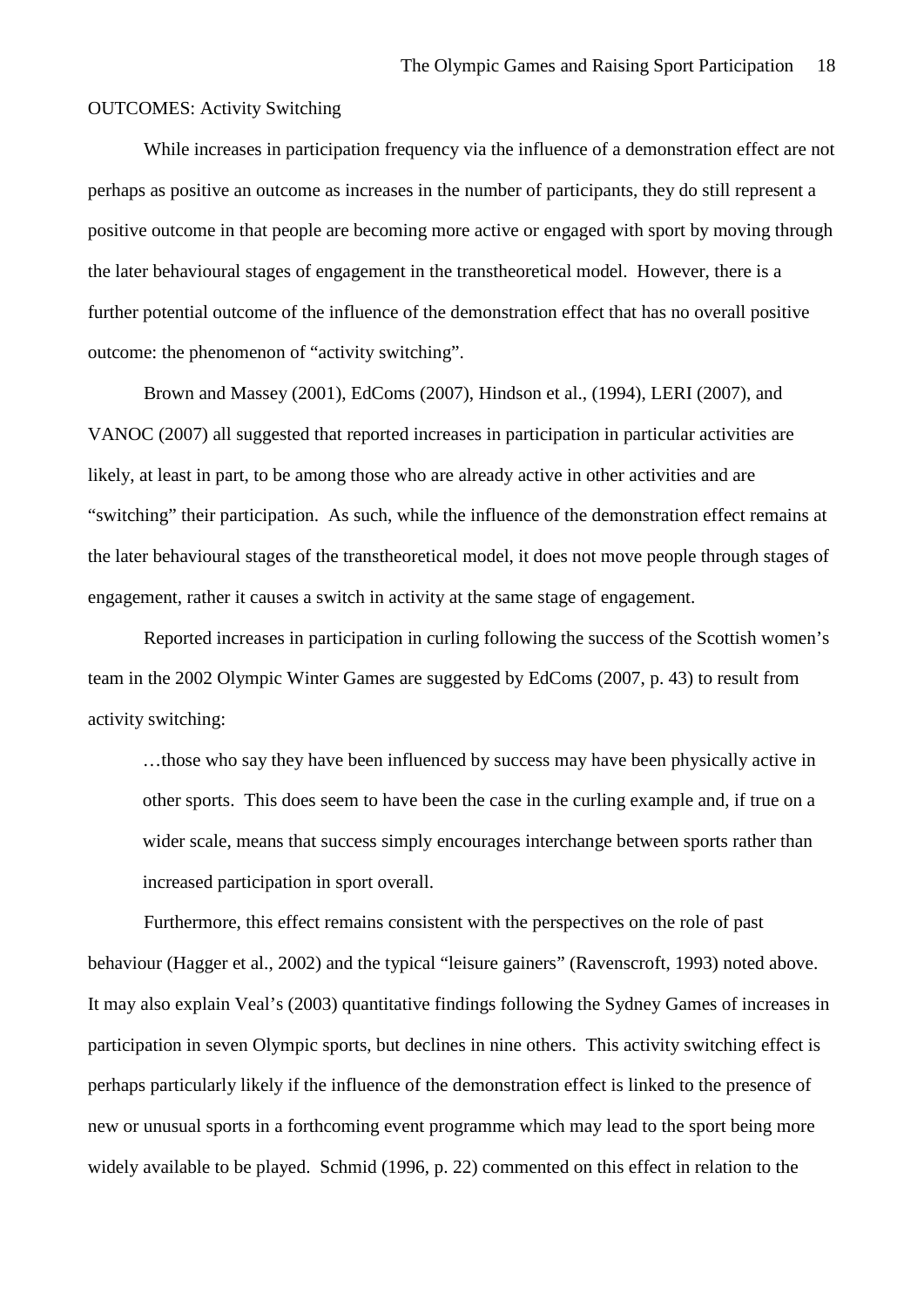OUTCOMES: Activity Switching

While increases in participation frequency via the influence of a demonstration effect are not perhaps as positive an outcome as increases in the number of participants, they do still represent a positive outcome in that people are becoming more active or engaged with sport by moving through the later behavioural stages of engagement in the transtheoretical model. However, there is a further potential outcome of the influence of the demonstration effect that has no overall positive outcome: the phenomenon of "activity switching".

Brown and Massey (2001), EdComs (2007), Hindson et al., (1994), LERI (2007), and VANOC (2007) all suggested that reported increases in participation in particular activities are likely, at least in part, to be among those who are already active in other activities and are "switching" their participation. As such, while the influence of the demonstration effect remains at the later behavioural stages of the transtheoretical model, it does not move people through stages of engagement, rather it causes a switch in activity at the same stage of engagement.

Reported increases in participation in curling following the success of the Scottish women's team in the 2002 Olympic Winter Games are suggested by EdComs (2007, p. 43) to result from activity switching:

> …those who say they have been influenced by success may have been physically active in other sports. This does seem to have been the case in the curling example and, if true on a wider scale, means that success simply encourages interchange between sports rather than increased participation in sport overall.

Furthermore, this effect remains consistent with the perspectives on the role of past behaviour (Hagger et al., 2002) and the typical "leisure gainers" (Ravenscroft, 1993) noted above. It may also explain Veal's (2003) quantitative findings following the Sydney Games of increases in participation in seven Olympic sports, but declines in nine others. This activity switching effect is perhaps particularly likely if the influence of the demonstration effect is linked to the presence of new or unusual sports in a forthcoming event programme which may lead to the sport being more widely available to be played. Schmid (1996, p. 22) commented on this effect in relation to the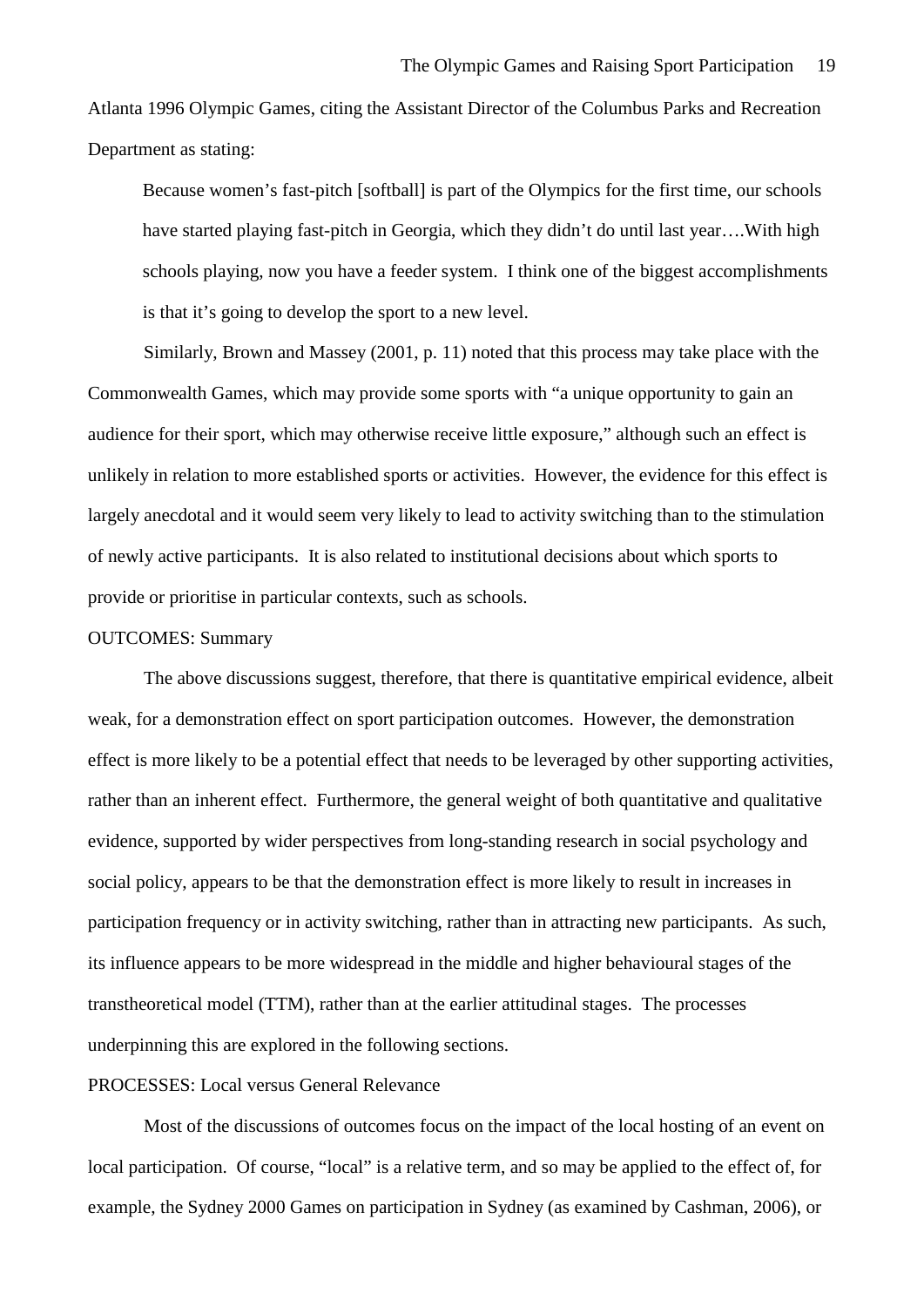Atlanta 1996 Olympic Games, citing the Assistant Director of the Columbus Parks and Recreation Department as stating:

> Because women's fast-pitch [softball] is part of the Olympics for the first time, our schools have started playing fast-pitch in Georgia, which they didn't do until last year….With high schools playing, now you have a feeder system. I think one of the biggest accomplishments is that it's going to develop the sport to a new level.

Similarly, Brown and Massey (2001, p. 11) noted that this process may take place with the Commonwealth Games, which may provide some sports with "a unique opportunity to gain an audience for their sport, which may otherwise receive little exposure," although such an effect is unlikely in relation to more established sports or activities. However, the evidence for this effect is largely anecdotal and it would seem very likely to lead to activity switching than to the stimulation of newly active participants. It is also related to institutional decisions about which sports to provide or prioritise in particular contexts, such as schools.

OUTCOMES: Summary

The above discussions suggest, therefore, that there is quantitative empirical evidence, albeit weak, for a demonstration effect on sport participation outcomes. However, the demonstration effect is more likely to be a potential effect that needs to be leveraged by other supporting activities, rather than an inherent effect. Furthermore, the general weight of both quantitative and qualitative evidence, supported by wider perspectives from long-standing research in social psychology and social policy, appears to be that the demonstration effect is more likely to result in increases in participation frequency or in activity switching, rather than in attracting new participants. As such, its influence appears to be more widespread in the middle and higher behavioural stages of the transtheoretical model (TTM), rather than at the earlier attitudinal stages. The processes underpinning this are explored in the following sections.

PROCESSES: Local versus General Relevance

Most of the discussions of outcomes focus on the impact of the local hosting of an event on local participation. Of course, "local" is a relative term, and so may be applied to the effect of, for example, the Sydney 2000 Games on participation in Sydney (as examined by Cashman, 2006), or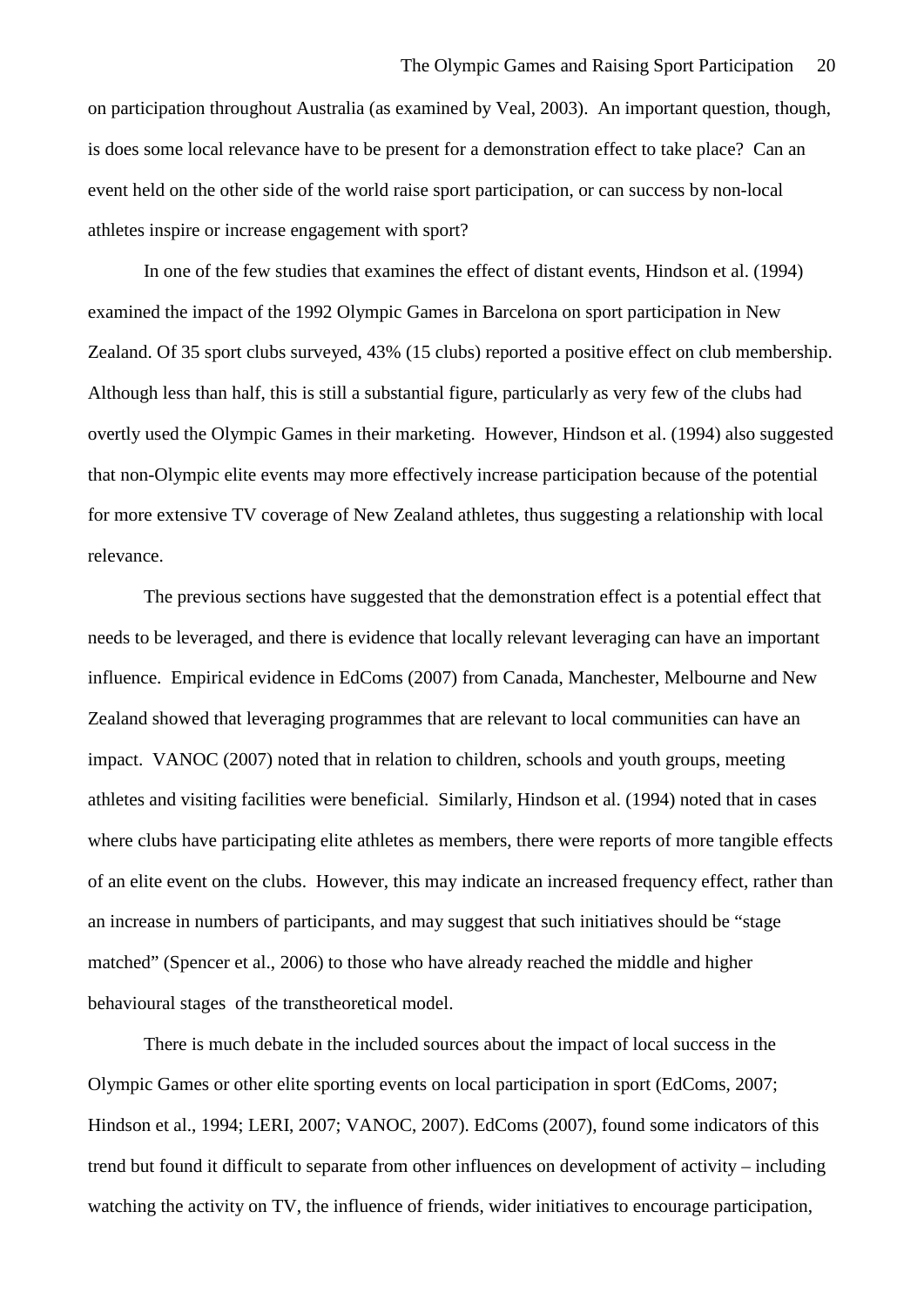on participation throughout Australia (as examined by Veal, 2003). An important question, though, is does some local relevance have to be present for a demonstration effect to take place? Can an event held on the other side of the world raise sport participation, or can success by non-local athletes inspire or increase engagement with sport?

In one of the few studies that examines the effect of distant events, Hindson et al. (1994) examined the impact of the 1992 Olympic Games in Barcelona on sport participation in New Zealand. Of 35 sport clubs surveyed, 43% (15 clubs) reported a positive effect on club membership. Although less than half, this is still a substantial figure, particularly as very few of the clubs had overtly used the Olympic Games in their marketing. However, Hindson et al. (1994) also suggested that non-Olympic elite events may more effectively increase participation because of the potential for more extensive TV coverage of New Zealand athletes, thus suggesting a relationship with local relevance.

The previous sections have suggested that the demonstration effect is a potential effect that needs to be leveraged, and there is evidence that locally relevant leveraging can have an important influence. Empirical evidence in EdComs (2007) from Canada, Manchester, Melbourne and New Zealand showed that leveraging programmes that are relevant to local communities can have an impact. VANOC (2007) noted that in relation to children, schools and youth groups, meeting athletes and visiting facilities were beneficial. Similarly, Hindson et al. (1994) noted that in cases where clubs have participating elite athletes as members, there were reports of more tangible effects of an elite event on the clubs. However, this may indicate an increased frequency effect, rather than an increase in numbers of participants, and may suggest that such initiatives should be "stage matched" (Spencer et al., 2006) to those who have already reached the middle and higher behavioural stages of the transtheoretical model.

There is much debate in the included sources about the impact of local success in the Olympic Games or other elite sporting events on local participation in sport (EdComs, 2007; Hindson et al., 1994; LERI, 2007; VANOC, 2007). EdComs (2007), found some indicators of this trend but found it difficult to separate from other influences on development of activity – including watching the activity on TV, the influence of friends, wider initiatives to encourage participation,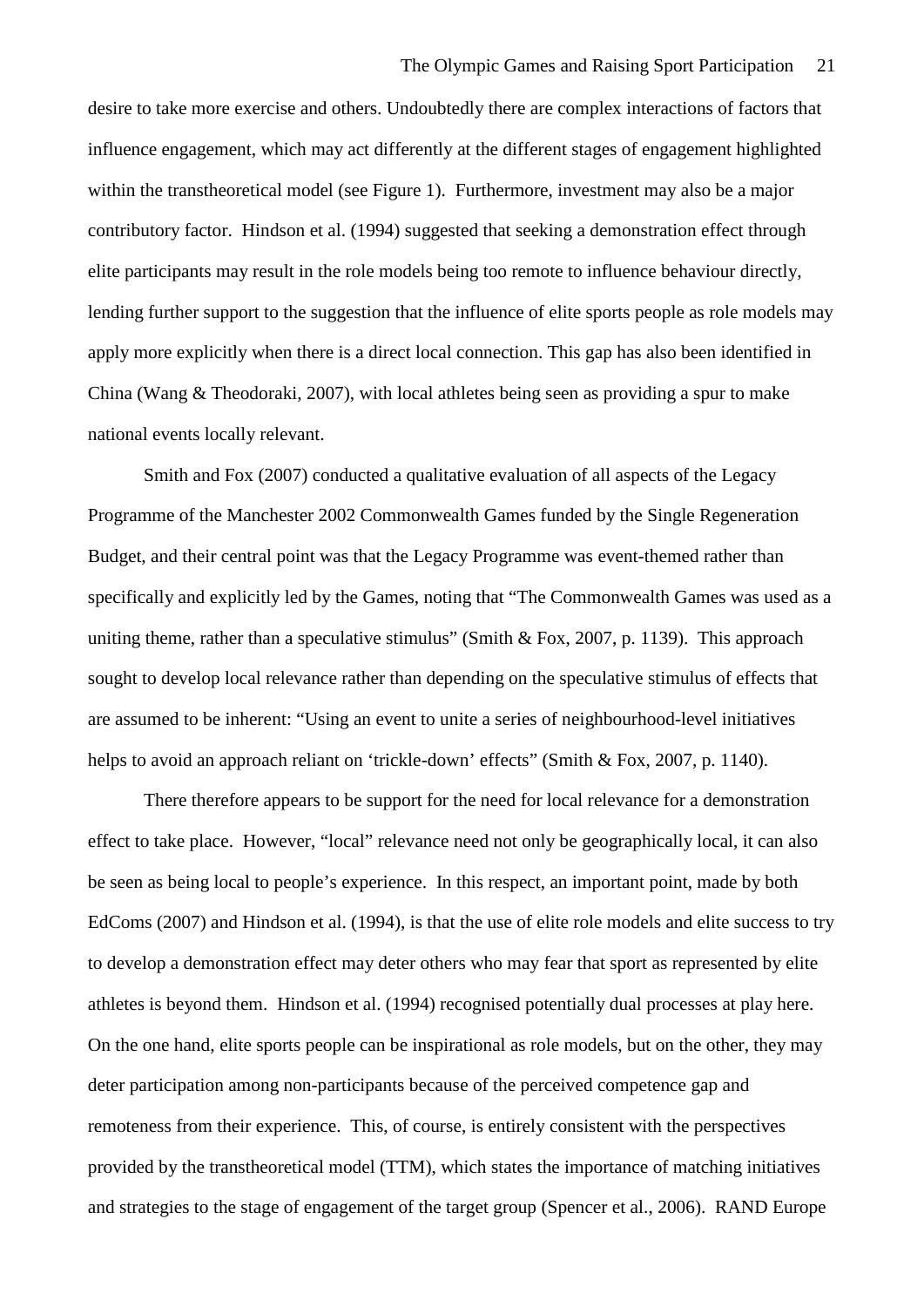desire to take more exercise and others. Undoubtedly there are complex interactions of factors that influence engagement, which may act differently at the different stages of engagement highlighted within the transtheoretical model (see Figure 1). Furthermore, investment may also be a major contributory factor. Hindson et al. (1994) suggested that seeking a demonstration effect through elite participants may result in the role models being too remote to influence behaviour directly, lending further support to the suggestion that the influence of elite sports people as role models may apply more explicitly when there is a direct local connection. This gap has also been identified in China (Wang & Theodoraki, 2007), with local athletes being seen as providing a spur to make national events locally relevant.

Smith and Fox (2007) conducted a qualitative evaluation of all aspects of the Legacy Programme of the Manchester 2002 Commonwealth Games funded by the Single Regeneration Budget, and their central point was that the Legacy Programme was event-themed rather than specifically and explicitly led by the Games, noting that "The Commonwealth Games was used as a uniting theme, rather than a speculative stimulus" (Smith & Fox, 2007, p. 1139). This approach sought to develop local relevance rather than depending on the speculative stimulus of effects that are assumed to be inherent: "Using an event to unite a series of neighbourhood-level initiatives helps to avoid an approach reliant on 'trickle-down' effects" (Smith & Fox, 2007, p. 1140).

There therefore appears to be support for the need for local relevance for a demonstration effect to take place. However, "local" relevance need not only be geographically local, it can also be seen as being local to people's experience. In this respect, an important point, made by both EdComs (2007) and Hindson et al. (1994), is that the use of elite role models and elite success to try to develop a demonstration effect may deter others who may fear that sport as represented by elite athletes is beyond them. Hindson et al. (1994) recognised potentially dual processes at play here. On the one hand, elite sports people can be inspirational as role models, but on the other, they may deter participation among non-participants because of the perceived competence gap and remoteness from their experience. This, of course, is entirely consistent with the perspectives provided by the transtheoretical model (TTM), which states the importance of matching initiatives and strategies to the stage of engagement of the target group (Spencer et al., 2006). RAND Europe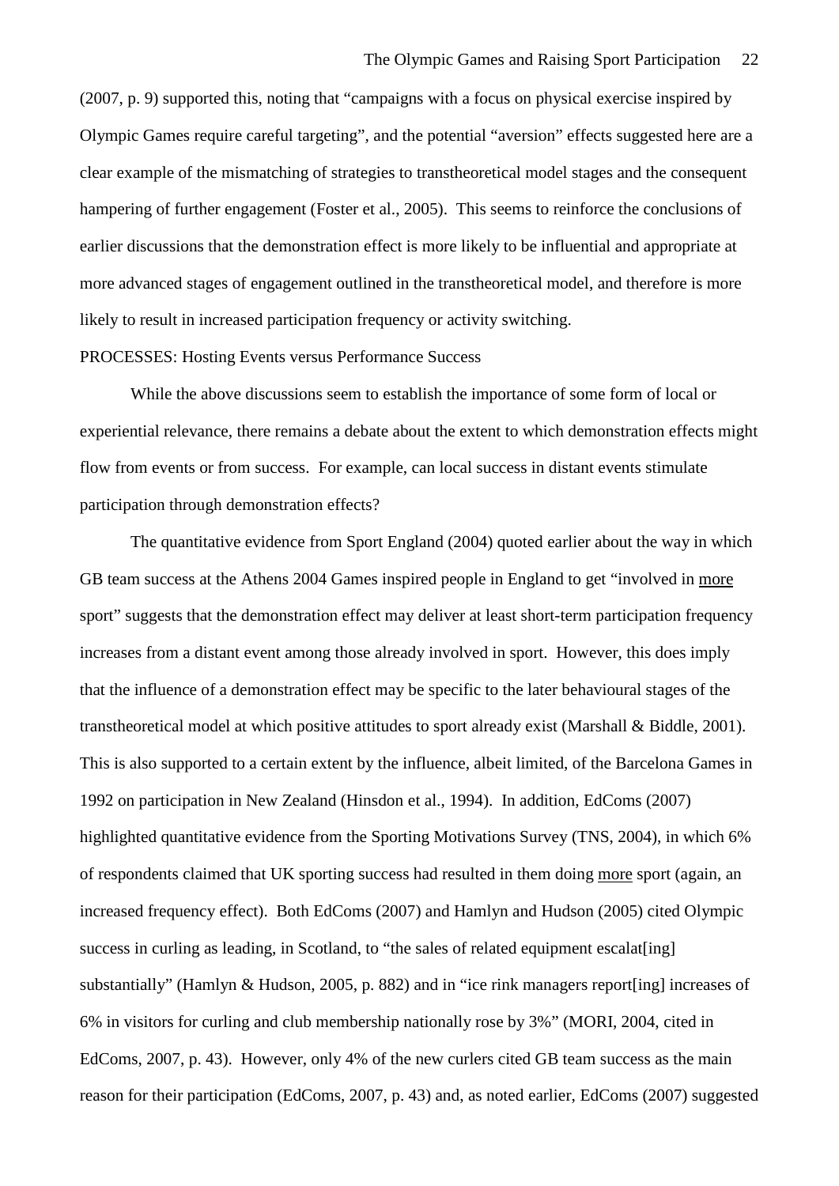(2007, p. 9) supported this, noting that "campaigns with a focus on physical exercise inspired by Olympic Games require careful targeting", and the potential "aversion" effects suggested here are a clear example of the mismatching of strategies to transtheoretical model stages and the consequent hampering of further engagement (Foster et al., 2005). This seems to reinforce the conclusions of earlier discussions that the demonstration effect is more likely to be influential and appropriate at more advanced stages of engagement outlined in the transtheoretical model, and therefore is more likely to result in increased participation frequency or activity switching.

PROCESSES: Hosting Events versus Performance Success

While the above discussions seem to establish the importance of some form of local or experiential relevance, there remains a debate about the extent to which demonstration effects might flow from events or from success. For example, can local success in distant events stimulate participation through demonstration effects?

The quantitative evidence from Sport England (2004) quoted earlier about the way in which GB team success at the Athens 2004 Games inspired people in England to get "involved in <u>more</u> sport" suggests that the demonstration effect may deliver at least short-term participation frequency increases from a distant event among those already involved in sport. However, this does imply that the influence of a demonstration effect may be specific to the later behavioural stages of the transtheoretical model at which positive attitudes to sport already exist (Marshall & Biddle, 2001). This is also supported to a certain extent by the influence, albeit limited, of the Barcelona Games in 1992 on participation in New Zealand (Hinsdon et al., 1994). In addition, EdComs (2007) highlighted quantitative evidence from the Sporting Motivations Survey (TNS, 2004), in which 6% of respondents claimed that UK sporting success had resulted in them doing <u>more</u> sport (again, an increased frequency effect). Both EdComs (2007) and Hamlyn and Hudson (2005) cited Olympic success in curling as leading, in Scotland, to "the sales of related equipment escalat[ing] substantially" (Hamlyn & Hudson, 2005, p. 882) and in "ice rink managers report[ing] increases of 6% in visitors for curling and club membership nationally rose by 3%" (MORI, 2004, cited in EdComs, 2007, p. 43). However, only 4% of the new curlers cited GB team success as the main reason for their participation (EdComs, 2007, p. 43) and, as noted earlier, EdComs (2007) suggested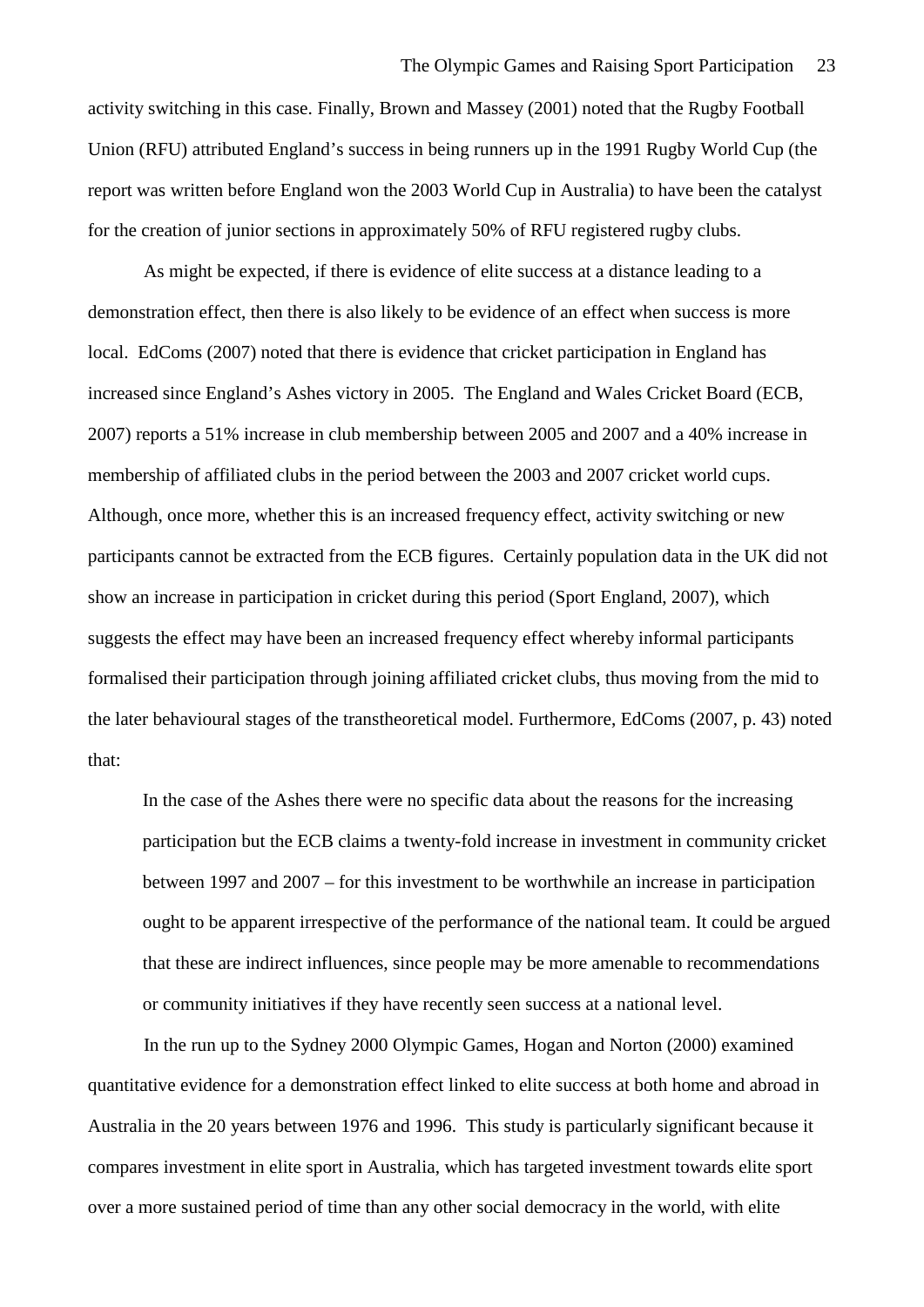activity switching in this case. Finally, Brown and Massey (2001) noted that the Rugby Football Union (RFU) attributed England's success in being runners up in the 1991 Rugby World Cup (the report was written before England won the 2003 World Cup in Australia) to have been the catalyst for the creation of junior sections in approximately 50% of RFU registered rugby clubs.

As might be expected, if there is evidence of elite success at a distance leading to a demonstration effect, then there is also likely to be evidence of an effect when success is more local. EdComs (2007) noted that there is evidence that cricket participation in England has increased since England's Ashes victory in 2005. The England and Wales Cricket Board (ECB, 2007) reports a 51% increase in club membership between 2005 and 2007 and a 40% increase in membership of affiliated clubs in the period between the 2003 and 2007 cricket world cups. Although, once more, whether this is an increased frequency effect, activity switching or new participants cannot be extracted from the ECB figures. Certainly population data in the UK did not show an increase in participation in cricket during this period (Sport England, 2007), which suggests the effect may have been an increased frequency effect whereby informal participants formalised their participation through joining affiliated cricket clubs, thus moving from the mid to the later behavioural stages of the transtheoretical model. Furthermore, EdComs (2007, p. 43) noted that:

> In the case of the Ashes there were no specific data about the reasons for the increasing participation but the ECB claims a twenty-fold increase in investment in community cricket between 1997 and 2007 – for this investment to be worthwhile an increase in participation ought to be apparent irrespective of the performance of the national team. It could be argued that these are indirect influences, since people may be more amenable to recommendations or community initiatives if they have recently seen success at a national level.

In the run up to the Sydney 2000 Olympic Games, Hogan and Norton (2000) examined quantitative evidence for a demonstration effect linked to elite success at both home and abroad in Australia in the 20 years between 1976 and 1996. This study is particularly significant because it compares investment in elite sport in Australia, which has targeted investment towards elite sport over a more sustained period of time than any other social democracy in the world, with elite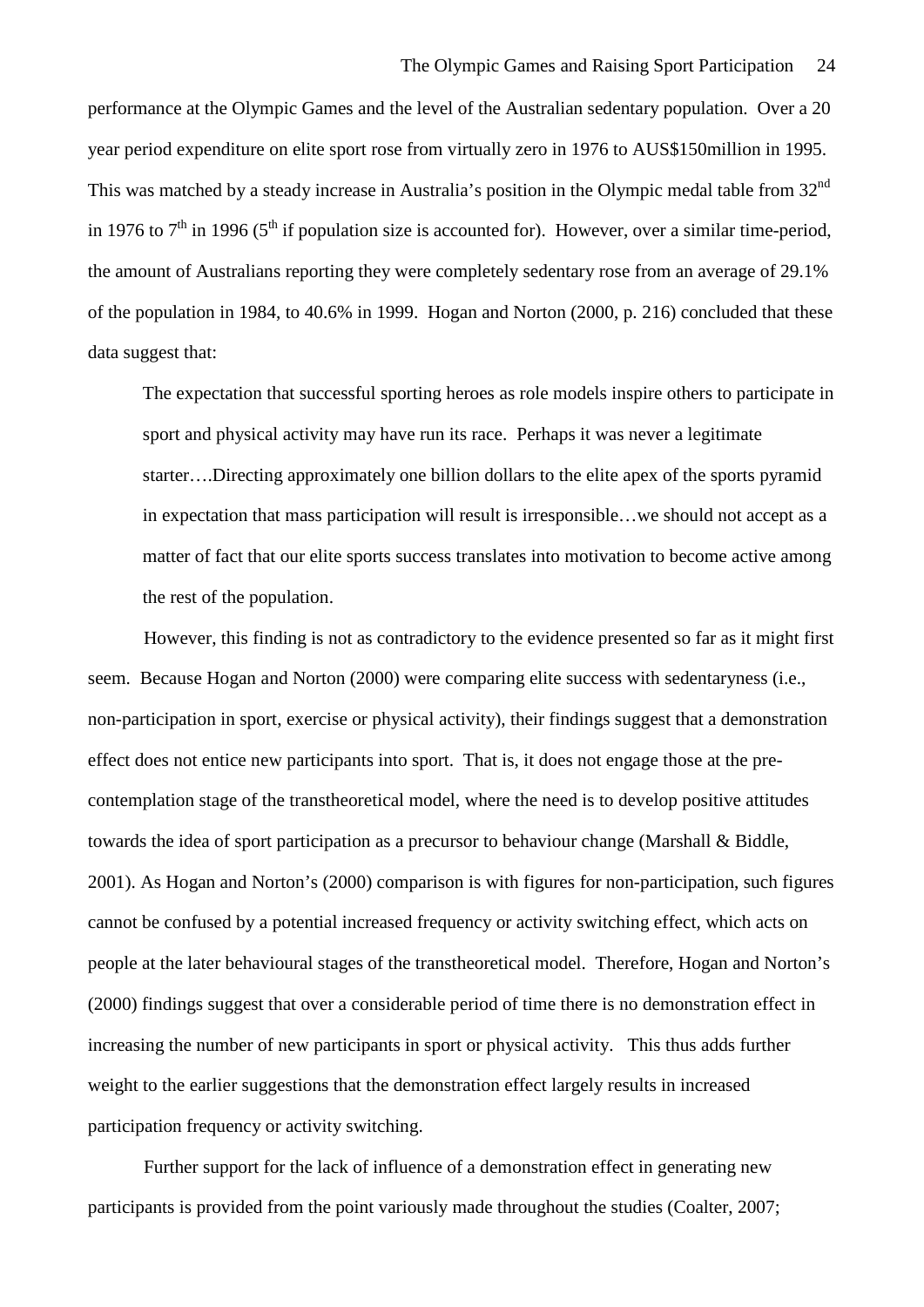performance at the Olympic Games and the level of the Australian sedentary population. Over a 20 year period expenditure on elite sport rose from virtually zero in 1976 to AUS$150million in 1995. This was matched by a steady increase in Australia's position in the Olympic medal table from 32nd in 1976 to 7th in 1996 (5th if population size is accounted for). However, over a similar time-period, the amount of Australians reporting they were completely sedentary rose from an average of 29.1% of the population in 1984, to 40.6% in 1999. Hogan and Norton (2000, p. 216) concluded that these data suggest that:

> The expectation that successful sporting heroes as role models inspire others to participate in sport and physical activity may have run its race. Perhaps it was never a legitimate starter….Directing approximately one billion dollars to the elite apex of the sports pyramid in expectation that mass participation will result is irresponsible…we should not accept as a matter of fact that our elite sports success translates into motivation to become active among the rest of the population.

However, this finding is not as contradictory to the evidence presented so far as it might first seem. Because Hogan and Norton (2000) were comparing elite success with sedentaryness (i.e., non-participation in sport, exercise or physical activity), their findings suggest that a demonstration effect does not entice new participants into sport. That is, it does not engage those at the pre-contemplation stage of the transtheoretical model, where the need is to develop positive attitudes towards the idea of sport participation as a precursor to behaviour change (Marshall & Biddle, 2001). As Hogan and Norton's (2000) comparison is with figures for non-participation, such figures cannot be confused by a potential increased frequency or activity switching effect, which acts on people at the later behavioural stages of the transtheoretical model. Therefore, Hogan and Norton's (2000) findings suggest that over a considerable period of time there is no demonstration effect in increasing the number of new participants in sport or physical activity. This thus adds further weight to the earlier suggestions that the demonstration effect largely results in increased participation frequency or activity switching.

Further support for the lack of influence of a demonstration effect in generating new participants is provided from the point variously made throughout the studies (Coalter, 2007;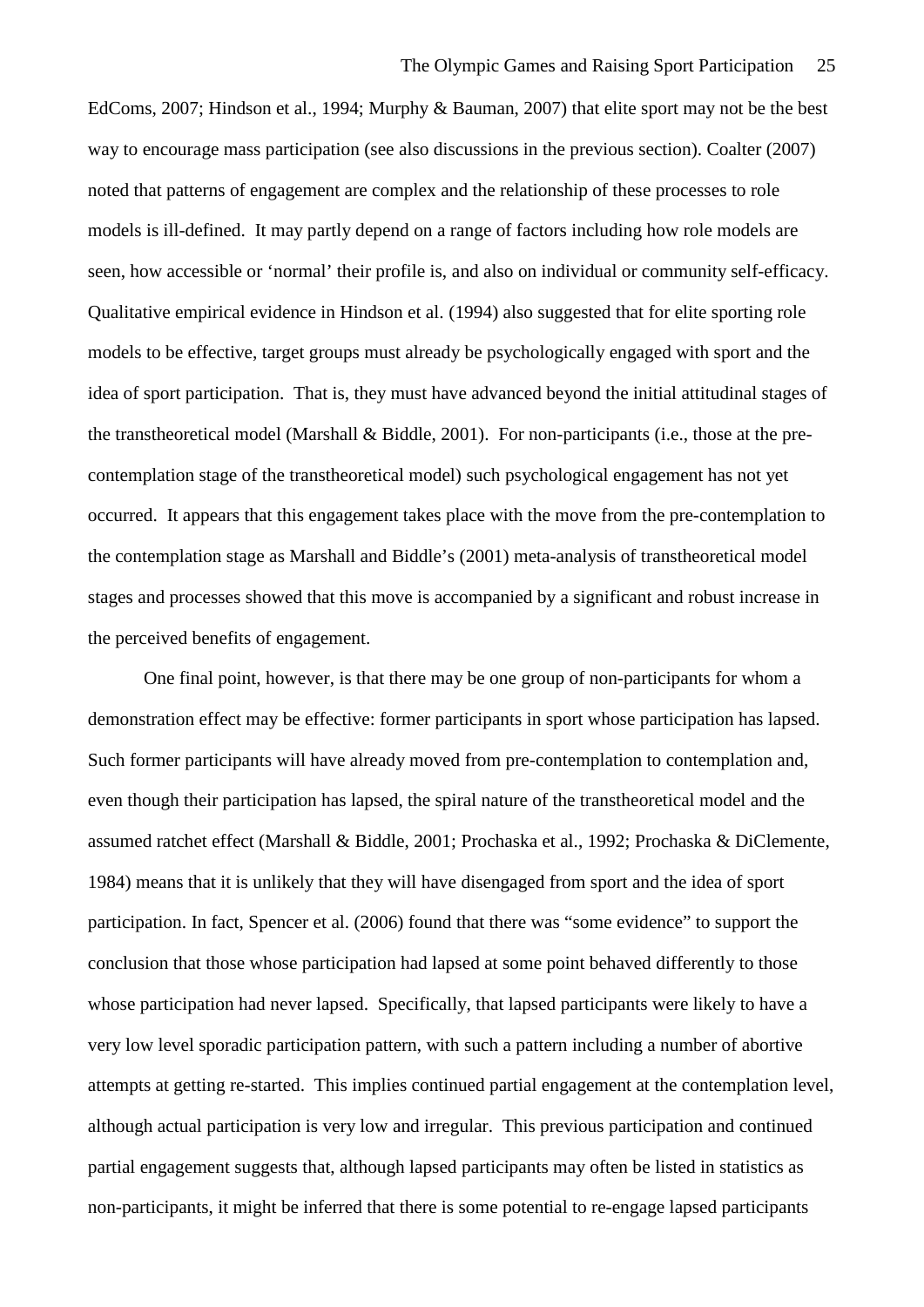EdComs, 2007; Hindson et al., 1994; Murphy & Bauman, 2007) that elite sport may not be the best way to encourage mass participation (see also discussions in the previous section). Coalter (2007) noted that patterns of engagement are complex and the relationship of these processes to role models is ill-defined. It may partly depend on a range of factors including how role models are seen, how accessible or 'normal' their profile is, and also on individual or community self-efficacy. Qualitative empirical evidence in Hindson et al. (1994) also suggested that for elite sporting role models to be effective, target groups must already be psychologically engaged with sport and the idea of sport participation. That is, they must have advanced beyond the initial attitudinal stages of the transtheoretical model (Marshall & Biddle, 2001). For non-participants (i.e., those at the pre-contemplation stage of the transtheoretical model) such psychological engagement has not yet occurred. It appears that this engagement takes place with the move from the pre-contemplation to the contemplation stage as Marshall and Biddle's (2001) meta-analysis of transtheoretical model stages and processes showed that this move is accompanied by a significant and robust increase in the perceived benefits of engagement.

One final point, however, is that there may be one group of non-participants for whom a demonstration effect may be effective: former participants in sport whose participation has lapsed. Such former participants will have already moved from pre-contemplation to contemplation and, even though their participation has lapsed, the spiral nature of the transtheoretical model and the assumed ratchet effect (Marshall & Biddle, 2001; Prochaska et al., 1992; Prochaska & DiClemente, 1984) means that it is unlikely that they will have disengaged from sport and the idea of sport participation. In fact, Spencer et al. (2006) found that there was "some evidence" to support the conclusion that those whose participation had lapsed at some point behaved differently to those whose participation had never lapsed. Specifically, that lapsed participants were likely to have a very low level sporadic participation pattern, with such a pattern including a number of abortive attempts at getting re-started. This implies continued partial engagement at the contemplation level, although actual participation is very low and irregular. This previous participation and continued partial engagement suggests that, although lapsed participants may often be listed in statistics as non-participants, it might be inferred that there is some potential to re-engage lapsed participants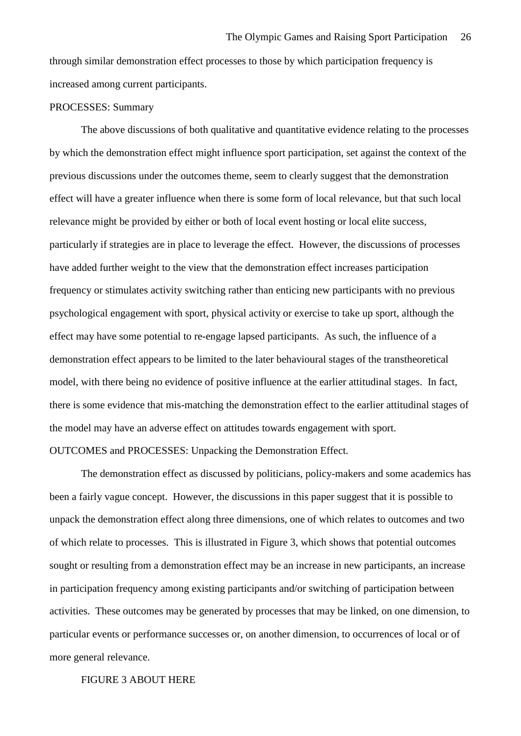through similar demonstration effect processes to those by which participation frequency is increased among current participants.

PROCESSES: Summary

The above discussions of both qualitative and quantitative evidence relating to the processes by which the demonstration effect might influence sport participation, set against the context of the previous discussions under the outcomes theme, seem to clearly suggest that the demonstration effect will have a greater influence when there is some form of local relevance, but that such local relevance might be provided by either or both of local event hosting or local elite success, particularly if strategies are in place to leverage the effect. However, the discussions of processes have added further weight to the view that the demonstration effect increases participation frequency or stimulates activity switching rather than enticing new participants with no previous psychological engagement with sport, physical activity or exercise to take up sport, although the effect may have some potential to re-engage lapsed participants. As such, the influence of a demonstration effect appears to be limited to the later behavioural stages of the transtheoretical model, with there being no evidence of positive influence at the earlier attitudinal stages. In fact, there is some evidence that mis-matching the demonstration effect to the earlier attitudinal stages of the model may have an adverse effect on attitudes towards engagement with sport.

OUTCOMES and PROCESSES: Unpacking the Demonstration Effect.

The demonstration effect as discussed by politicians, policy-makers and some academics has been a fairly vague concept. However, the discussions in this paper suggest that it is possible to unpack the demonstration effect along three dimensions, one of which relates to outcomes and two of which relate to processes. This is illustrated in Figure 3, which shows that potential outcomes sought or resulting from a demonstration effect may be an increase in new participants, an increase in participation frequency among existing participants and/or switching of participation between activities. These outcomes may be generated by processes that may be linked, on one dimension, to particular events or performance successes or, on another dimension, to occurrences of local or of more general relevance.

FIGURE 3 ABOUT HERE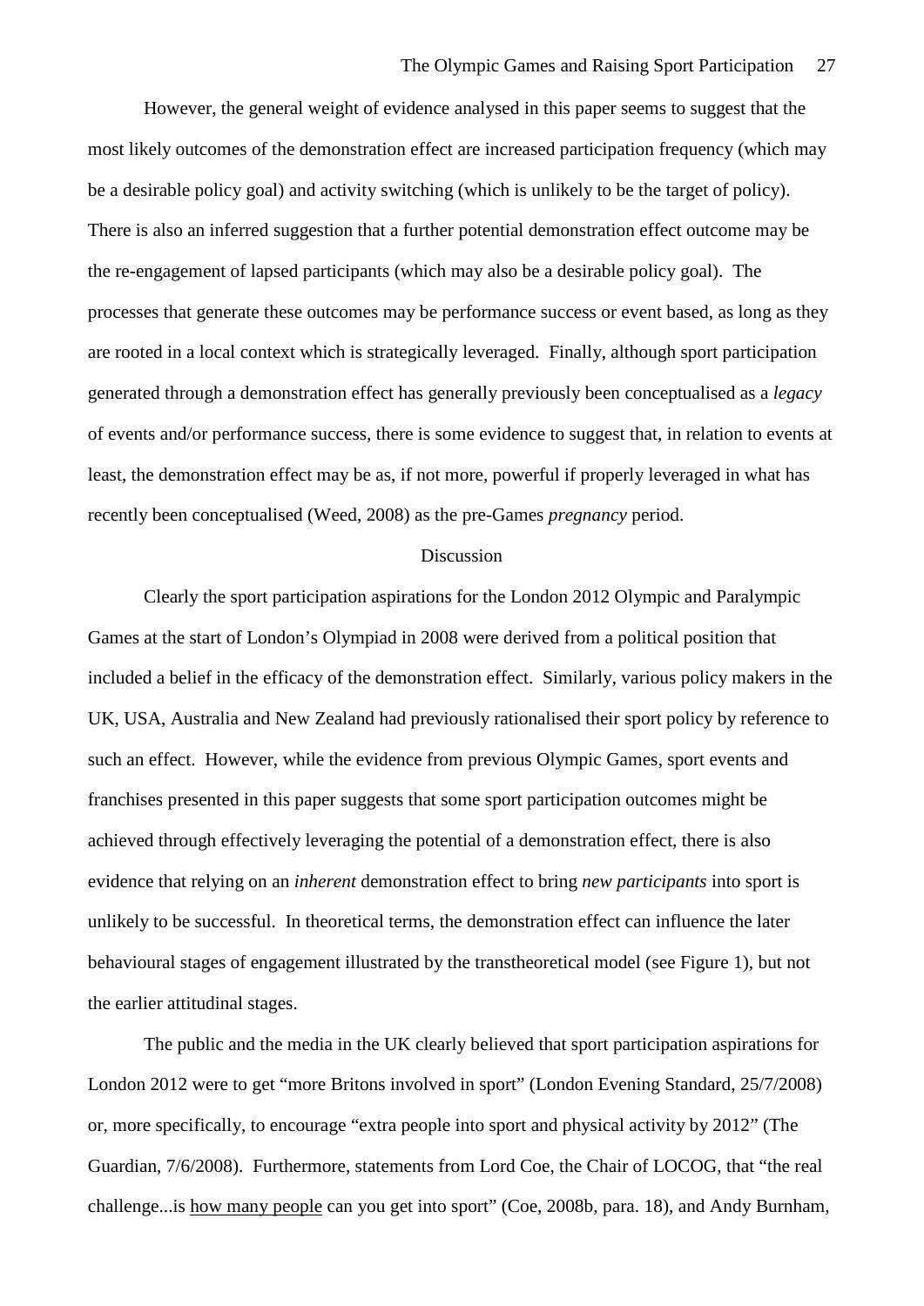However, the general weight of evidence analysed in this paper seems to suggest that the most likely outcomes of the demonstration effect are increased participation frequency (which may be a desirable policy goal) and activity switching (which is unlikely to be the target of policy). There is also an inferred suggestion that a further potential demonstration effect outcome may be the re-engagement of lapsed participants (which may also be a desirable policy goal). The processes that generate these outcomes may be performance success or event based, as long as they are rooted in a local context which is strategically leveraged. Finally, although sport participation generated through a demonstration effect has generally previously been conceptualised as a *legacy* of events and/or performance success, there is some evidence to suggest that, in relation to events at least, the demonstration effect may be as, if not more, powerful if properly leveraged in what has recently been conceptualised (Weed, 2008) as the pre-Games *pregnancy* period.

## Discussion

Clearly the sport participation aspirations for the London 2012 Olympic and Paralympic Games at the start of London's Olympiad in 2008 were derived from a political position that included a belief in the efficacy of the demonstration effect. Similarly, various policy makers in the UK, USA, Australia and New Zealand had previously rationalised their sport policy by reference to such an effect. However, while the evidence from previous Olympic Games, sport events and franchises presented in this paper suggests that some sport participation outcomes might be achieved through effectively leveraging the potential of a demonstration effect, there is also evidence that relying on an *inherent* demonstration effect to bring *new participants* into sport is unlikely to be successful. In theoretical terms, the demonstration effect can influence the later behavioural stages of engagement illustrated by the transtheoretical model (see Figure 1), but not the earlier attitudinal stages.

The public and the media in the UK clearly believed that sport participation aspirations for London 2012 were to get "more Britons involved in sport" (London Evening Standard, 25/7/2008) or, more specifically, to encourage "extra people into sport and physical activity by 2012" (The Guardian, 7/6/2008). Furthermore, statements from Lord Coe, the Chair of LOCOG, that "the real challenge...is <u>how many people</u> can you get into sport" (Coe, 2008b, para. 18), and Andy Burnham,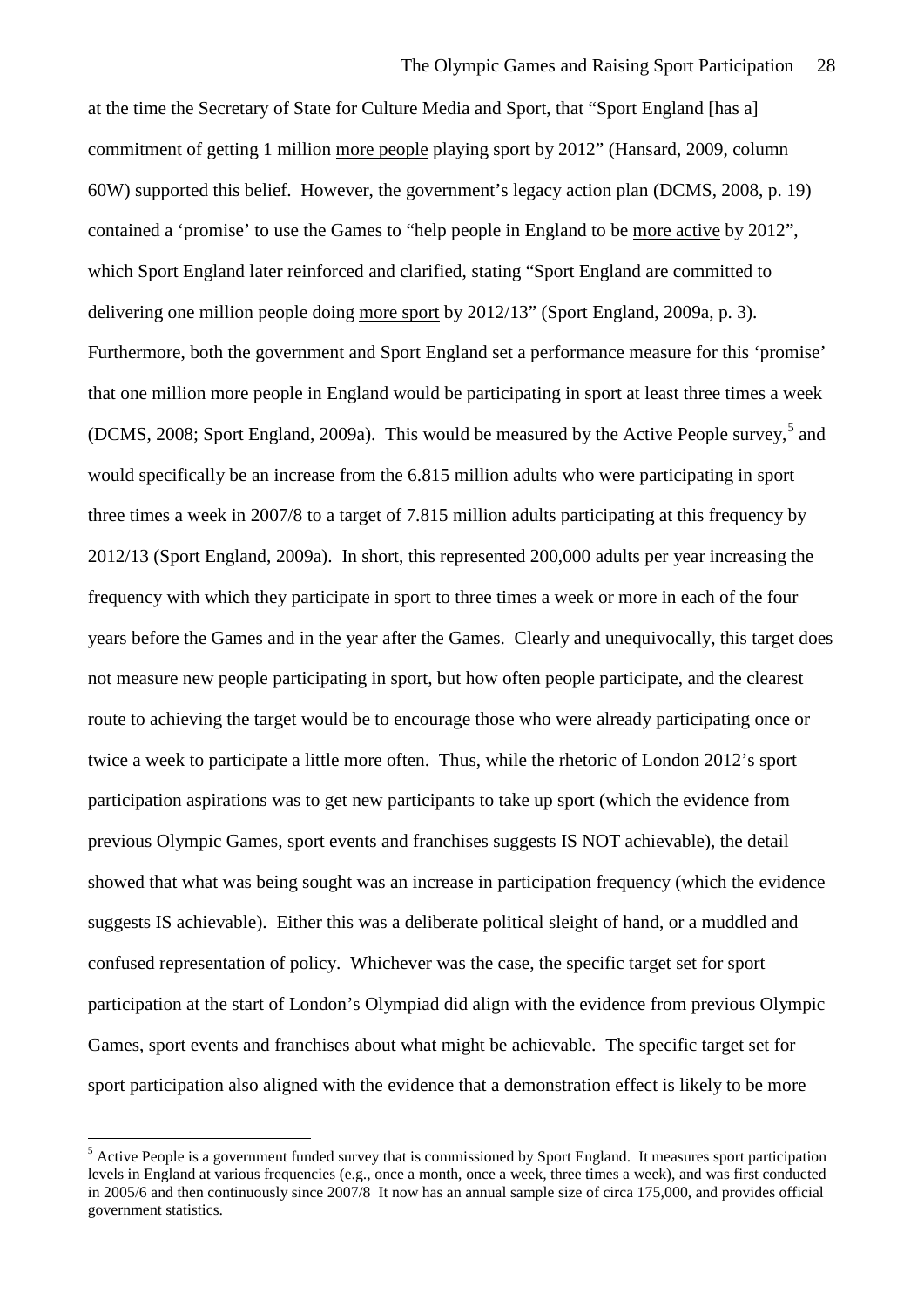at the time the Secretary of State for Culture Media and Sport, that “Sport England [has a] commitment of getting 1 million <u>more people</u> playing sport by 2012” (Hansard, 2009, column 60W) supported this belief. However, the government’s legacy action plan (DCMS, 2008, p. 19) contained a ‘promise’ to use the Games to “help people in England to be <u>more active</u> by 2012”, which Sport England later reinforced and clarified, stating “Sport England are committed to delivering one million people doing <u>more sport</u> by 2012/13” (Sport England, 2009a, p. 3). Furthermore, both the government and Sport England set a performance measure for this ‘promise’ that one million more people in England would be participating in sport at least three times a week (DCMS, 2008; Sport England, 2009a). This would be measured by the Active People survey,[5] and would specifically be an increase from the 6.815 million adults who were participating in sport three times a week in 2007/8 to a target of 7.815 million adults participating at this frequency by 2012/13 (Sport England, 2009a). In short, this represented 200,000 adults per year increasing the frequency with which they participate in sport to three times a week or more in each of the four years before the Games and in the year after the Games. Clearly and unequivocally, this target does not measure new people participating in sport, but how often people participate, and the clearest route to achieving the target would be to encourage those who were already participating once or twice a week to participate a little more often. Thus, while the rhetoric of London 2012’s sport participation aspirations was to get new participants to take up sport (which the evidence from previous Olympic Games, sport events and franchises suggests IS NOT achievable), the detail showed that what was being sought was an increase in participation frequency (which the evidence suggests IS achievable). Either this was a deliberate political sleight of hand, or a muddled and confused representation of policy. Whichever was the case, the specific target set for sport participation at the start of London’s Olympiad did align with the evidence from previous Olympic Games, sport events and franchises about what might be achievable. The specific target set for sport participation also aligned with the evidence that a demonstration effect is likely to be more

---

[5] Active People is a government funded survey that is commissioned by Sport England. It measures sport participation levels in England at various frequencies (e.g., once a month, once a week, three times a week), and was first conducted in 2005/6 and then continuously since 2007/8 It now has an annual sample size of circa 175,000, and provides official government statistics.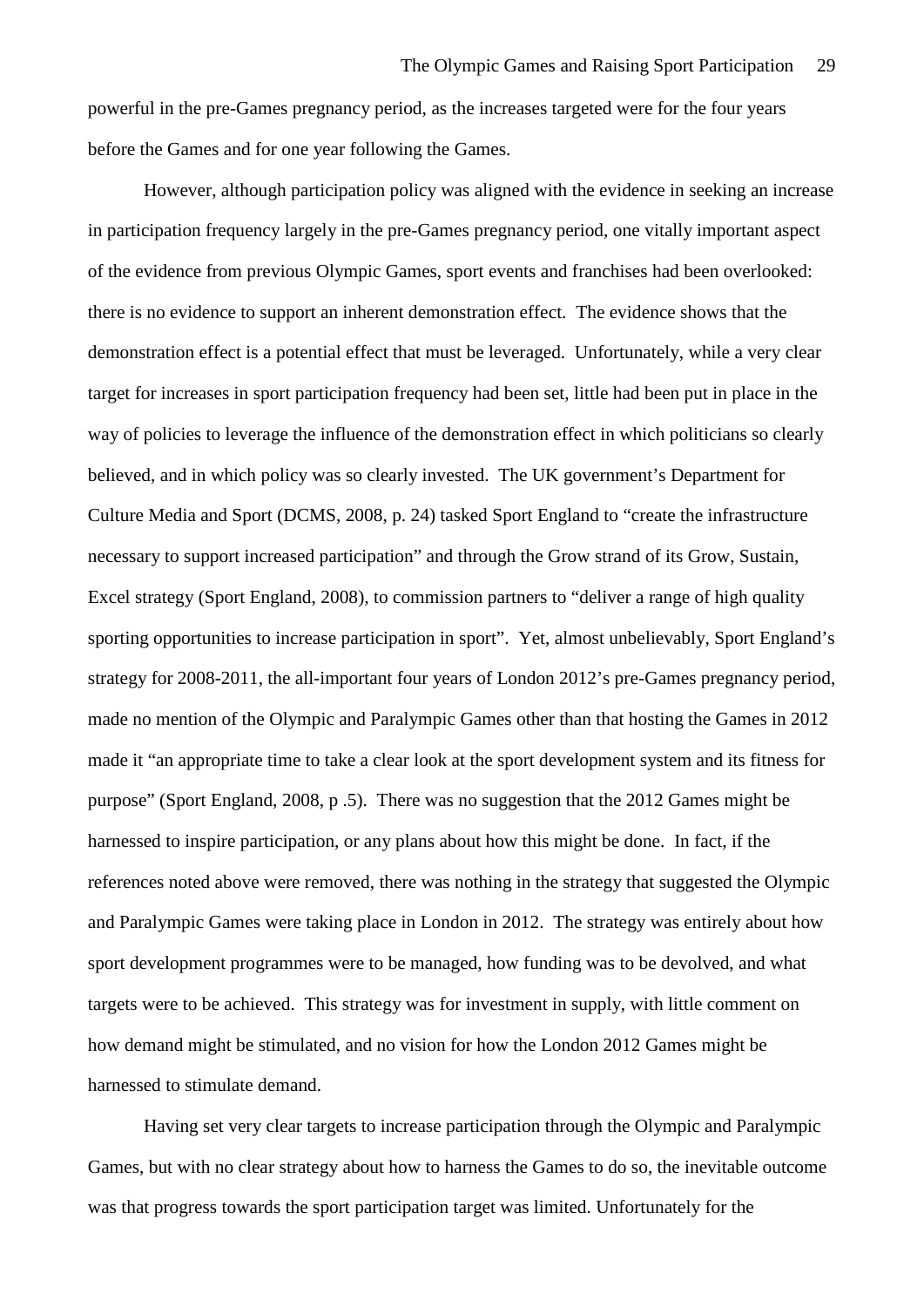powerful in the pre-Games pregnancy period, as the increases targeted were for the four years before the Games and for one year following the Games.

However, although participation policy was aligned with the evidence in seeking an increase in participation frequency largely in the pre-Games pregnancy period, one vitally important aspect of the evidence from previous Olympic Games, sport events and franchises had been overlooked: there is no evidence to support an inherent demonstration effect. The evidence shows that the demonstration effect is a potential effect that must be leveraged. Unfortunately, while a very clear target for increases in sport participation frequency had been set, little had been put in place in the way of policies to leverage the influence of the demonstration effect in which politicians so clearly believed, and in which policy was so clearly invested. The UK government's Department for Culture Media and Sport (DCMS, 2008, p. 24) tasked Sport England to "create the infrastructure necessary to support increased participation" and through the Grow strand of its Grow, Sustain, Excel strategy (Sport England, 2008), to commission partners to "deliver a range of high quality sporting opportunities to increase participation in sport". Yet, almost unbelievably, Sport England's strategy for 2008-2011, the all-important four years of London 2012's pre-Games pregnancy period, made no mention of the Olympic and Paralympic Games other than that hosting the Games in 2012 made it "an appropriate time to take a clear look at the sport development system and its fitness for purpose" (Sport England, 2008, p .5). There was no suggestion that the 2012 Games might be harnessed to inspire participation, or any plans about how this might be done. In fact, if the references noted above were removed, there was nothing in the strategy that suggested the Olympic and Paralympic Games were taking place in London in 2012. The strategy was entirely about how sport development programmes were to be managed, how funding was to be devolved, and what targets were to be achieved. This strategy was for investment in supply, with little comment on how demand might be stimulated, and no vision for how the London 2012 Games might be harnessed to stimulate demand.

Having set very clear targets to increase participation through the Olympic and Paralympic Games, but with no clear strategy about how to harness the Games to do so, the inevitable outcome was that progress towards the sport participation target was limited. Unfortunately for the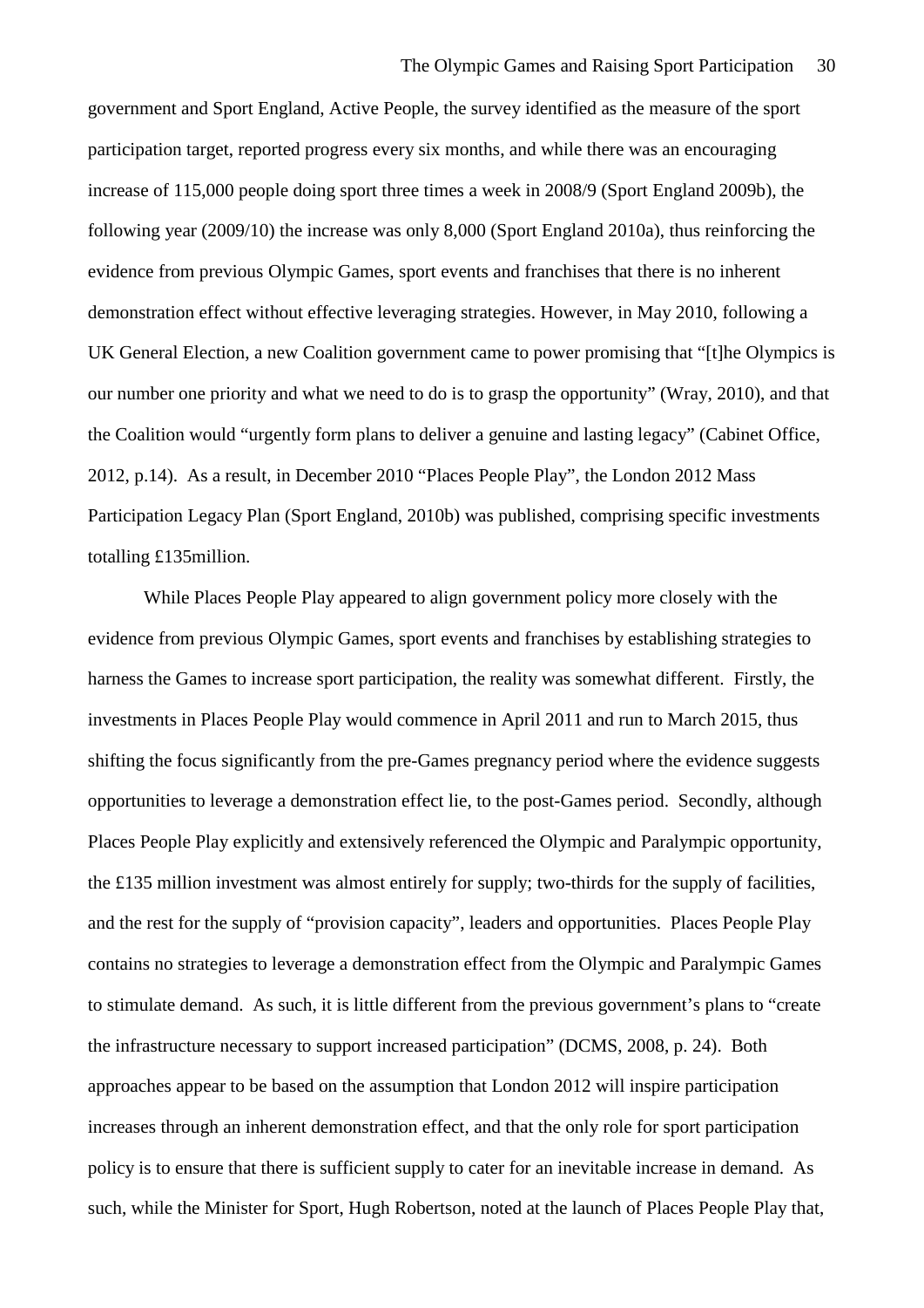government and Sport England, Active People, the survey identified as the measure of the sport participation target, reported progress every six months, and while there was an encouraging increase of 115,000 people doing sport three times a week in 2008/9 (Sport England 2009b), the following year (2009/10) the increase was only 8,000 (Sport England 2010a), thus reinforcing the evidence from previous Olympic Games, sport events and franchises that there is no inherent demonstration effect without effective leveraging strategies. However, in May 2010, following a UK General Election, a new Coalition government came to power promising that "[t]he Olympics is our number one priority and what we need to do is to grasp the opportunity" (Wray, 2010), and that the Coalition would "urgently form plans to deliver a genuine and lasting legacy" (Cabinet Office, 2012, p.14). As a result, in December 2010 "Places People Play", the London 2012 Mass Participation Legacy Plan (Sport England, 2010b) was published, comprising specific investments totalling £135million.

While Places People Play appeared to align government policy more closely with the evidence from previous Olympic Games, sport events and franchises by establishing strategies to harness the Games to increase sport participation, the reality was somewhat different. Firstly, the investments in Places People Play would commence in April 2011 and run to March 2015, thus shifting the focus significantly from the pre-Games pregnancy period where the evidence suggests opportunities to leverage a demonstration effect lie, to the post-Games period. Secondly, although Places People Play explicitly and extensively referenced the Olympic and Paralympic opportunity, the £135 million investment was almost entirely for supply; two-thirds for the supply of facilities, and the rest for the supply of "provision capacity", leaders and opportunities. Places People Play contains no strategies to leverage a demonstration effect from the Olympic and Paralympic Games to stimulate demand. As such, it is little different from the previous government's plans to "create the infrastructure necessary to support increased participation" (DCMS, 2008, p. 24). Both approaches appear to be based on the assumption that London 2012 will inspire participation increases through an inherent demonstration effect, and that the only role for sport participation policy is to ensure that there is sufficient supply to cater for an inevitable increase in demand. As such, while the Minister for Sport, Hugh Robertson, noted at the launch of Places People Play that,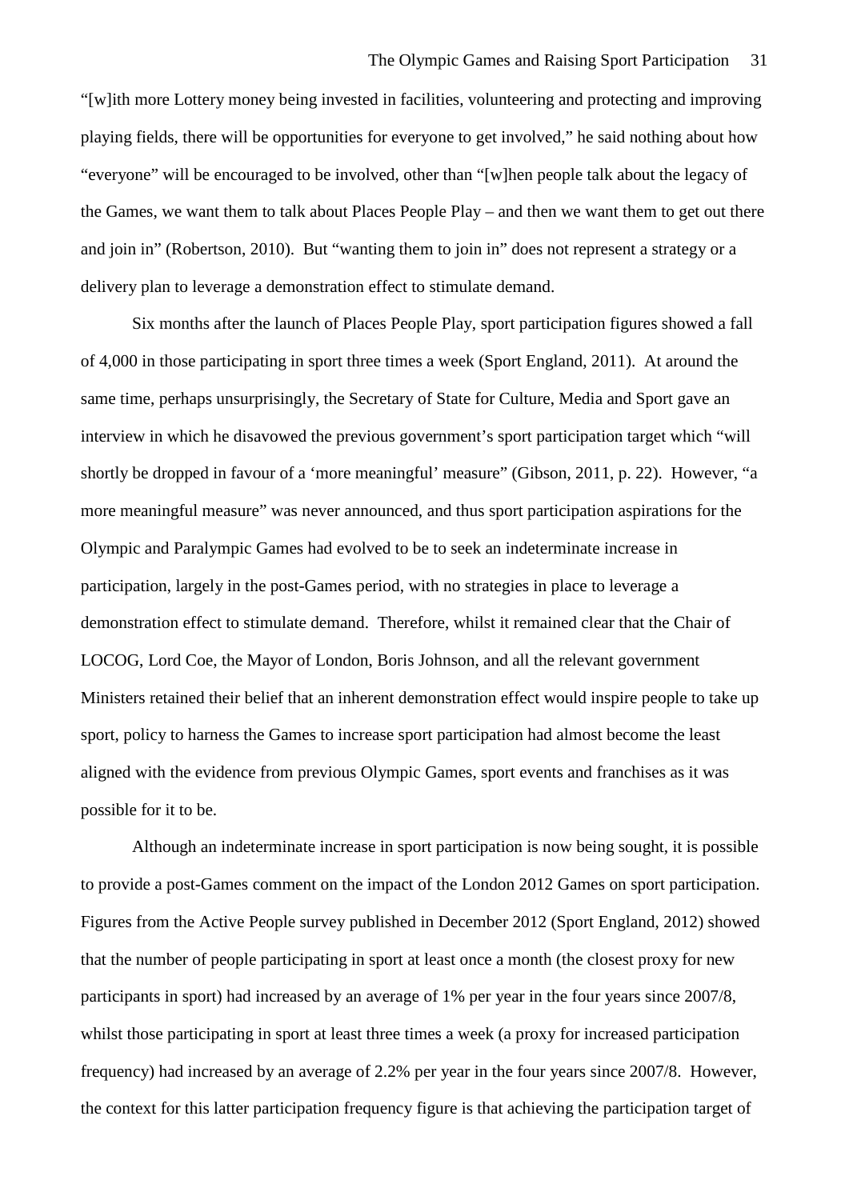"[w]ith more Lottery money being invested in facilities, volunteering and protecting and improving playing fields, there will be opportunities for everyone to get involved," he said nothing about how "everyone" will be encouraged to be involved, other than "[w]hen people talk about the legacy of the Games, we want them to talk about Places People Play – and then we want them to get out there and join in" (Robertson, 2010). But "wanting them to join in" does not represent a strategy or a delivery plan to leverage a demonstration effect to stimulate demand.

Six months after the launch of Places People Play, sport participation figures showed a fall of 4,000 in those participating in sport three times a week (Sport England, 2011). At around the same time, perhaps unsurprisingly, the Secretary of State for Culture, Media and Sport gave an interview in which he disavowed the previous government's sport participation target which "will shortly be dropped in favour of a 'more meaningful' measure" (Gibson, 2011, p. 22). However, "a more meaningful measure" was never announced, and thus sport participation aspirations for the Olympic and Paralympic Games had evolved to be to seek an indeterminate increase in participation, largely in the post-Games period, with no strategies in place to leverage a demonstration effect to stimulate demand. Therefore, whilst it remained clear that the Chair of LOCOG, Lord Coe, the Mayor of London, Boris Johnson, and all the relevant government Ministers retained their belief that an inherent demonstration effect would inspire people to take up sport, policy to harness the Games to increase sport participation had almost become the least aligned with the evidence from previous Olympic Games, sport events and franchises as it was possible for it to be.

Although an indeterminate increase in sport participation is now being sought, it is possible to provide a post-Games comment on the impact of the London 2012 Games on sport participation. Figures from the Active People survey published in December 2012 (Sport England, 2012) showed that the number of people participating in sport at least once a month (the closest proxy for new participants in sport) had increased by an average of 1% per year in the four years since 2007/8, whilst those participating in sport at least three times a week (a proxy for increased participation frequency) had increased by an average of 2.2% per year in the four years since 2007/8. However, the context for this latter participation frequency figure is that achieving the participation target of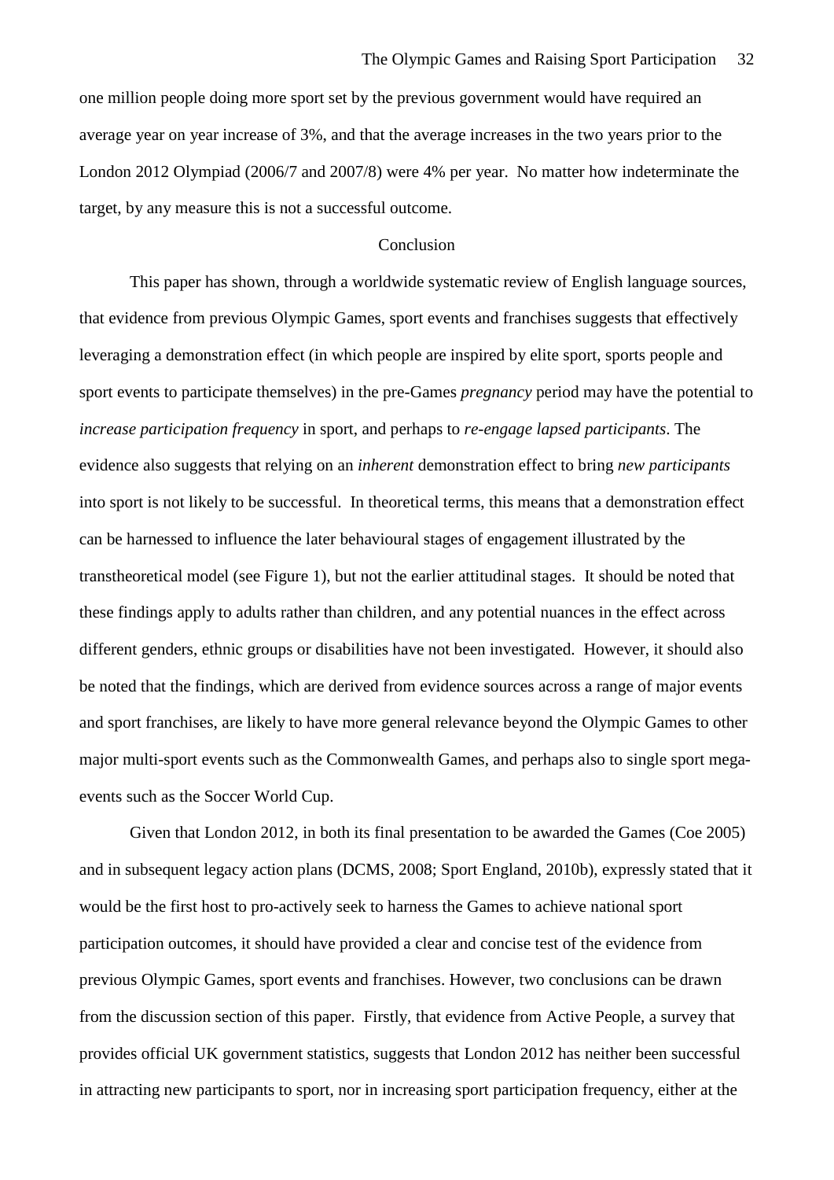one million people doing more sport set by the previous government would have required an average year on year increase of 3%, and that the average increases in the two years prior to the London 2012 Olympiad (2006/7 and 2007/8) were 4% per year. No matter how indeterminate the target, by any measure this is not a successful outcome.

## Conclusion

This paper has shown, through a worldwide systematic review of English language sources, that evidence from previous Olympic Games, sport events and franchises suggests that effectively leveraging a demonstration effect (in which people are inspired by elite sport, sports people and sport events to participate themselves) in the pre-Games *pregnancy* period may have the potential to *increase participation frequency* in sport, and perhaps to *re-engage lapsed participants*. The evidence also suggests that relying on an *inherent* demonstration effect to bring *new participants* into sport is not likely to be successful. In theoretical terms, this means that a demonstration effect can be harnessed to influence the later behavioural stages of engagement illustrated by the transtheoretical model (see Figure 1), but not the earlier attitudinal stages. It should be noted that these findings apply to adults rather than children, and any potential nuances in the effect across different genders, ethnic groups or disabilities have not been investigated. However, it should also be noted that the findings, which are derived from evidence sources across a range of major events and sport franchises, are likely to have more general relevance beyond the Olympic Games to other major multi-sport events such as the Commonwealth Games, and perhaps also to single sport mega-events such as the Soccer World Cup.

Given that London 2012, in both its final presentation to be awarded the Games (Coe 2005) and in subsequent legacy action plans (DCMS, 2008; Sport England, 2010b), expressly stated that it would be the first host to pro-actively seek to harness the Games to achieve national sport participation outcomes, it should have provided a clear and concise test of the evidence from previous Olympic Games, sport events and franchises. However, two conclusions can be drawn from the discussion section of this paper. Firstly, that evidence from Active People, a survey that provides official UK government statistics, suggests that London 2012 has neither been successful in attracting new participants to sport, nor in increasing sport participation frequency, either at the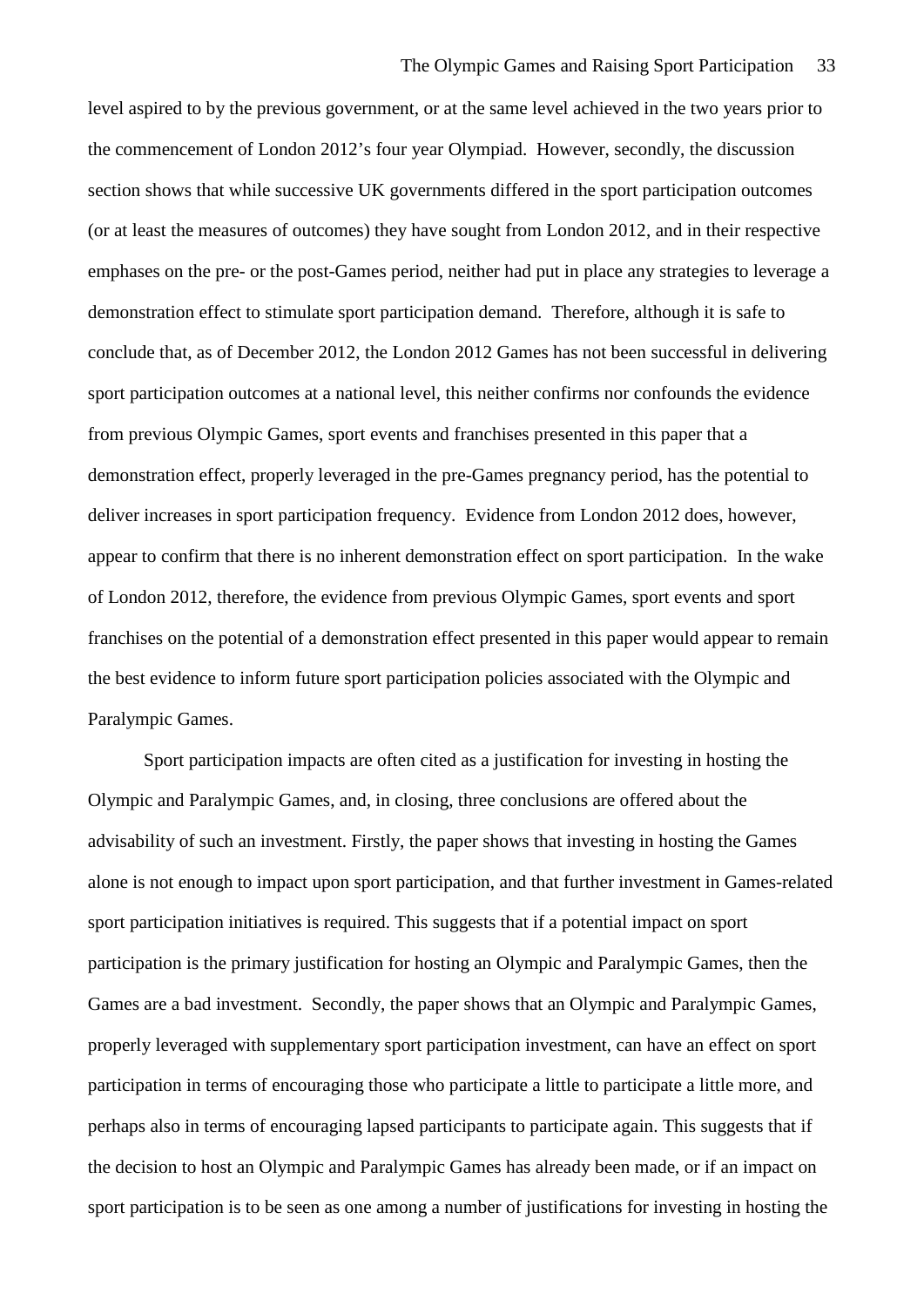level aspired to by the previous government, or at the same level achieved in the two years prior to the commencement of London 2012's four year Olympiad. However, secondly, the discussion section shows that while successive UK governments differed in the sport participation outcomes (or at least the measures of outcomes) they have sought from London 2012, and in their respective emphases on the pre- or the post-Games period, neither had put in place any strategies to leverage a demonstration effect to stimulate sport participation demand. Therefore, although it is safe to conclude that, as of December 2012, the London 2012 Games has not been successful in delivering sport participation outcomes at a national level, this neither confirms nor confounds the evidence from previous Olympic Games, sport events and franchises presented in this paper that a demonstration effect, properly leveraged in the pre-Games pregnancy period, has the potential to deliver increases in sport participation frequency. Evidence from London 2012 does, however, appear to confirm that there is no inherent demonstration effect on sport participation. In the wake of London 2012, therefore, the evidence from previous Olympic Games, sport events and sport franchises on the potential of a demonstration effect presented in this paper would appear to remain the best evidence to inform future sport participation policies associated with the Olympic and Paralympic Games.

Sport participation impacts are often cited as a justification for investing in hosting the Olympic and Paralympic Games, and, in closing, three conclusions are offered about the advisability of such an investment. Firstly, the paper shows that investing in hosting the Games alone is not enough to impact upon sport participation, and that further investment in Games-related sport participation initiatives is required. This suggests that if a potential impact on sport participation is the primary justification for hosting an Olympic and Paralympic Games, then the Games are a bad investment. Secondly, the paper shows that an Olympic and Paralympic Games, properly leveraged with supplementary sport participation investment, can have an effect on sport participation in terms of encouraging those who participate a little to participate a little more, and perhaps also in terms of encouraging lapsed participants to participate again. This suggests that if the decision to host an Olympic and Paralympic Games has already been made, or if an impact on sport participation is to be seen as one among a number of justifications for investing in hosting the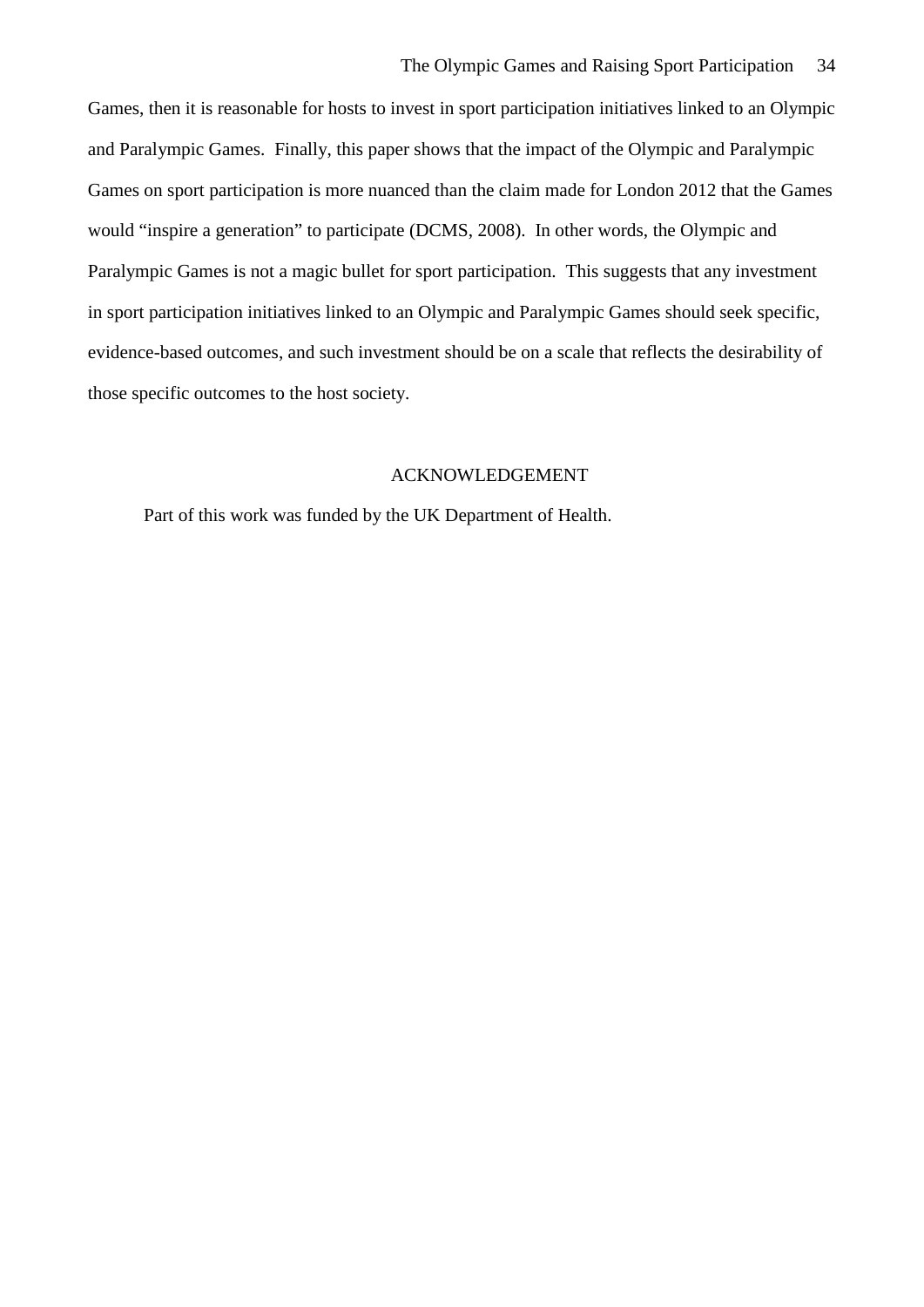Games, then it is reasonable for hosts to invest in sport participation initiatives linked to an Olympic and Paralympic Games. Finally, this paper shows that the impact of the Olympic and Paralympic Games on sport participation is more nuanced than the claim made for London 2012 that the Games would “inspire a generation” to participate (DCMS, 2008). In other words, the Olympic and Paralympic Games is not a magic bullet for sport participation. This suggests that any investment in sport participation initiatives linked to an Olympic and Paralympic Games should seek specific, evidence-based outcomes, and such investment should be on a scale that reflects the desirability of those specific outcomes to the host society.

## ACKNOWLEDGEMENT

Part of this work was funded by the UK Department of Health.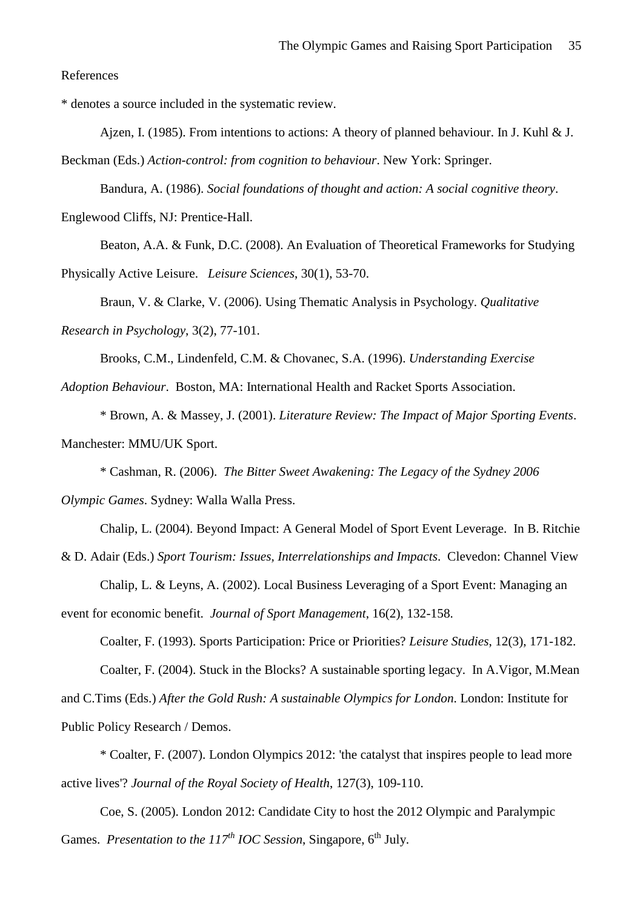References

* denotes a source included in the systematic review.

Ajzen, I. (1985). From intentions to actions: A theory of planned behaviour. In J. Kuhl & J. Beckman (Eds.) *Action-control: from cognition to behaviour*. New York: Springer.

Bandura, A. (1986). *Social foundations of thought and action: A social cognitive theory*. Englewood Cliffs, NJ: Prentice-Hall.

Beaton, A.A. & Funk, D.C. (2008). An Evaluation of Theoretical Frameworks for Studying Physically Active Leisure. *Leisure Sciences*, 30(1), 53-70.

Braun, V. & Clarke, V. (2006). Using Thematic Analysis in Psychology. *Qualitative Research in Psychology*, 3(2), 77-101.

Brooks, C.M., Lindenfeld, C.M. & Chovanec, S.A. (1996). *Understanding Exercise Adoption Behaviour*. Boston, MA: International Health and Racket Sports Association.

* Brown, A. & Massey, J. (2001). *Literature Review: The Impact of Major Sporting Events*. Manchester: MMU/UK Sport.

* Cashman, R. (2006). *The Bitter Sweet Awakening: The Legacy of the Sydney 2006 Olympic Games*. Sydney: Walla Walla Press.

Chalip, L. (2004). Beyond Impact: A General Model of Sport Event Leverage. In B. Ritchie & D. Adair (Eds.) *Sport Tourism: Issues, Interrelationships and Impacts*. Clevedon: Channel View

Chalip, L. & Leyns, A. (2002). Local Business Leveraging of a Sport Event: Managing an event for economic benefit. *Journal of Sport Management*, 16(2), 132-158.

Coalter, F. (1993). Sports Participation: Price or Priorities? *Leisure Studies*, 12(3), 171-182.

Coalter, F. (2004). Stuck in the Blocks? A sustainable sporting legacy. In A.Vigor, M.Mean and C.Tims (Eds.) *After the Gold Rush: A sustainable Olympics for London*. London: Institute for Public Policy Research / Demos.

* Coalter, F. (2007). London Olympics 2012: 'the catalyst that inspires people to lead more active lives'? *Journal of the Royal Society of Health*, 127(3), 109-110.

Coe, S. (2005). London 2012: Candidate City to host the 2012 Olympic and Paralympic Games. *Presentation to the 117th IOC Session*, Singapore, 6th July.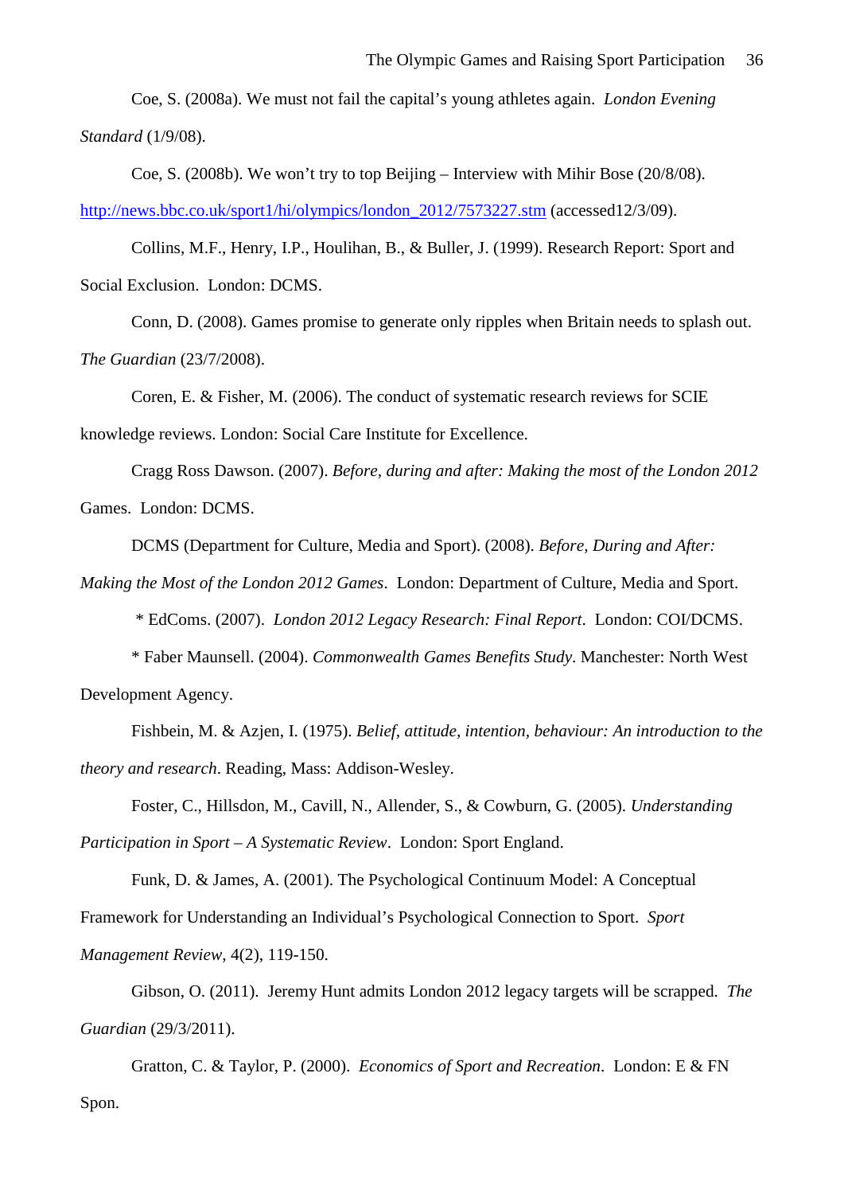Coe, S. (2008a). We must not fail the capital's young athletes again. *London Evening Standard* (1/9/08).

Coe, S. (2008b). We won't try to top Beijing – Interview with Mihir Bose (20/8/08). http://news.bbc.co.uk/sport1/hi/olympics/london_2012/7573227.stm (accessed12/3/09).

Collins, M.F., Henry, I.P., Houlihan, B., & Buller, J. (1999). Research Report: Sport and Social Exclusion. London: DCMS.

Conn, D. (2008). Games promise to generate only ripples when Britain needs to splash out. *The Guardian* (23/7/2008).

Coren, E. & Fisher, M. (2006). The conduct of systematic research reviews for SCIE knowledge reviews. London: Social Care Institute for Excellence.

Cragg Ross Dawson. (2007). *Before, during and after: Making the most of the London 2012* Games. London: DCMS.

DCMS (Department for Culture, Media and Sport). (2008). *Before, During and After: Making the Most of the London 2012 Games*. London: Department of Culture, Media and Sport.

\* EdComs. (2007). *London 2012 Legacy Research: Final Report*. London: COI/DCMS.

\* Faber Maunsell. (2004). *Commonwealth Games Benefits Study*. Manchester: North West Development Agency.

Fishbein, M. & Azjen, I. (1975). *Belief, attitude, intention, behaviour: An introduction to the theory and research*. Reading, Mass: Addison-Wesley.

Foster, C., Hillsdon, M., Cavill, N., Allender, S., & Cowburn, G. (2005). *Understanding Participation in Sport – A Systematic Review*. London: Sport England.

Funk, D. & James, A. (2001). The Psychological Continuum Model: A Conceptual Framework for Understanding an Individual's Psychological Connection to Sport. *Sport Management Review*, 4(2), 119-150.

Gibson, O. (2011). Jeremy Hunt admits London 2012 legacy targets will be scrapped. *The Guardian* (29/3/2011).

Gratton, C. & Taylor, P. (2000). *Economics of Sport and Recreation*. London: E & FN Spon.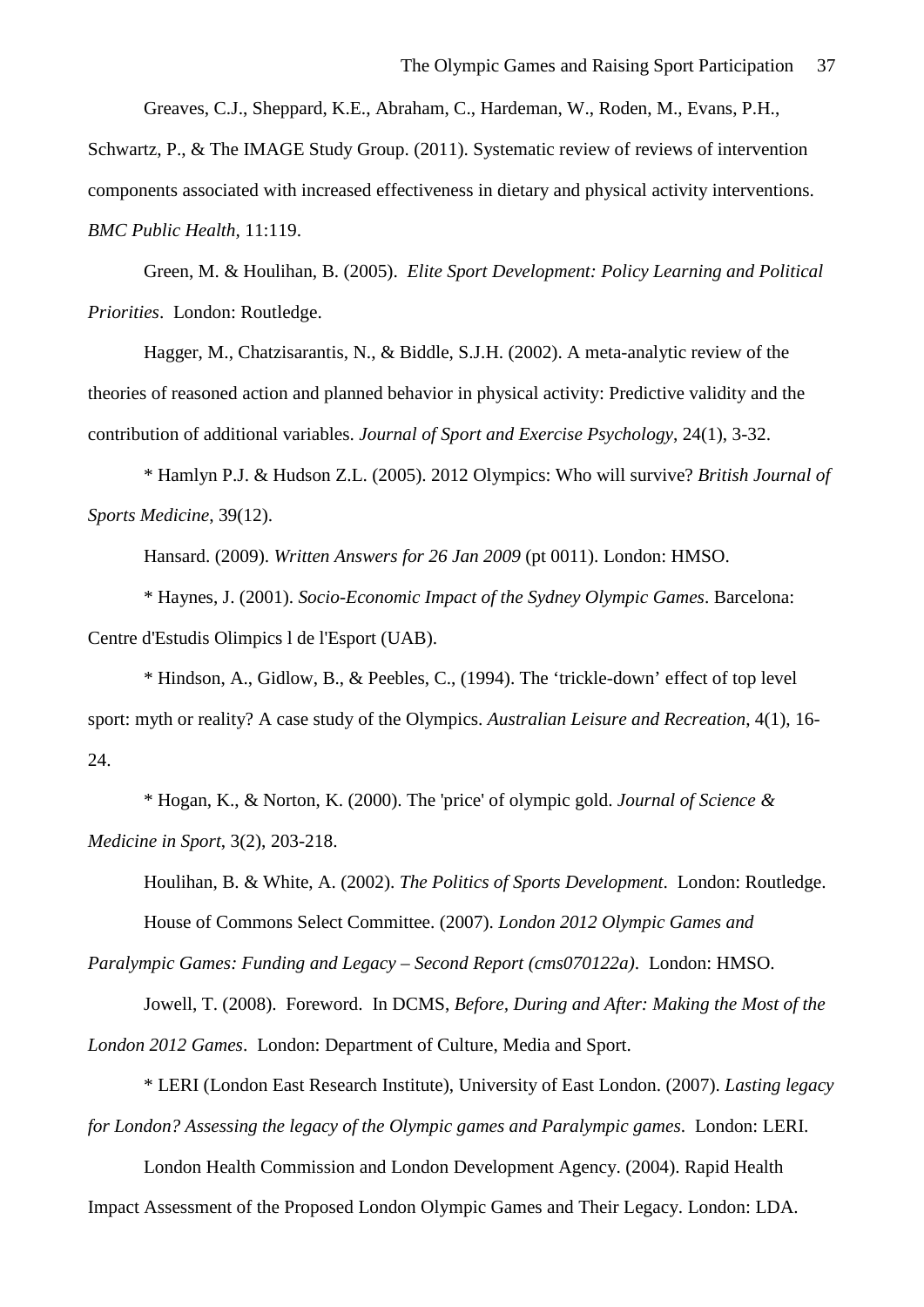Greaves, C.J., Sheppard, K.E., Abraham, C., Hardeman, W., Roden, M., Evans, P.H., Schwartz, P., & The IMAGE Study Group. (2011). Systematic review of reviews of intervention components associated with increased effectiveness in dietary and physical activity interventions. *BMC Public Health*, 11:119.

Green, M. & Houlihan, B. (2005). *Elite Sport Development: Policy Learning and Political Priorities*. London: Routledge.

Hagger, M., Chatzisarantis, N., & Biddle, S.J.H. (2002). A meta-analytic review of the theories of reasoned action and planned behavior in physical activity: Predictive validity and the contribution of additional variables. *Journal of Sport and Exercise Psychology*, 24(1), 3-32.

* Hamlyn P.J. & Hudson Z.L. (2005). 2012 Olympics: Who will survive? *British Journal of Sports Medicine*, 39(12).

Hansard. (2009). *Written Answers for 26 Jan 2009* (pt 0011). London: HMSO.

* Haynes, J. (2001). *Socio-Economic Impact of the Sydney Olympic Games*. Barcelona: Centre d'Estudis Olimpics l de l'Esport (UAB).

* Hindson, A., Gidlow, B., & Peebles, C., (1994). The 'trickle-down' effect of top level sport: myth or reality? A case study of the Olympics. *Australian Leisure and Recreation*, 4(1), 16-24.

* Hogan, K., & Norton, K. (2000). The 'price' of olympic gold. *Journal of Science & Medicine in Sport*, 3(2), 203-218.

Houlihan, B. & White, A. (2002). *The Politics of Sports Development*. London: Routledge.

House of Commons Select Committee. (2007). *London 2012 Olympic Games and Paralympic Games: Funding and Legacy – Second Report (cms070122a)*. London: HMSO.

Jowell, T. (2008). Foreword. In DCMS, *Before, During and After: Making the Most of the London 2012 Games*. London: Department of Culture, Media and Sport.

* LERI (London East Research Institute), University of East London. (2007). *Lasting legacy for London? Assessing the legacy of the Olympic games and Paralympic games*. London: LERI.

London Health Commission and London Development Agency. (2004). Rapid Health Impact Assessment of the Proposed London Olympic Games and Their Legacy. London: LDA.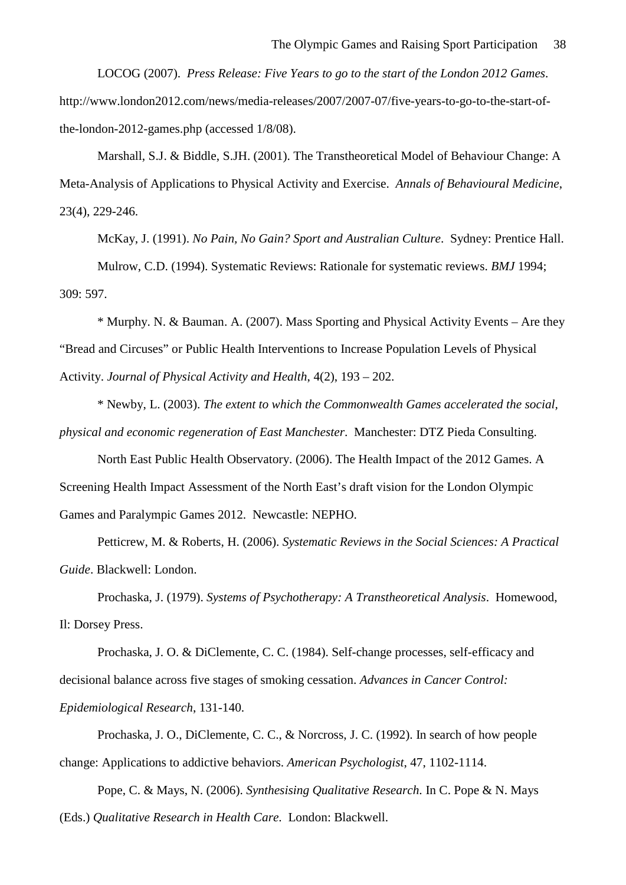LOCOG (2007). *Press Release: Five Years to go to the start of the London 2012 Games*. http://www.london2012.com/news/media-releases/2007/2007-07/five-years-to-go-to-the-start-of-the-london-2012-games.php (accessed 1/8/08).

Marshall, S.J. & Biddle, S.JH. (2001). The Transtheoretical Model of Behaviour Change: A Meta-Analysis of Applications to Physical Activity and Exercise. *Annals of Behavioural Medicine*, 23(4), 229-246.

McKay, J. (1991). *No Pain, No Gain? Sport and Australian Culture*. Sydney: Prentice Hall.

Mulrow, C.D. (1994). Systematic Reviews: Rationale for systematic reviews. *BMJ* 1994; 309: 597.

* Murphy. N. & Bauman. A. (2007). Mass Sporting and Physical Activity Events – Are they "Bread and Circuses" or Public Health Interventions to Increase Population Levels of Physical Activity. *Journal of Physical Activity and Health*, 4(2), 193 – 202.

* Newby, L. (2003). *The extent to which the Commonwealth Games accelerated the social, physical and economic regeneration of East Manchester*. Manchester: DTZ Pieda Consulting.

North East Public Health Observatory. (2006). The Health Impact of the 2012 Games. A Screening Health Impact Assessment of the North East's draft vision for the London Olympic Games and Paralympic Games 2012. Newcastle: NEPHO.

Petticrew, M. & Roberts, H. (2006). *Systematic Reviews in the Social Sciences: A Practical Guide*. Blackwell: London.

Prochaska, J. (1979). *Systems of Psychotherapy: A Transtheoretical Analysis*. Homewood, Il: Dorsey Press.

Prochaska, J. O. & DiClemente, C. C. (1984). Self-change processes, self-efficacy and decisional balance across five stages of smoking cessation. *Advances in Cancer Control: Epidemiological Research*, 131-140.

Prochaska, J. O., DiClemente, C. C., & Norcross, J. C. (1992). In search of how people change: Applications to addictive behaviors. *American Psychologist*, 47, 1102-1114.

Pope, C. & Mays, N. (2006). *Synthesising Qualitative Research*. In C. Pope & N. Mays (Eds.) *Qualitative Research in Health Care*. London: Blackwell.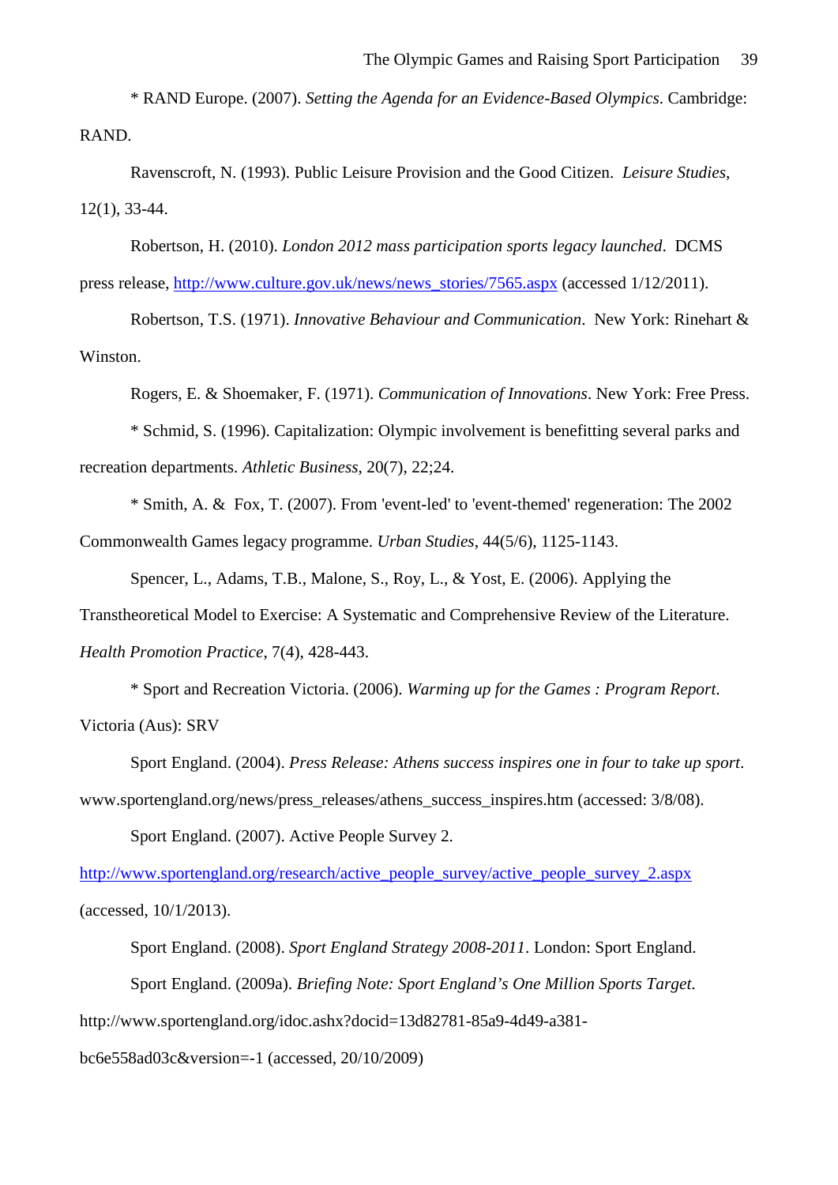* RAND Europe. (2007). *Setting the Agenda for an Evidence-Based Olympics*. Cambridge: RAND.

Ravenscroft, N. (1993). Public Leisure Provision and the Good Citizen. *Leisure Studies*, 12(1), 33-44.

Robertson, H. (2010). *London 2012 mass participation sports legacy launched*. DCMS press release, http://www.culture.gov.uk/news/news_stories/7565.aspx (accessed 1/12/2011).

Robertson, T.S. (1971). *Innovative Behaviour and Communication*. New York: Rinehart & Winston.

Rogers, E. & Shoemaker, F. (1971). *Communication of Innovations*. New York: Free Press.

* Schmid, S. (1996). Capitalization: Olympic involvement is benefitting several parks and recreation departments. *Athletic Business*, 20(7), 22;24.

* Smith, A. & Fox, T. (2007). From 'event-led' to 'event-themed' regeneration: The 2002 Commonwealth Games legacy programme. *Urban Studies*, 44(5/6), 1125-1143.

Spencer, L., Adams, T.B., Malone, S., Roy, L., & Yost, E. (2006). Applying the Transtheoretical Model to Exercise: A Systematic and Comprehensive Review of the Literature. *Health Promotion Practice*, 7(4), 428-443.

* Sport and Recreation Victoria. (2006). *Warming up for the Games : Program Report*. Victoria (Aus): SRV

Sport England. (2004). *Press Release: Athens success inspires one in four to take up sport*. www.sportengland.org/news/press_releases/athens_success_inspires.htm (accessed: 3/8/08).

Sport England. (2007). Active People Survey 2. http://www.sportengland.org/research/active_people_survey/active_people_survey_2.aspx (accessed, 10/1/2013).

Sport England. (2008). *Sport England Strategy 2008-2011*. London: Sport England.

Sport England. (2009a). *Briefing Note: Sport England's One Million Sports Target*. http://www.sportengland.org/idoc.ashx?docid=13d82781-85a9-4d49-a381-bc6e558ad03c&version=-1 (accessed, 20/10/2009)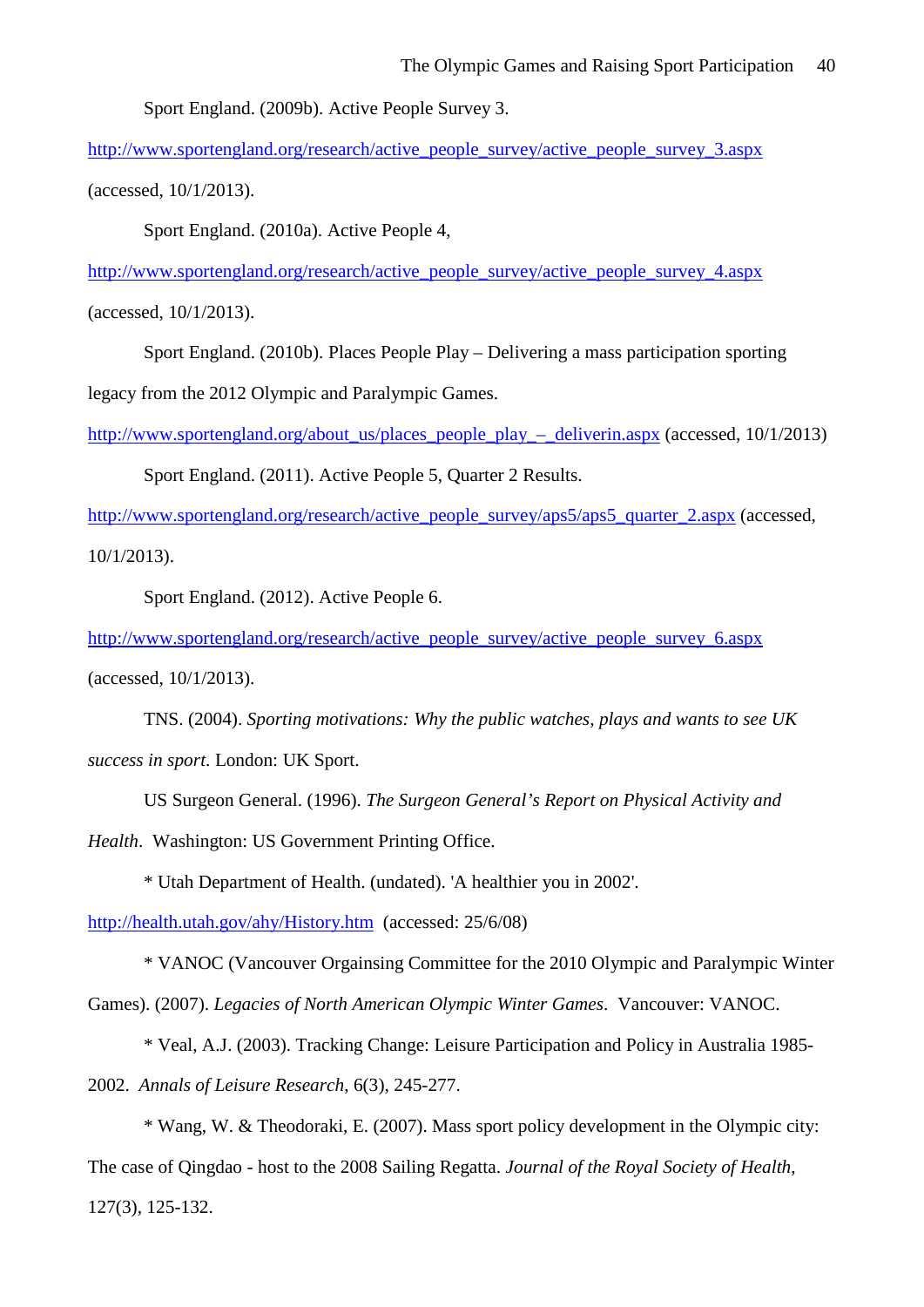Sport England. (2009b). Active People Survey 3. http://www.sportengland.org/research/active_people_survey/active_people_survey_3.aspx (accessed, 10/1/2013).

Sport England. (2010a). Active People 4, http://www.sportengland.org/research/active_people_survey/active_people_survey_4.aspx (accessed, 10/1/2013).

Sport England. (2010b). Places People Play – Delivering a mass participation sporting legacy from the 2012 Olympic and Paralympic Games. http://www.sportengland.org/about_us/places_people_play_–_deliverin.aspx (accessed, 10/1/2013)

Sport England. (2011). Active People 5, Quarter 2 Results. http://www.sportengland.org/research/active_people_survey/aps5/aps5_quarter_2.aspx (accessed, 10/1/2013).

Sport England. (2012). Active People 6. http://www.sportengland.org/research/active_people_survey/active_people_survey_6.aspx (accessed, 10/1/2013).

TNS. (2004). *Sporting motivations: Why the public watches, plays and wants to see UK success in sport*. London: UK Sport.

US Surgeon General. (1996). *The Surgeon General's Report on Physical Activity and Health*. Washington: US Government Printing Office.

* Utah Department of Health. (undated). 'A healthier you in 2002'. http://health.utah.gov/ahy/History.htm (accessed: 25/6/08)

* VANOC (Vancouver Orgainsing Committee for the 2010 Olympic and Paralympic Winter Games). (2007). *Legacies of North American Olympic Winter Games*. Vancouver: VANOC.

* Veal, A.J. (2003). Tracking Change: Leisure Participation and Policy in Australia 1985-2002. *Annals of Leisure Research*, 6(3), 245-277.

* Wang, W. & Theodoraki, E. (2007). Mass sport policy development in the Olympic city: The case of Qingdao - host to the 2008 Sailing Regatta. *Journal of the Royal Society of Health*, 127(3), 125-132.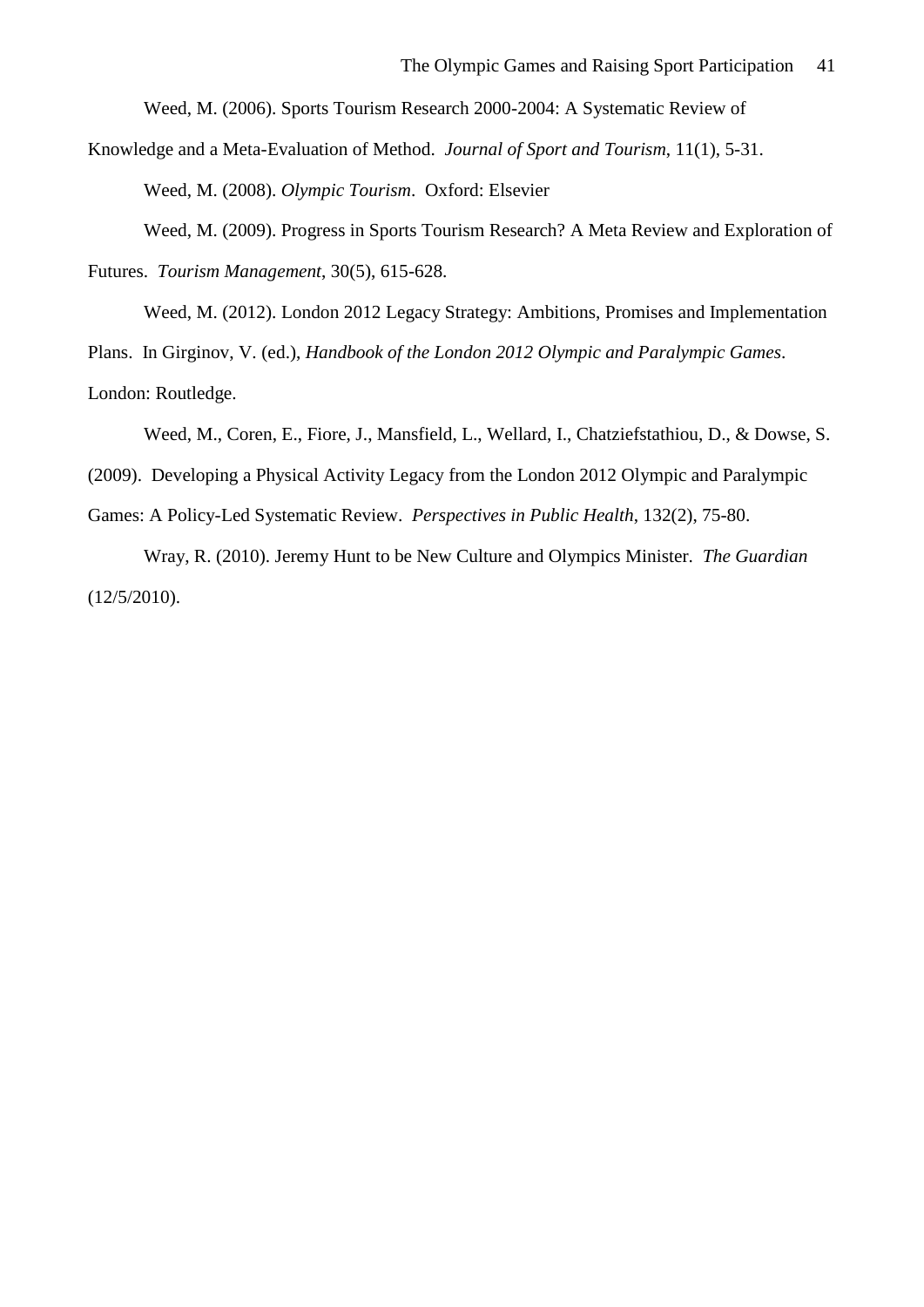Weed, M. (2006). Sports Tourism Research 2000-2004: A Systematic Review of Knowledge and a Meta-Evaluation of Method. *Journal of Sport and Tourism*, 11(1), 5-31.

Weed, M. (2008). *Olympic Tourism*. Oxford: Elsevier

Weed, M. (2009). Progress in Sports Tourism Research? A Meta Review and Exploration of Futures. *Tourism Management*, 30(5), 615-628.

Weed, M. (2012). London 2012 Legacy Strategy: Ambitions, Promises and Implementation Plans. In Girginov, V. (ed.), *Handbook of the London 2012 Olympic and Paralympic Games*. London: Routledge.

Weed, M., Coren, E., Fiore, J., Mansfield, L., Wellard, I., Chatziefstathiou, D., & Dowse, S. (2009). Developing a Physical Activity Legacy from the London 2012 Olympic and Paralympic Games: A Policy-Led Systematic Review. *Perspectives in Public Health*, 132(2), 75-80.

Wray, R. (2010). Jeremy Hunt to be New Culture and Olympics Minister. *The Guardian* (12/5/2010).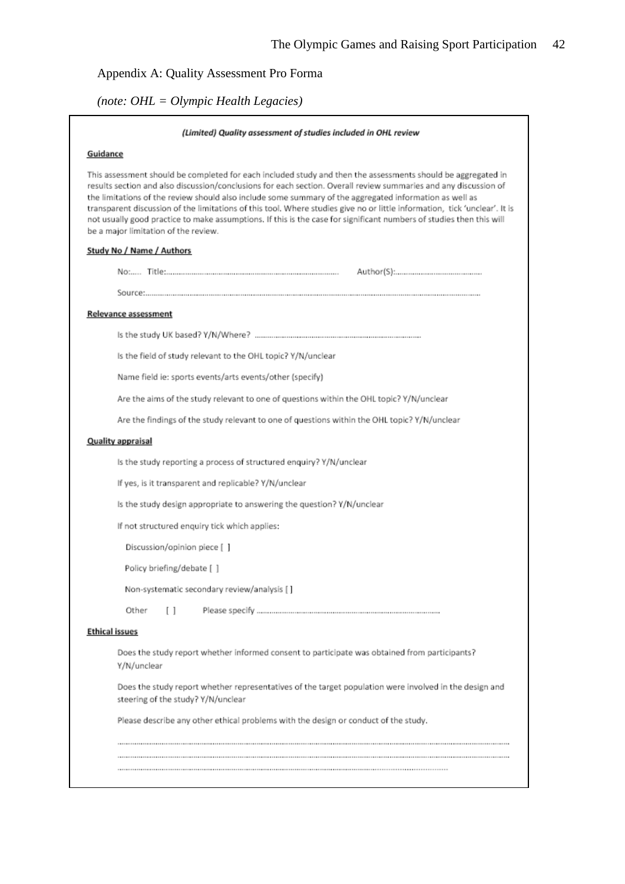Appendix A: Quality Assessment Pro Forma

*(note: OHL = Olympic Health Legacies)*

***(Limited) Quality assessment of studies included in OHL review***

**Guidance**

This assessment should be completed for each included study and then the assessments should be aggregated in results section and also discussion/conclusions for each section. Overall review summaries and any discussion of the limitations of the review should also include some summary of the aggregated information as well as transparent discussion of the limitations of this tool. Where studies give no or little information, tick 'unclear'. It is not usually good practice to make assumptions. If this is the case for significant numbers of studies then this will be a major limitation of the review.

**Study No / Name / Authors**

No:..... Title:................................................................................ Author(S):..........................................

Source:...........................................................................................................................................................

**Relevance assessment**

Is the study UK based? Y/N/Where? ..............................................................................

Is the field of study relevant to the OHL topic? Y/N/unclear

Name field ie: sports events/arts events/other (specify)

Are the aims of the study relevant to one of questions within the OHL topic? Y/N/unclear

Are the findings of the study relevant to one of questions within the OHL topic? Y/N/unclear

**Quality appraisal**

Is the study reporting a process of structured enquiry? Y/N/unclear

If yes, is it transparent and replicable? Y/N/unclear

Is the study design appropriate to answering the question? Y/N/unclear

If not structured enquiry tick which applies:

Discussion/opinion piece [ ]

Policy briefing/debate [ ]

Non-systematic secondary review/analysis [ ]

Other [ ] Please specify .....................................................................................

**Ethical issues**

Does the study report whether informed consent to participate was obtained from participants? Y/N/unclear

Does the study report whether representatives of the target population were involved in the design and steering of the study? Y/N/unclear

Please describe any other ethical problems with the design or conduct of the study.

...........................................................................................................................................................................

...........................................................................................................................................................................

..................................................................................................................................................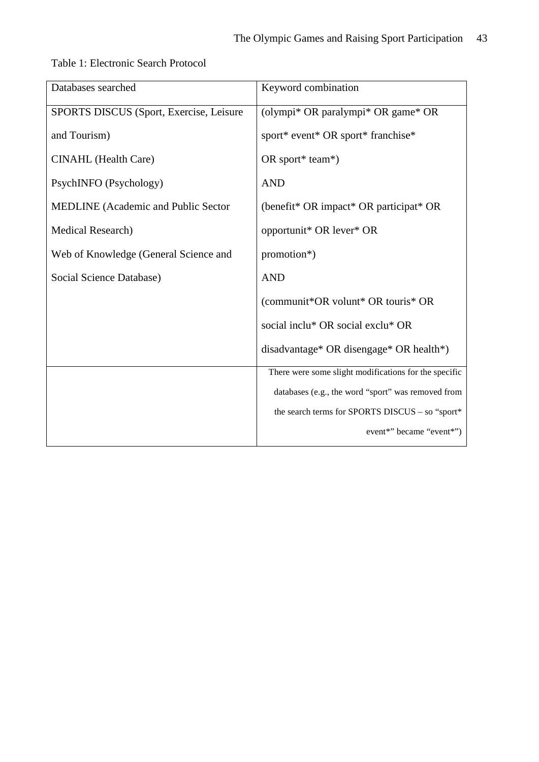Table 1: Electronic Search Protocol

| Databases searched | Keyword combination |
|---|---|
| SPORTS DISCUS (Sport, Exercise, Leisure and Tourism)<br>CINAHL (Health Care)<br>PsychINFO (Psychology)<br>MEDLINE (Academic and Public Sector Medical Research)<br>Web of Knowledge (General Science and Social Science Database) | (olympi* OR paralympi* OR game* OR sport* event* OR sport* franchise* OR sport* team*)<br>AND<br>(benefit* OR impact* OR participat* OR opportunit* OR lever* OR promotion*)<br>AND<br>(communit*OR volunt* OR touris* OR social inclu* OR social exclu* OR disadvantage* OR disengage* OR health*) |
| | There were some slight modifications for the specific databases (e.g., the word "sport" was removed from the search terms for SPORTS DISCUS – so "sport* event*" became "event*") |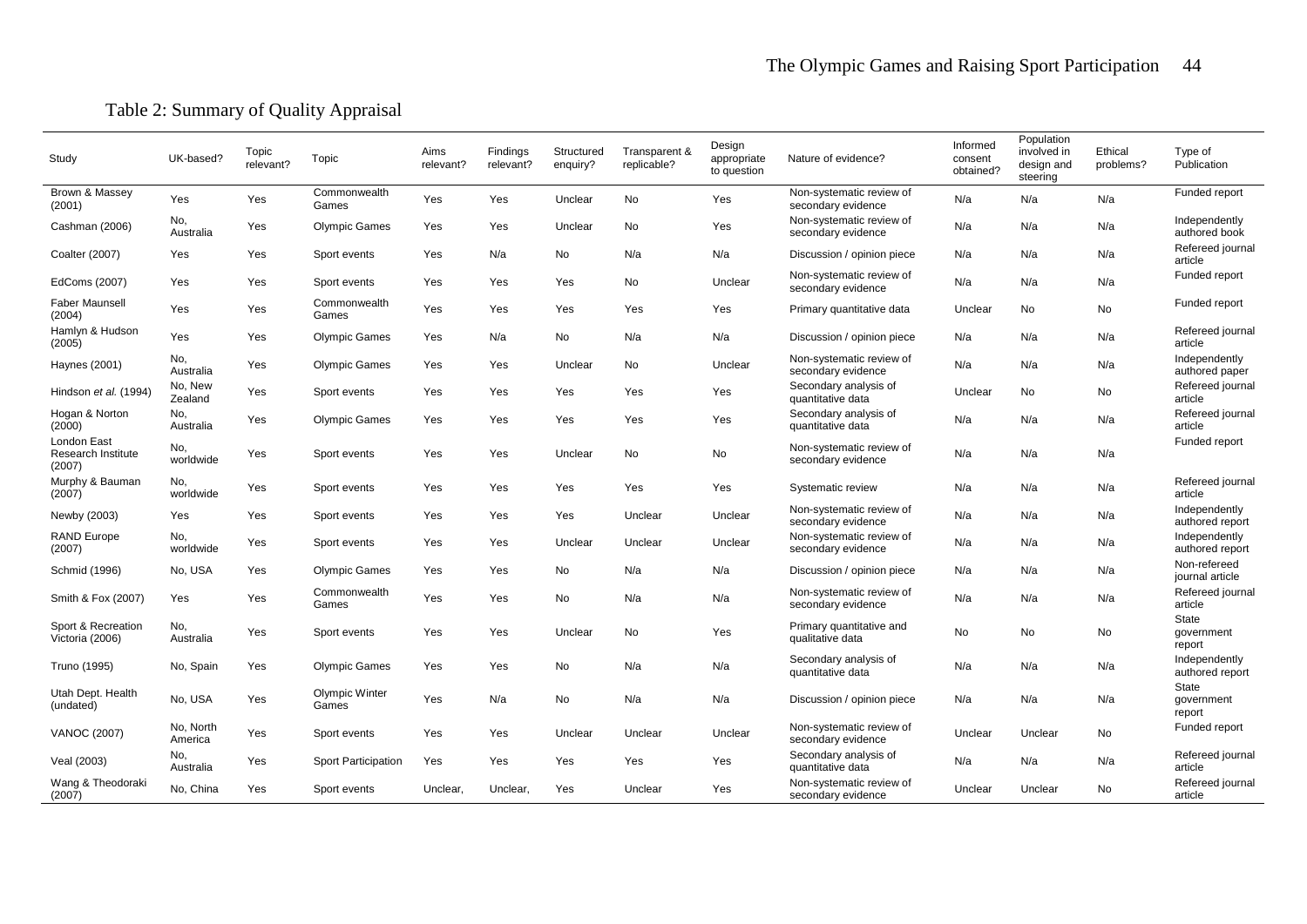Table 2: Summary of Quality Appraisal

| Study | UK-based? | Topic relevant? | Topic | Aims relevant? | Findings relevant? | Structured enquiry? | Transparent & replicable? | Design appropriate to question | Nature of evidence? | Informed consent obtained? | Population involved in design and steering | Ethical problems? | Type of Publication |
|---|---|---|---|---|---|---|---|---|---|---|---|---|---|
| Brown & Massey (2001) | Yes | Yes | Commonwealth Games | Yes | Yes | Unclear | No | Yes | Non-systematic review of secondary evidence | N/a | N/a | N/a | Funded report |
| Cashman (2006) | No, Australia | Yes | Olympic Games | Yes | Yes | Unclear | No | Yes | Non-systematic review of secondary evidence | N/a | N/a | N/a | Independently authored book |
| Coalter (2007) | Yes | Yes | Sport events | Yes | N/a | No | N/a | N/a | Discussion / opinion piece | N/a | N/a | N/a | Refereed journal article |
| EdComs (2007) | Yes | Yes | Sport events | Yes | Yes | Yes | No | Unclear | Non-systematic review of secondary evidence | N/a | N/a | N/a | Funded report |
| Faber Maunsell (2004) | Yes | Yes | Commonwealth Games | Yes | Yes | Yes | Yes | Yes | Primary quantitative data | Unclear | No | No | Funded report |
| Hamlyn & Hudson (2005) | Yes | Yes | Olympic Games | Yes | N/a | No | N/a | N/a | Discussion / opinion piece | N/a | N/a | N/a | Refereed journal article |
| Haynes (2001) | No, Australia | Yes | Olympic Games | Yes | Yes | Unclear | No | Unclear | Non-systematic review of secondary evidence | N/a | N/a | N/a | Independently authored paper |
| Hindson *et al.* (1994) | No, New Zealand | Yes | Sport events | Yes | Yes | Yes | Yes | Yes | Secondary analysis of quantitative data | Unclear | No | No | Refereed journal article |
| Hogan & Norton (2000) | No, Australia | Yes | Olympic Games | Yes | Yes | Yes | Yes | Yes | Secondary analysis of quantitative data | N/a | N/a | N/a | Refereed journal article |
| London East Research Institute (2007) | No, worldwide | Yes | Sport events | Yes | Yes | Unclear | No | No | Non-systematic review of secondary evidence | N/a | N/a | N/a | Funded report |
| Murphy & Bauman (2007) | No, worldwide | Yes | Sport events | Yes | Yes | Yes | Yes | Yes | Systematic review | N/a | N/a | N/a | Refereed journal article |
| Newby (2003) | Yes | Yes | Sport events | Yes | Yes | Yes | Unclear | Unclear | Non-systematic review of secondary evidence | N/a | N/a | N/a | Independently authored report |
| RAND Europe (2007) | No, worldwide | Yes | Sport events | Yes | Yes | Unclear | Unclear | Unclear | Non-systematic review of secondary evidence | N/a | N/a | N/a | Independently authored report |
| Schmid (1996) | No, USA | Yes | Olympic Games | Yes | Yes | No | N/a | N/a | Discussion / opinion piece | N/a | N/a | N/a | Non-refereed journal article |
| Smith & Fox (2007) | Yes | Yes | Commonwealth Games | Yes | Yes | No | N/a | N/a | Non-systematic review of secondary evidence | N/a | N/a | N/a | Refereed journal article |
| Sport & Recreation Victoria (2006) | No, Australia | Yes | Sport events | Yes | Yes | Unclear | No | Yes | Primary quantitative and qualitative data | No | No | No | State government report |
| Truno (1995) | No, Spain | Yes | Olympic Games | Yes | Yes | No | N/a | N/a | Secondary analysis of quantitative data | N/a | N/a | N/a | Independently authored report |
| Utah Dept. Health (undated) | No, USA | Yes | Olympic Winter Games | Yes | N/a | No | N/a | N/a | Discussion / opinion piece | N/a | N/a | N/a | State government report |
| VANOC (2007) | No, North America | Yes | Sport events | Yes | Yes | Unclear | Unclear | Unclear | Non-systematic review of secondary evidence | Unclear | Unclear | No | Funded report |
| Veal (2003) | No, Australia | Yes | Sport Participation | Yes | Yes | Yes | Yes | Yes | Secondary analysis of quantitative data | N/a | N/a | N/a | Refereed journal article |
| Wang & Theodoraki (2007) | No, China | Yes | Sport events | Unclear, | Unclear, | Yes | Unclear | Yes | Non-systematic review of secondary evidence | Unclear | Unclear | No | Refereed journal article |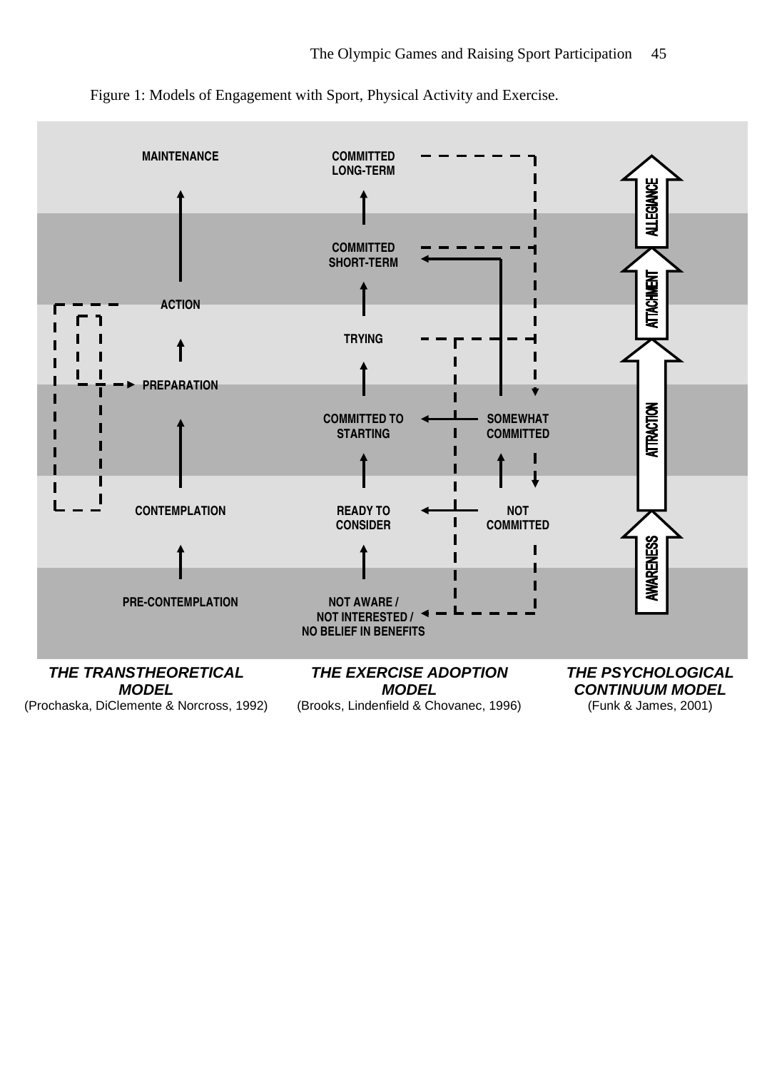Figure 1: Models of Engagement with Sport, Physical Activity and Exercise.

MAINTENANCE

ACTION

PREPARATION

CONTEMPLATION

PRE-CONTEMPLATION

COMMITTED LONG-TERM

COMMITTED SHORT-TERM

TRYING

COMMITTED TO STARTING

SOMEWHAT COMMITTED

READY TO CONSIDER

NOT COMMITTED

NOT AWARE / NOT INTERESTED / NO BELIEF IN BENEFITS

ALLEGIANCE

ATTACHMENT

ATTRACTION

AWARENESS

***THE TRANSTHEORETICAL MODEL***
(Prochaska, DiClemente & Norcross, 1992)

***THE EXERCISE ADOPTION MODEL***
(Brooks, Lindenfield & Chovanec, 1996)

***THE PSYCHOLOGICAL CONTINUUM MODEL***
(Funk & James, 2001)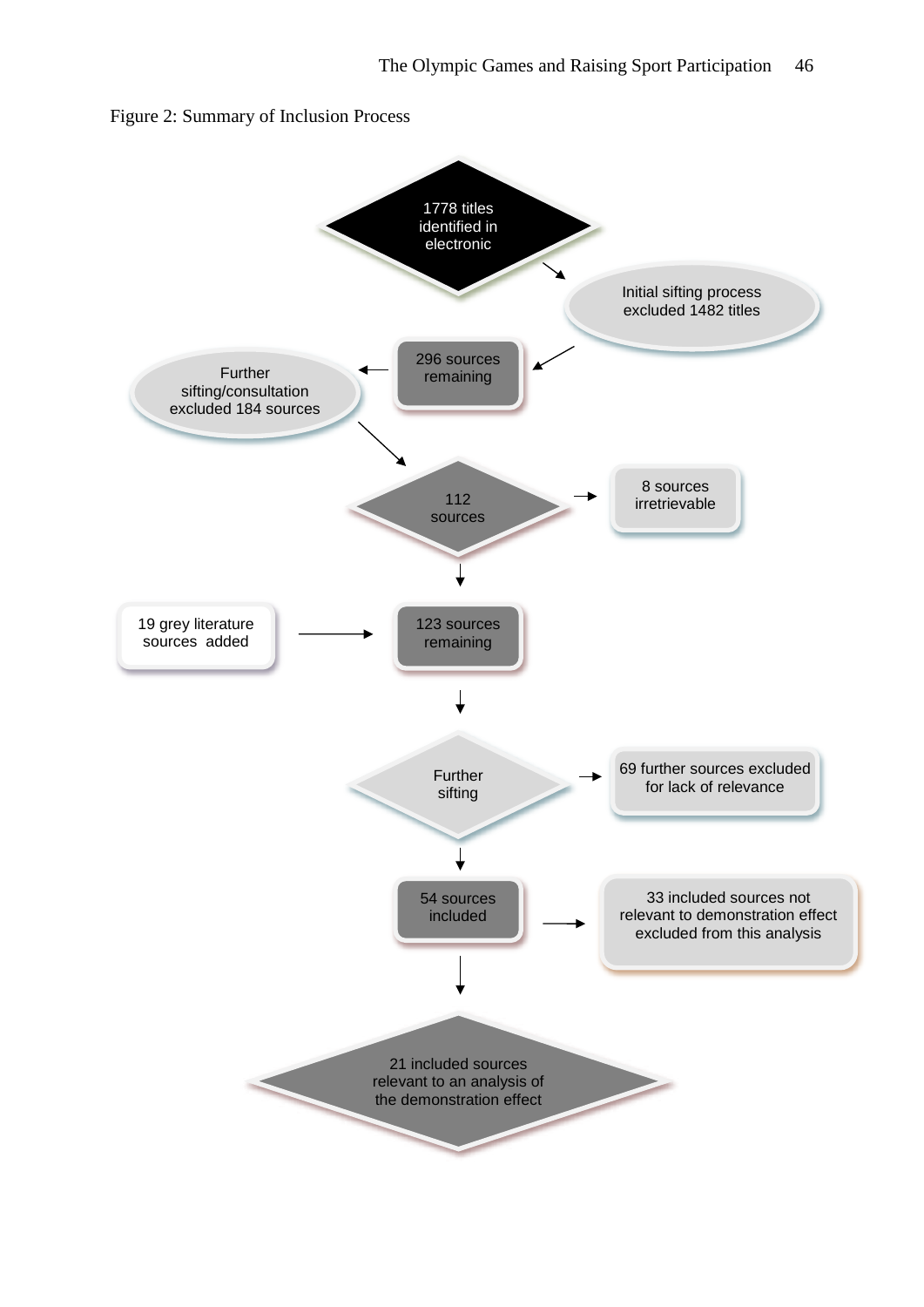Figure 2: Summary of Inclusion Process

1778 titles identified in electronic

Initial sifting process excluded 1482 titles

296 sources remaining

Further sifting/consultation excluded 184 sources

112 sources

8 sources irretrievable

19 grey literature sources added

123 sources remaining

Further sifting

69 further sources excluded for lack of relevance

54 sources included

33 included sources not relevant to demonstration effect excluded from this analysis

21 included sources relevant to an analysis of the demonstration effect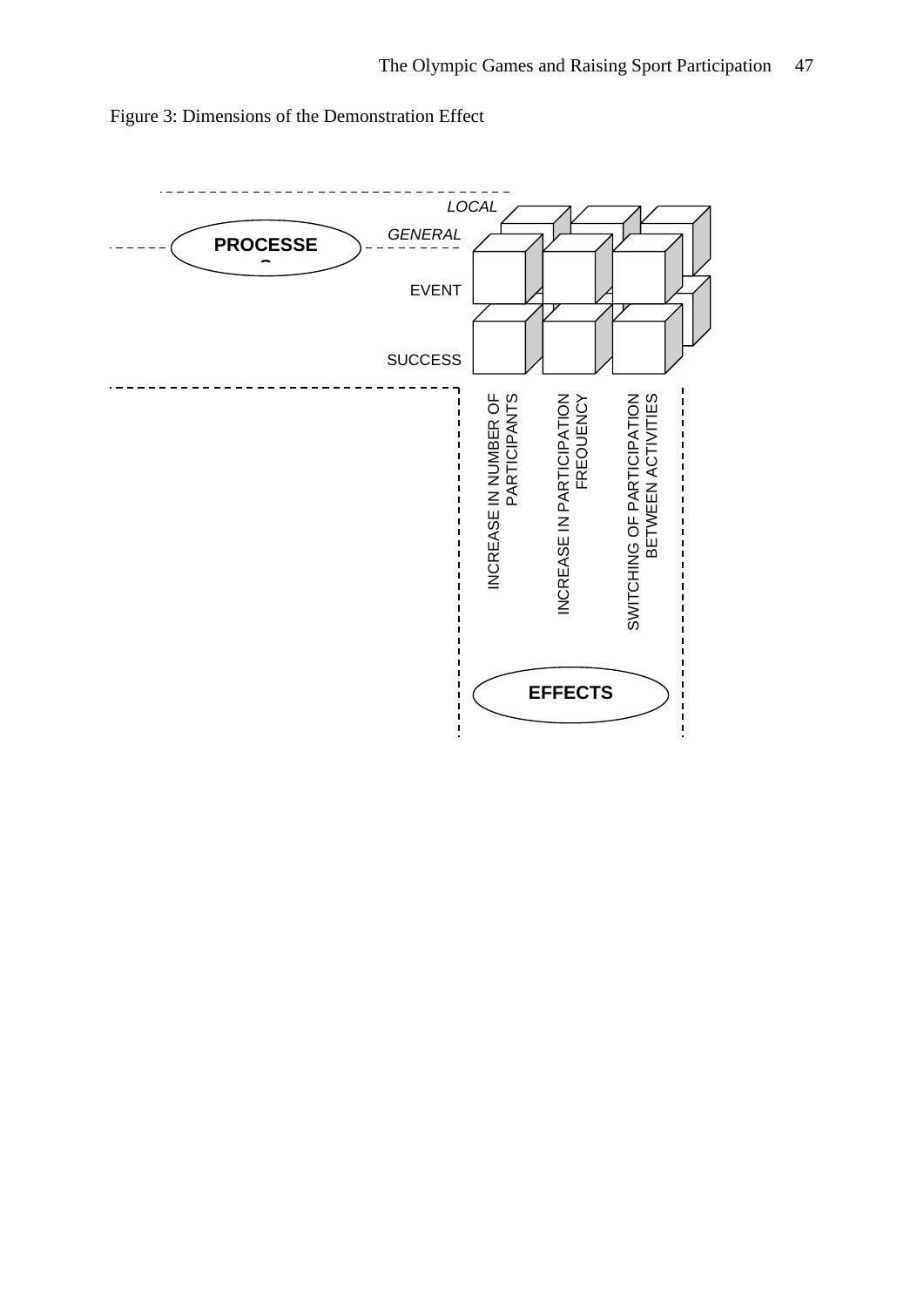Figure 3: Dimensions of the Demonstration Effect

PROCESSES

LOCAL

GENERAL

EVENT

SUCCESS

INCREASE IN NUMBER OF PARTICIPANTS

INCREASE IN PARTICIPATION FREQUENCY

SWITCHING OF PARTICIPATION BETWEEN ACTIVITIES

EFFECTS